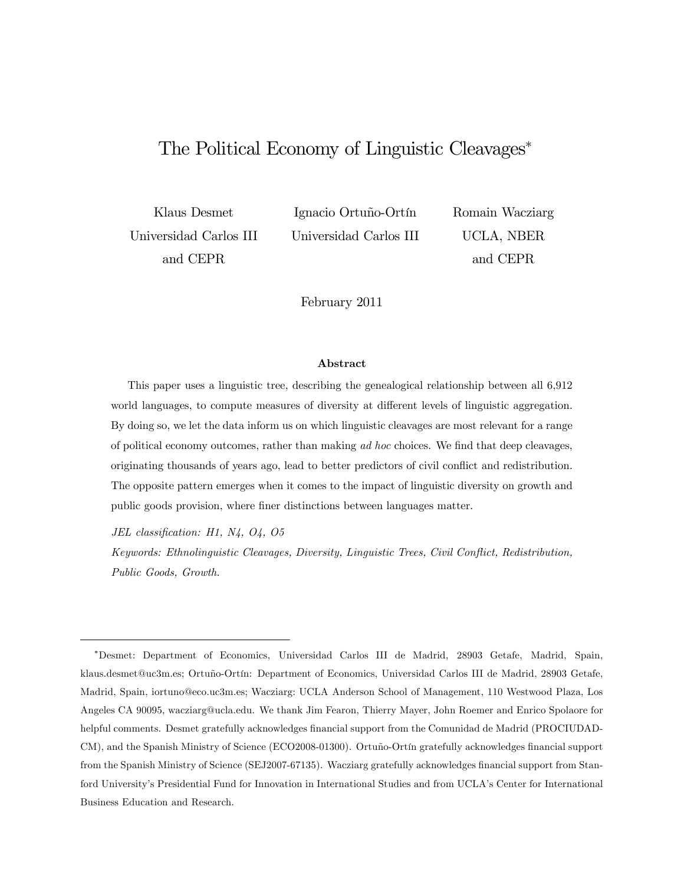# The Political Economy of Linguistic Cleavages*

Klaus Desmet
Universidad Carlos III
and CEPR

Ignacio Ortuño-Ortín
Universidad Carlos III

Romain Wacziarg
UCLA, NBER
and CEPR

February 2011

### Abstract

This paper uses a linguistic tree, describing the genealogical relationship between all 6,912 world languages, to compute measures of diversity at different levels of linguistic aggregation. By doing so, we let the data inform us on which linguistic cleavages are most relevant for a range of political economy outcomes, rather than making *ad hoc* choices. We find that deep cleavages, originating thousands of years ago, lead to better predictors of civil conflict and redistribution. The opposite pattern emerges when it comes to the impact of linguistic diversity on growth and public goods provision, where finer distinctions between languages matter.

*JEL classification: H1, N4, O4, O5*

*Keywords: Ethnolinguistic Cleavages, Diversity, Linguistic Trees, Civil Conflict, Redistribution, Public Goods, Growth.*

---

*Desmet: Department of Economics, Universidad Carlos III de Madrid, 28903 Getafe, Madrid, Spain, klaus.desmet@uc3m.es; Ortuño-Ortín: Department of Economics, Universidad Carlos III de Madrid, 28903 Getafe, Madrid, Spain, iortuno@eco.uc3m.es; Wacziarg: UCLA Anderson School of Management, 110 Westwood Plaza, Los Angeles CA 90095, wacziarg@ucla.edu. We thank Jim Fearon, Thierry Mayer, John Roemer and Enrico Spolaore for helpful comments. Desmet gratefully acknowledges financial support from the Comunidad de Madrid (PROCIUDAD-CM), and the Spanish Ministry of Science (ECO2008-01300). Ortuño-Ortín gratefully acknowledges financial support from the Spanish Ministry of Science (SEJ2007-67135). Wacziarg gratefully acknowledges financial support from Stanford University's Presidential Fund for Innovation in International Studies and from UCLA's Center for International Business Education and Research.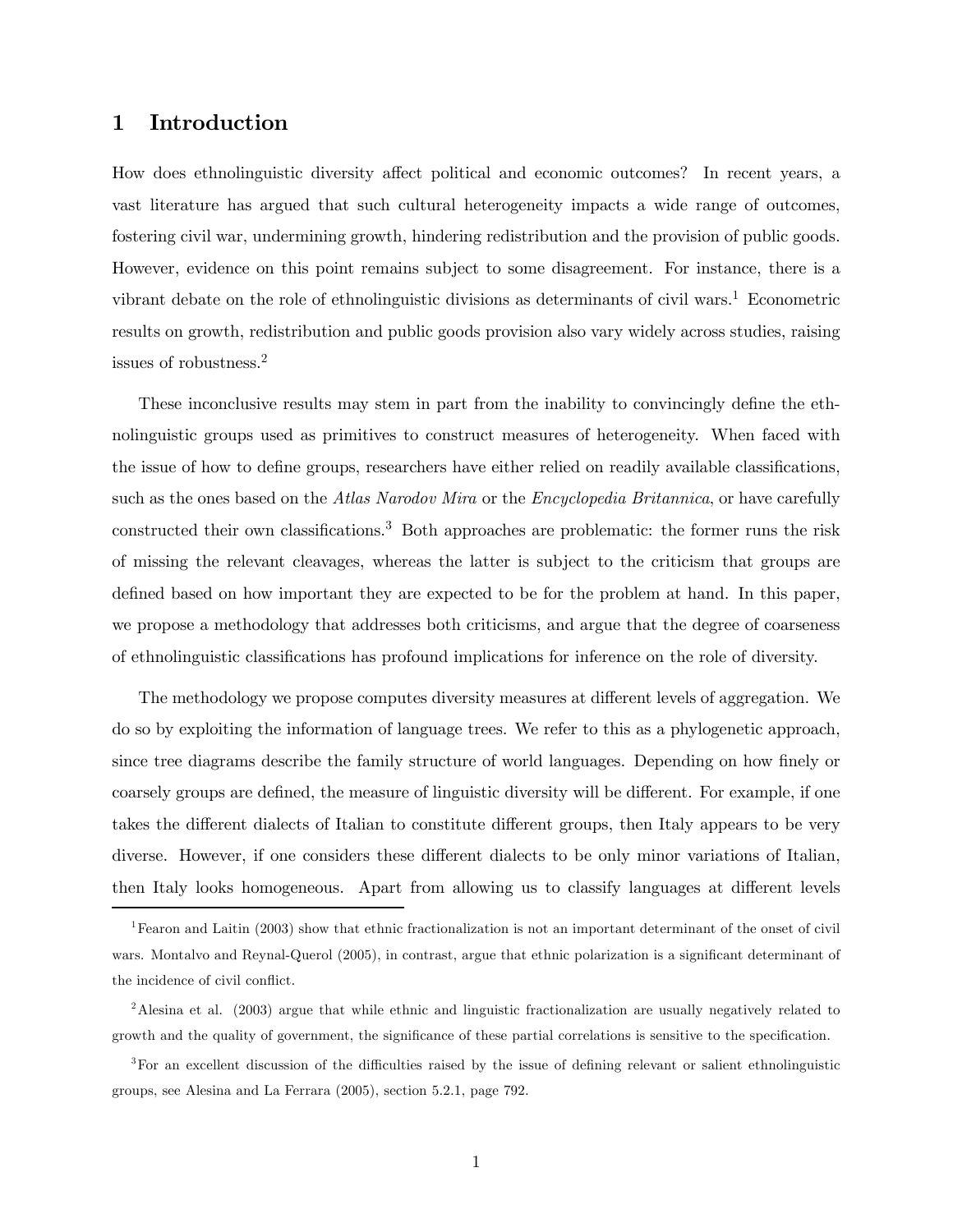# 1 Introduction

How does ethnolinguistic diversity affect political and economic outcomes? In recent years, a vast literature has argued that such cultural heterogeneity impacts a wide range of outcomes, fostering civil war, undermining growth, hindering redistribution and the provision of public goods. However, evidence on this point remains subject to some disagreement. For instance, there is a vibrant debate on the role of ethnolinguistic divisions as determinants of civil wars.[1] Econometric results on growth, redistribution and public goods provision also vary widely across studies, raising issues of robustness.[2]

These inconclusive results may stem in part from the inability to convincingly define the ethnolinguistic groups used as primitives to construct measures of heterogeneity. When faced with the issue of how to define groups, researchers have either relied on readily available classifications, such as the ones based on the *Atlas Narodov Mira* or the *Encyclopedia Britannica*, or have carefully constructed their own classifications.[3] Both approaches are problematic: the former runs the risk of missing the relevant cleavages, whereas the latter is subject to the criticism that groups are defined based on how important they are expected to be for the problem at hand. In this paper, we propose a methodology that addresses both criticisms, and argue that the degree of coarseness of ethnolinguistic classifications has profound implications for inference on the role of diversity.

The methodology we propose computes diversity measures at different levels of aggregation. We do so by exploiting the information of language trees. We refer to this as a phylogenetic approach, since tree diagrams describe the family structure of world languages. Depending on how finely or coarsely groups are defined, the measure of linguistic diversity will be different. For example, if one takes the different dialects of Italian to constitute different groups, then Italy appears to be very diverse. However, if one considers these different dialects to be only minor variations of Italian, then Italy looks homogeneous. Apart from allowing us to classify languages at different levels

[1] Fearon and Laitin (2003) show that ethnic fractionalization is not an important determinant of the onset of civil wars. Montalvo and Reynal-Querol (2005), in contrast, argue that ethnic polarization is a significant determinant of the incidence of civil conflict.

[2] Alesina et al. (2003) argue that while ethnic and linguistic fractionalization are usually negatively related to growth and the quality of government, the significance of these partial correlations is sensitive to the specification.

[3] For an excellent discussion of the difficulties raised by the issue of defining relevant or salient ethnolinguistic groups, see Alesina and La Ferrara (2005), section 5.2.1, page 792.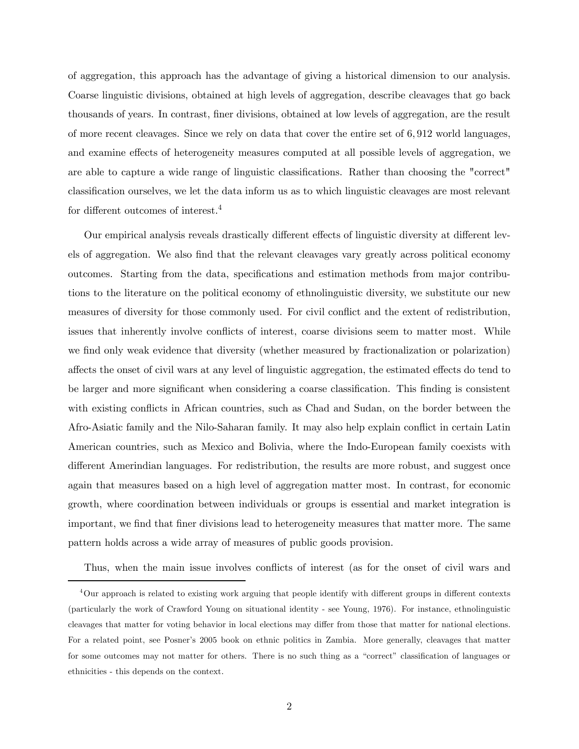of aggregation, this approach has the advantage of giving a historical dimension to our analysis. Coarse linguistic divisions, obtained at high levels of aggregation, describe cleavages that go back thousands of years. In contrast, finer divisions, obtained at low levels of aggregation, are the result of more recent cleavages. Since we rely on data that cover the entire set of 6,912 world languages, and examine effects of heterogeneity measures computed at all possible levels of aggregation, we are able to capture a wide range of linguistic classifications. Rather than choosing the "correct" classification ourselves, we let the data inform us as to which linguistic cleavages are most relevant for different outcomes of interest.[4]

Our empirical analysis reveals drastically different effects of linguistic diversity at different levels of aggregation. We also find that the relevant cleavages vary greatly across political economy outcomes. Starting from the data, specifications and estimation methods from major contributions to the literature on the political economy of ethnolinguistic diversity, we substitute our new measures of diversity for those commonly used. For civil conflict and the extent of redistribution, issues that inherently involve conflicts of interest, coarse divisions seem to matter most. While we find only weak evidence that diversity (whether measured by fractionalization or polarization) affects the onset of civil wars at any level of linguistic aggregation, the estimated effects do tend to be larger and more significant when considering a coarse classification. This finding is consistent with existing conflicts in African countries, such as Chad and Sudan, on the border between the Afro-Asiatic family and the Nilo-Saharan family. It may also help explain conflict in certain Latin American countries, such as Mexico and Bolivia, where the Indo-European family coexists with different Amerindian languages. For redistribution, the results are more robust, and suggest once again that measures based on a high level of aggregation matter most. In contrast, for economic growth, where coordination between individuals or groups is essential and market integration is important, we find that finer divisions lead to heterogeneity measures that matter more. The same pattern holds across a wide array of measures of public goods provision.

Thus, when the main issue involves conflicts of interest (as for the onset of civil wars and

[4] Our approach is related to existing work arguing that people identify with different groups in different contexts (particularly the work of Crawford Young on situational identity - see Young, 1976). For instance, ethnolinguistic cleavages that matter for voting behavior in local elections may differ from those that matter for national elections. For a related point, see Posner's 2005 book on ethnic politics in Zambia. More generally, cleavages that matter for some outcomes may not matter for others. There is no such thing as a "correct" classification of languages or ethnicities - this depends on the context.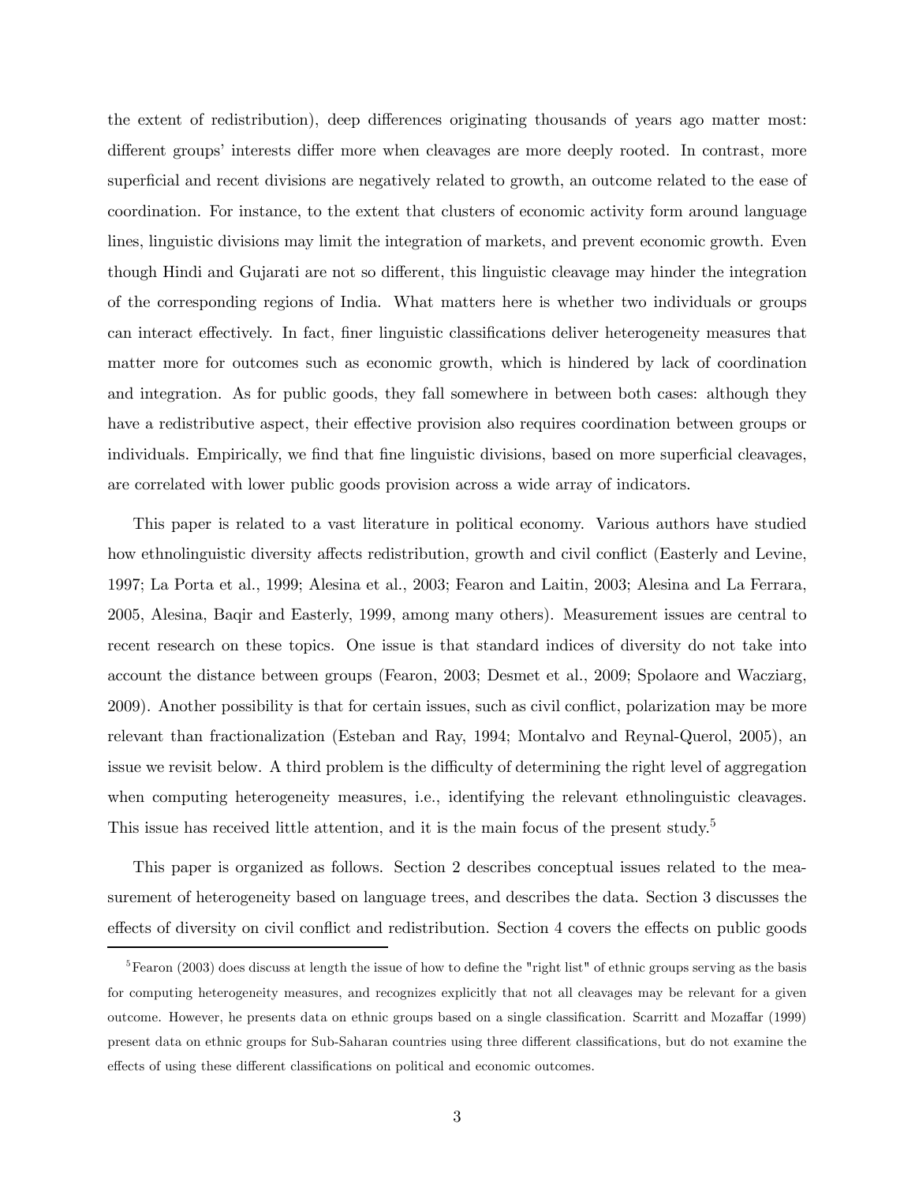the extent of redistribution), deep differences originating thousands of years ago matter most: different groups' interests differ more when cleavages are more deeply rooted. In contrast, more superficial and recent divisions are negatively related to growth, an outcome related to the ease of coordination. For instance, to the extent that clusters of economic activity form around language lines, linguistic divisions may limit the integration of markets, and prevent economic growth. Even though Hindi and Gujarati are not so different, this linguistic cleavage may hinder the integration of the corresponding regions of India. What matters here is whether two individuals or groups can interact effectively. In fact, finer linguistic classifications deliver heterogeneity measures that matter more for outcomes such as economic growth, which is hindered by lack of coordination and integration. As for public goods, they fall somewhere in between both cases: although they have a redistributive aspect, their effective provision also requires coordination between groups or individuals. Empirically, we find that fine linguistic divisions, based on more superficial cleavages, are correlated with lower public goods provision across a wide array of indicators.

This paper is related to a vast literature in political economy. Various authors have studied how ethnolinguistic diversity affects redistribution, growth and civil conflict (Easterly and Levine, 1997; La Porta et al., 1999; Alesina et al., 2003; Fearon and Laitin, 2003; Alesina and La Ferrara, 2005, Alesina, Baqir and Easterly, 1999, among many others). Measurement issues are central to recent research on these topics. One issue is that standard indices of diversity do not take into account the distance between groups (Fearon, 2003; Desmet et al., 2009; Spolaore and Wacziarg, 2009). Another possibility is that for certain issues, such as civil conflict, polarization may be more relevant than fractionalization (Esteban and Ray, 1994; Montalvo and Reynal-Querol, 2005), an issue we revisit below. A third problem is the difficulty of determining the right level of aggregation when computing heterogeneity measures, i.e., identifying the relevant ethnolinguistic cleavages. This issue has received little attention, and it is the main focus of the present study.[5]

This paper is organized as follows. Section 2 describes conceptual issues related to the measurement of heterogeneity based on language trees, and describes the data. Section 3 discusses the effects of diversity on civil conflict and redistribution. Section 4 covers the effects on public goods

[5] Fearon (2003) does discuss at length the issue of how to define the "right list" of ethnic groups serving as the basis for computing heterogeneity measures, and recognizes explicitly that not all cleavages may be relevant for a given outcome. However, he presents data on ethnic groups based on a single classification. Scarritt and Mozaffar (1999) present data on ethnic groups for Sub-Saharan countries using three different classifications, but do not examine the effects of using these different classifications on political and economic outcomes.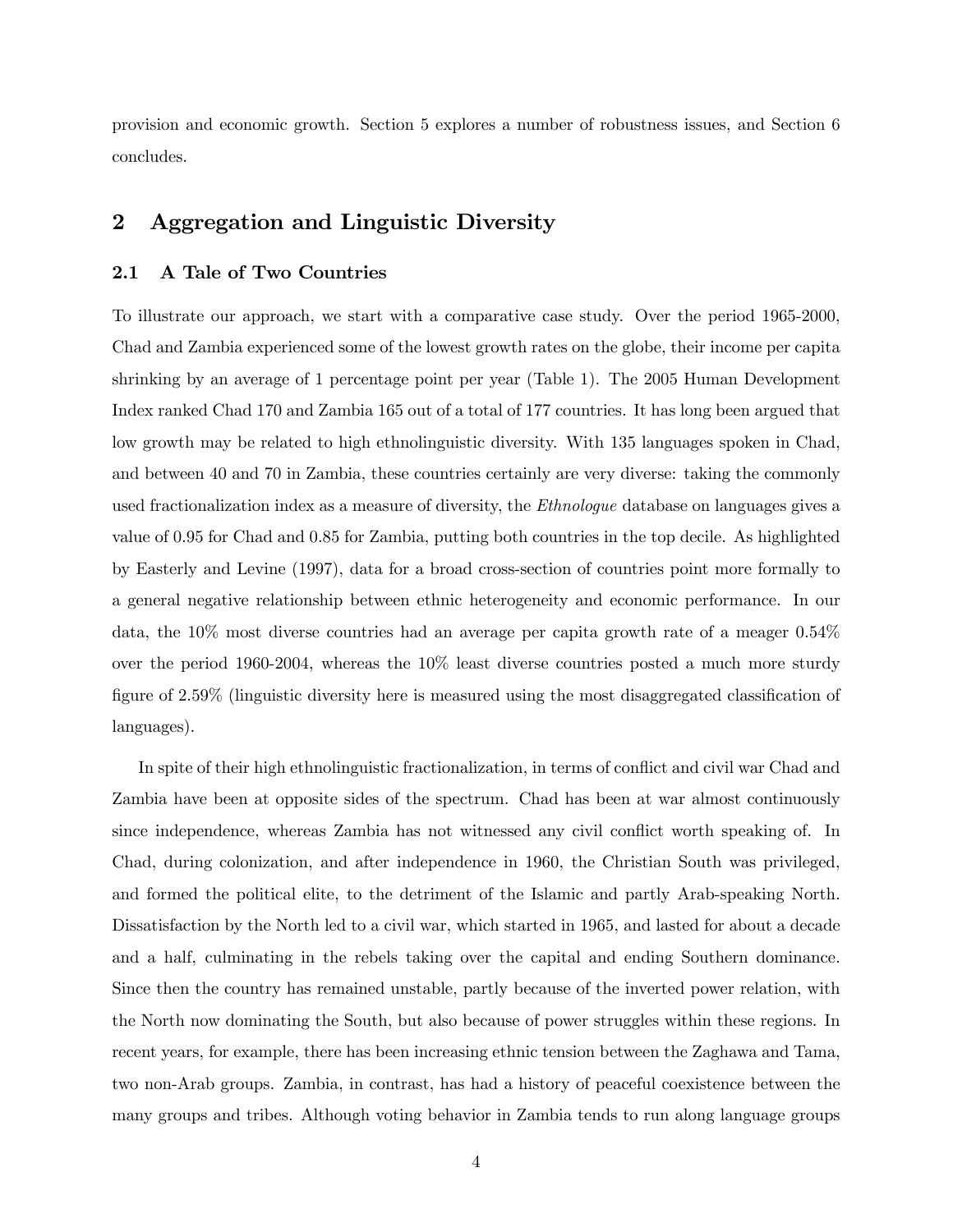provision and economic growth. Section 5 explores a number of robustness issues, and Section 6 concludes.

## 2 Aggregation and Linguistic Diversity

### 2.1 A Tale of Two Countries

To illustrate our approach, we start with a comparative case study. Over the period 1965-2000, Chad and Zambia experienced some of the lowest growth rates on the globe, their income per capita shrinking by an average of 1 percentage point per year (Table 1). The 2005 Human Development Index ranked Chad 170 and Zambia 165 out of a total of 177 countries. It has long been argued that low growth may be related to high ethnolinguistic diversity. With 135 languages spoken in Chad, and between 40 and 70 in Zambia, these countries certainly are very diverse: taking the commonly used fractionalization index as a measure of diversity, the *Ethnologue* database on languages gives a value of 0.95 for Chad and 0.85 for Zambia, putting both countries in the top decile. As highlighted by Easterly and Levine (1997), data for a broad cross-section of countries point more formally to a general negative relationship between ethnic heterogeneity and economic performance. In our data, the 10% most diverse countries had an average per capita growth rate of a meager 0.54% over the period 1960-2004, whereas the 10% least diverse countries posted a much more sturdy figure of 2.59% (linguistic diversity here is measured using the most disaggregated classification of languages).

In spite of their high ethnolinguistic fractionalization, in terms of conflict and civil war Chad and Zambia have been at opposite sides of the spectrum. Chad has been at war almost continuously since independence, whereas Zambia has not witnessed any civil conflict worth speaking of. In Chad, during colonization, and after independence in 1960, the Christian South was privileged, and formed the political elite, to the detriment of the Islamic and partly Arab-speaking North. Dissatisfaction by the North led to a civil war, which started in 1965, and lasted for about a decade and a half, culminating in the rebels taking over the capital and ending Southern dominance. Since then the country has remained unstable, partly because of the inverted power relation, with the North now dominating the South, but also because of power struggles within these regions. In recent years, for example, there has been increasing ethnic tension between the Zaghawa and Tama, two non-Arab groups. Zambia, in contrast, has had a history of peaceful coexistence between the many groups and tribes. Although voting behavior in Zambia tends to run along language groups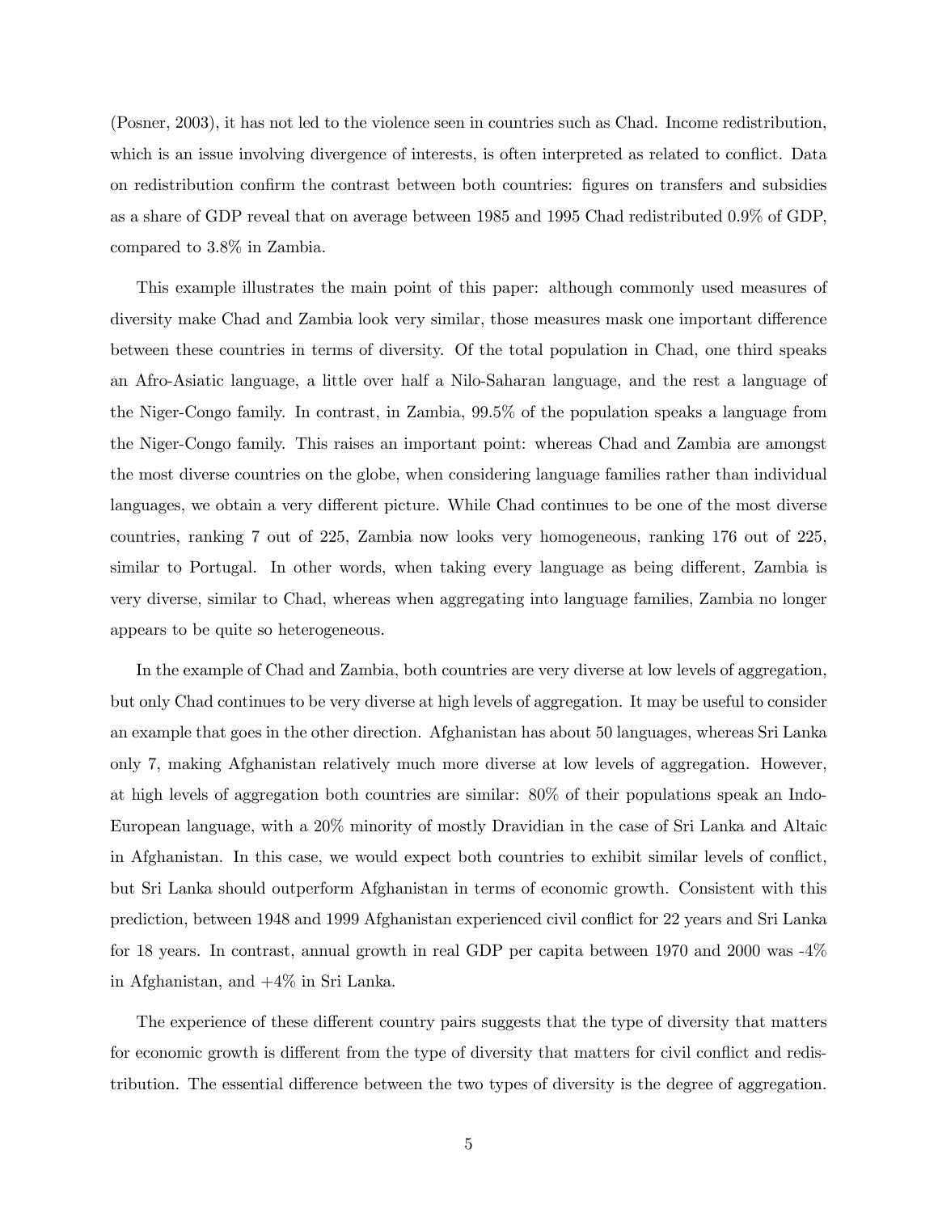(Posner, 2003), it has not led to the violence seen in countries such as Chad. Income redistribution, which is an issue involving divergence of interests, is often interpreted as related to conflict. Data on redistribution confirm the contrast between both countries: figures on transfers and subsidies as a share of GDP reveal that on average between 1985 and 1995 Chad redistributed 0.9% of GDP, compared to 3.8% in Zambia.

This example illustrates the main point of this paper: although commonly used measures of diversity make Chad and Zambia look very similar, those measures mask one important difference between these countries in terms of diversity. Of the total population in Chad, one third speaks an Afro-Asiatic language, a little over half a Nilo-Saharan language, and the rest a language of the Niger-Congo family. In contrast, in Zambia, 99.5% of the population speaks a language from the Niger-Congo family. This raises an important point: whereas Chad and Zambia are amongst the most diverse countries on the globe, when considering language families rather than individual languages, we obtain a very different picture. While Chad continues to be one of the most diverse countries, ranking 7 out of 225, Zambia now looks very homogeneous, ranking 176 out of 225, similar to Portugal. In other words, when taking every language as being different, Zambia is very diverse, similar to Chad, whereas when aggregating into language families, Zambia no longer appears to be quite so heterogeneous.

In the example of Chad and Zambia, both countries are very diverse at low levels of aggregation, but only Chad continues to be very diverse at high levels of aggregation. It may be useful to consider an example that goes in the other direction. Afghanistan has about 50 languages, whereas Sri Lanka only 7, making Afghanistan relatively much more diverse at low levels of aggregation. However, at high levels of aggregation both countries are similar: 80% of their populations speak an Indo-European language, with a 20% minority of mostly Dravidian in the case of Sri Lanka and Altaic in Afghanistan. In this case, we would expect both countries to exhibit similar levels of conflict, but Sri Lanka should outperform Afghanistan in terms of economic growth. Consistent with this prediction, between 1948 and 1999 Afghanistan experienced civil conflict for 22 years and Sri Lanka for 18 years. In contrast, annual growth in real GDP per capita between 1970 and 2000 was -4% in Afghanistan, and +4% in Sri Lanka.

The experience of these different country pairs suggests that the type of diversity that matters for economic growth is different from the type of diversity that matters for civil conflict and redistribution. The essential difference between the two types of diversity is the degree of aggregation.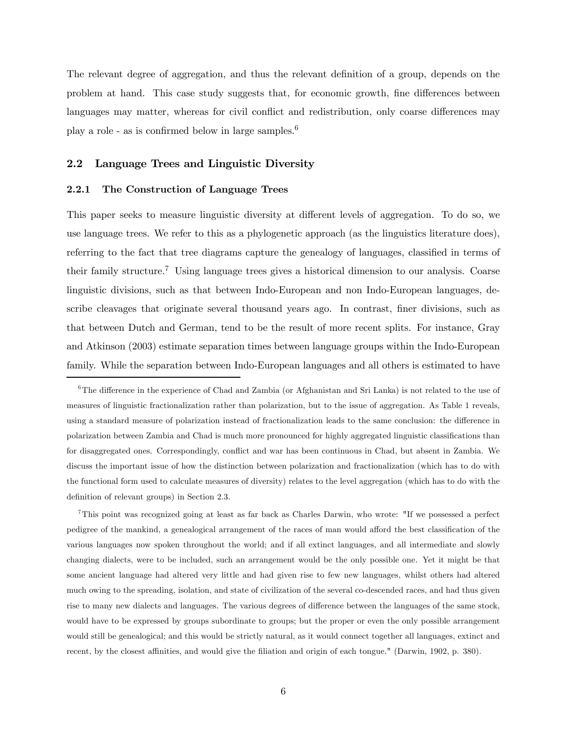The relevant degree of aggregation, and thus the relevant definition of a group, depends on the problem at hand. This case study suggests that, for economic growth, fine differences between languages may matter, whereas for civil conflict and redistribution, only coarse differences may play a role - as is confirmed below in large samples.[6]

## 2.2 Language Trees and Linguistic Diversity

### 2.2.1 The Construction of Language Trees

This paper seeks to measure linguistic diversity at different levels of aggregation. To do so, we use language trees. We refer to this as a phylogenetic approach (as the linguistics literature does), referring to the fact that tree diagrams capture the genealogy of languages, classified in terms of their family structure.[7] Using language trees gives a historical dimension to our analysis. Coarse linguistic divisions, such as that between Indo-European and non Indo-European languages, describe cleavages that originate several thousand years ago. In contrast, finer divisions, such as that between Dutch and German, tend to be the result of more recent splits. For instance, Gray and Atkinson (2003) estimate separation times between language groups within the Indo-European family. While the separation between Indo-European languages and all others is estimated to have

[6] The difference in the experience of Chad and Zambia (or Afghanistan and Sri Lanka) is not related to the use of measures of linguistic fractionalization rather than polarization, but to the issue of aggregation. As Table 1 reveals, using a standard measure of polarization instead of fractionalization leads to the same conclusion: the difference in polarization between Zambia and Chad is much more pronounced for highly aggregated linguistic classifications than for disaggregated ones. Correspondingly, conflict and war has been continuous in Chad, but absent in Zambia. We discuss the important issue of how the distinction between polarization and fractionalization (which has to do with the functional form used to calculate measures of diversity) relates to the level aggregation (which has to do with the definition of relevant groups) in Section 2.3.

[7] This point was recognized going at least as far back as Charles Darwin, who wrote: "If we possessed a perfect pedigree of the mankind, a genealogical arrangement of the races of man would afford the best classification of the various languages now spoken throughout the world; and if all extinct languages, and all intermediate and slowly changing dialects, were to be included, such an arrangement would be the only possible one. Yet it might be that some ancient language had altered very little and had given rise to few new languages, whilst others had altered much owing to the spreading, isolation, and state of civilization of the several co-descended races, and had thus given rise to many new dialects and languages. The various degrees of difference between the languages of the same stock, would have to be expressed by groups subordinate to groups; but the proper or even the only possible arrangement would still be genealogical; and this would be strictly natural, as it would connect together all languages, extinct and recent, by the closest affinities, and would give the filiation and origin of each tongue." (Darwin, 1902, p. 380).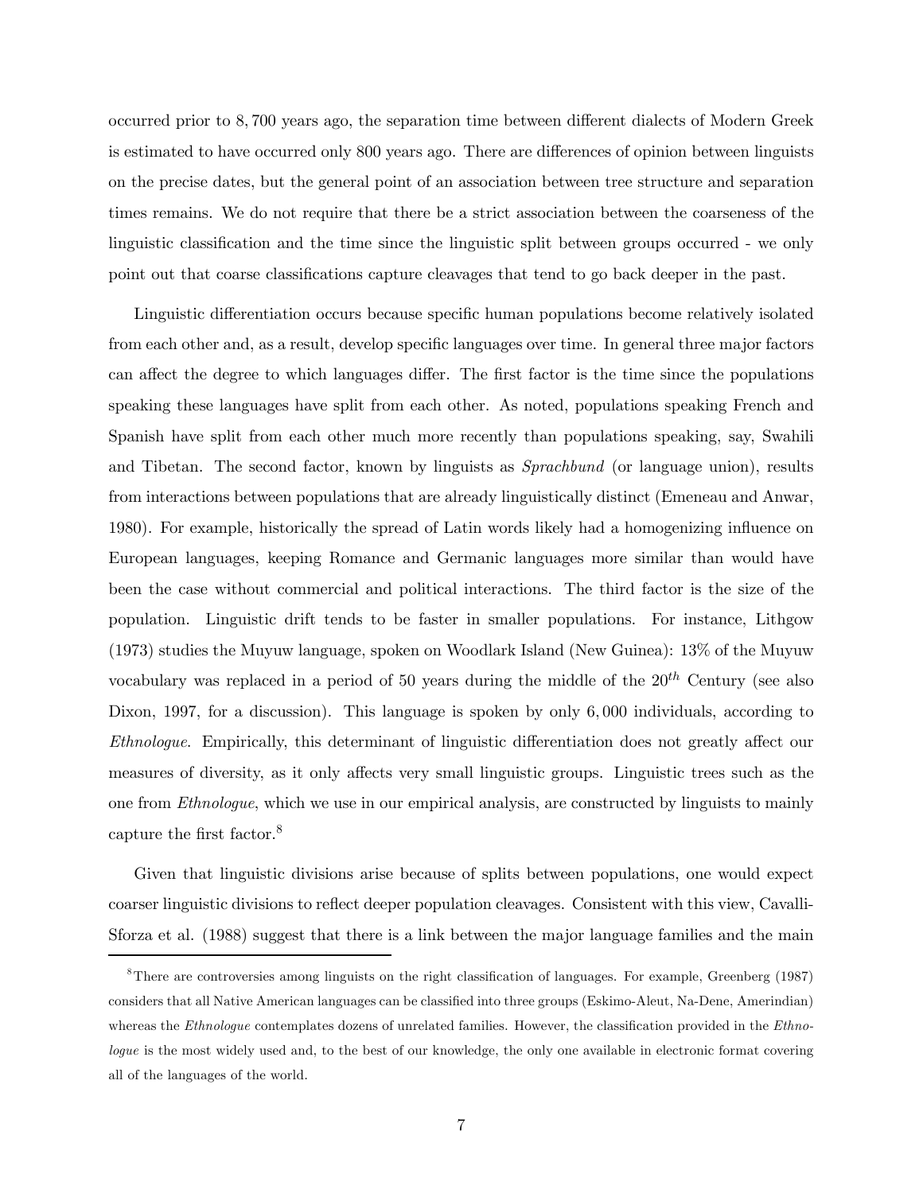occurred prior to 8,700 years ago, the separation time between different dialects of Modern Greek is estimated to have occurred only 800 years ago. There are differences of opinion between linguists on the precise dates, but the general point of an association between tree structure and separation times remains. We do not require that there be a strict association between the coarseness of the linguistic classification and the time since the linguistic split between groups occurred - we only point out that coarse classifications capture cleavages that tend to go back deeper in the past.

Linguistic differentiation occurs because specific human populations become relatively isolated from each other and, as a result, develop specific languages over time. In general three major factors can affect the degree to which languages differ. The first factor is the time since the populations speaking these languages have split from each other. As noted, populations speaking French and Spanish have split from each other much more recently than populations speaking, say, Swahili and Tibetan. The second factor, known by linguists as *Sprachbund* (or language union), results from interactions between populations that are already linguistically distinct (Emeneau and Anwar, 1980). For example, historically the spread of Latin words likely had a homogenizing influence on European languages, keeping Romance and Germanic languages more similar than would have been the case without commercial and political interactions. The third factor is the size of the population. Linguistic drift tends to be faster in smaller populations. For instance, Lithgow (1973) studies the Muyuw language, spoken on Woodlark Island (New Guinea): 13% of the Muyuw vocabulary was replaced in a period of 50 years during the middle of the $20^{th}$ Century (see also Dixon, 1997, for a discussion). This language is spoken by only 6,000 individuals, according to *Ethnologue*. Empirically, this determinant of linguistic differentiation does not greatly affect our measures of diversity, as it only affects very small linguistic groups. Linguistic trees such as the one from *Ethnologue*, which we use in our empirical analysis, are constructed by linguists to mainly capture the first factor.[8]

Given that linguistic divisions arise because of splits between populations, one would expect coarser linguistic divisions to reflect deeper population cleavages. Consistent with this view, Cavalli-Sforza et al. (1988) suggest that there is a link between the major language families and the main

[8] There are controversies among linguists on the right classification of languages. For example, Greenberg (1987) considers that all Native American languages can be classified into three groups (Eskimo-Aleut, Na-Dene, Amerindian) whereas the *Ethnologue* contemplates dozens of unrelated families. However, the classification provided in the *Ethnologue* is the most widely used and, to the best of our knowledge, the only one available in electronic format covering all of the languages of the world.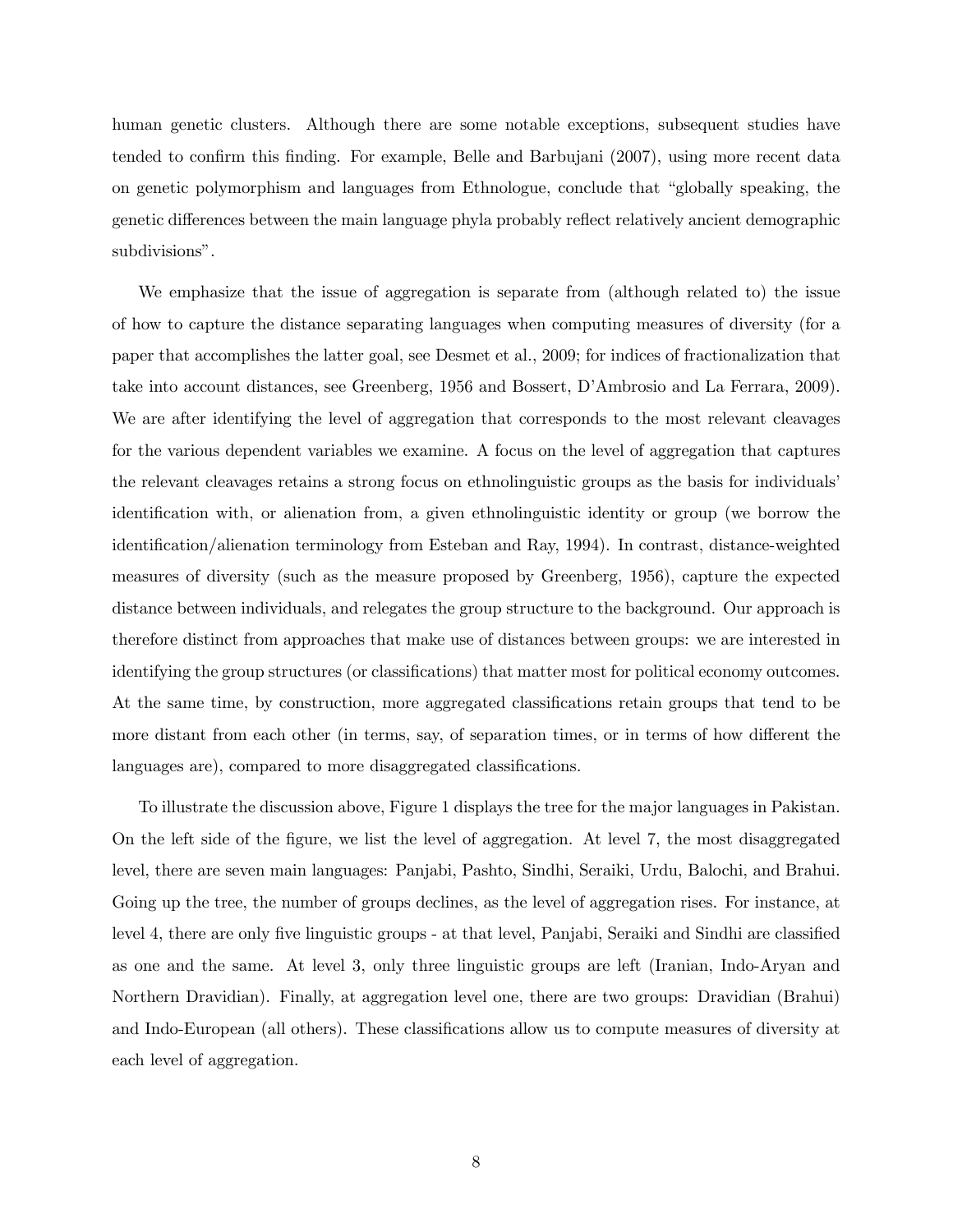human genetic clusters. Although there are some notable exceptions, subsequent studies have tended to confirm this finding. For example, Belle and Barbujani (2007), using more recent data on genetic polymorphism and languages from Ethnologue, conclude that "globally speaking, the genetic differences between the main language phyla probably reflect relatively ancient demographic subdivisions".

We emphasize that the issue of aggregation is separate from (although related to) the issue of how to capture the distance separating languages when computing measures of diversity (for a paper that accomplishes the latter goal, see Desmet et al., 2009; for indices of fractionalization that take into account distances, see Greenberg, 1956 and Bossert, D'Ambrosio and La Ferrara, 2009). We are after identifying the level of aggregation that corresponds to the most relevant cleavages for the various dependent variables we examine. A focus on the level of aggregation that captures the relevant cleavages retains a strong focus on ethnolinguistic groups as the basis for individuals' identification with, or alienation from, a given ethnolinguistic identity or group (we borrow the identification/alienation terminology from Esteban and Ray, 1994). In contrast, distance-weighted measures of diversity (such as the measure proposed by Greenberg, 1956), capture the expected distance between individuals, and relegates the group structure to the background. Our approach is therefore distinct from approaches that make use of distances between groups: we are interested in identifying the group structures (or classifications) that matter most for political economy outcomes. At the same time, by construction, more aggregated classifications retain groups that tend to be more distant from each other (in terms, say, of separation times, or in terms of how different the languages are), compared to more disaggregated classifications.

To illustrate the discussion above, Figure 1 displays the tree for the major languages in Pakistan. On the left side of the figure, we list the level of aggregation. At level 7, the most disaggregated level, there are seven main languages: Panjabi, Pashto, Sindhi, Seraiki, Urdu, Balochi, and Brahui. Going up the tree, the number of groups declines, as the level of aggregation rises. For instance, at level 4, there are only five linguistic groups - at that level, Panjabi, Seraiki and Sindhi are classified as one and the same. At level 3, only three linguistic groups are left (Iranian, Indo-Aryan and Northern Dravidian). Finally, at aggregation level one, there are two groups: Dravidian (Brahui) and Indo-European (all others). These classifications allow us to compute measures of diversity at each level of aggregation.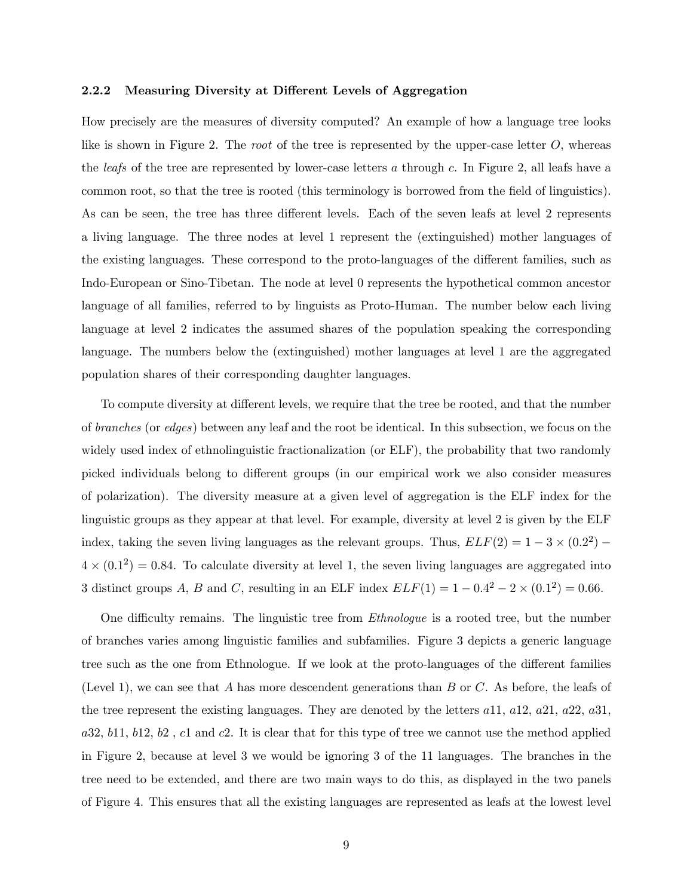### 2.2.2 Measuring Diversity at Different Levels of Aggregation

How precisely are the measures of diversity computed? An example of how a language tree looks like is shown in Figure 2. The *root* of the tree is represented by the upper-case letter $O$, whereas the *leafs* of the tree are represented by lower-case letters $a$ through $c$. In Figure 2, all leafs have a common root, so that the tree is rooted (this terminology is borrowed from the field of linguistics). As can be seen, the tree has three different levels. Each of the seven leafs at level 2 represents a living language. The three nodes at level 1 represent the (extinguished) mother languages of the existing languages. These correspond to the proto-languages of the different families, such as Indo-European or Sino-Tibetan. The node at level 0 represents the hypothetical common ancestor language of all families, referred to by linguists as Proto-Human. The number below each living language at level 2 indicates the assumed shares of the population speaking the corresponding language. The numbers below the (extinguished) mother languages at level 1 are the aggregated population shares of their corresponding daughter languages.

To compute diversity at different levels, we require that the tree be rooted, and that the number of *branches* (or *edges*) between any leaf and the root be identical. In this subsection, we focus on the widely used index of ethnolinguistic fractionalization (or ELF), the probability that two randomly picked individuals belong to different groups (in our empirical work we also consider measures of polarization). The diversity measure at a given level of aggregation is the ELF index for the linguistic groups as they appear at that level. For example, diversity at level 2 is given by the ELF index, taking the seven living languages as the relevant groups. Thus, $ELF(2) = 1 - 3 \times (0.2^2) - 4 \times (0.1^2) = 0.84$. To calculate diversity at level 1, the seven living languages are aggregated into 3 distinct groups $A$, $B$ and $C$, resulting in an ELF index $ELF(1) = 1 - 0.4^2 - 2 \times (0.1^2) = 0.66$.

One difficulty remains. The linguistic tree from *Ethnologue* is a rooted tree, but the number of branches varies among linguistic families and subfamilies. Figure 3 depicts a generic language tree such as the one from Ethnologue. If we look at the proto-languages of the different families (Level 1), we can see that $A$ has more descendent generations than $B$ or $C$. As before, the leafs of the tree represent the existing languages. They are denoted by the letters $a11$, $a12$, $a21$, $a22$, $a31$, $a32$, $b11$, $b12$, $b2$ , $c1$ and $c2$. It is clear that for this type of tree we cannot use the method applied in Figure 2, because at level 3 we would be ignoring 3 of the 11 languages. The branches in the tree need to be extended, and there are two main ways to do this, as displayed in the two panels of Figure 4. This ensures that all the existing languages are represented as leafs at the lowest level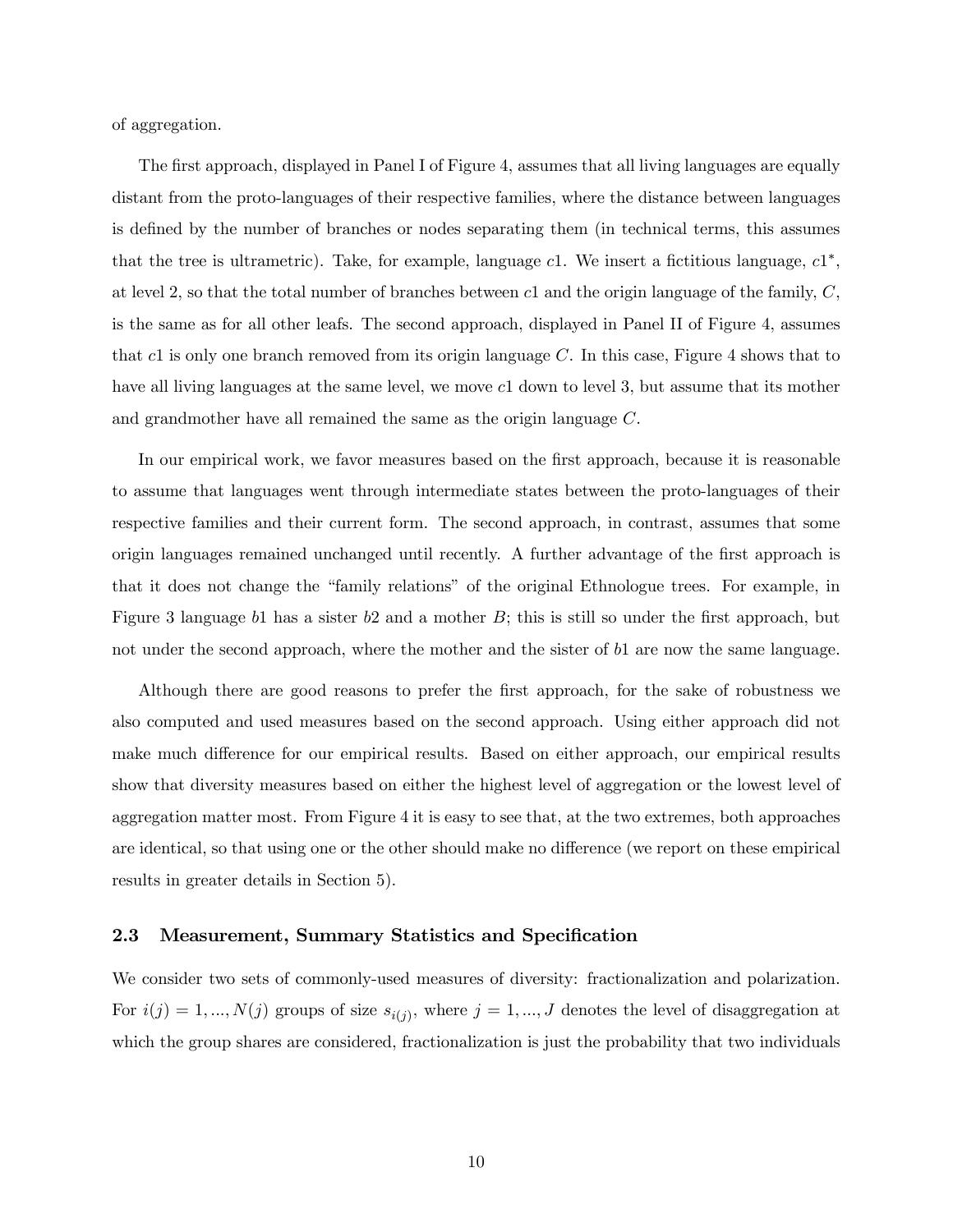of aggregation.

The first approach, displayed in Panel I of Figure 4, assumes that all living languages are equally distant from the proto-languages of their respective families, where the distance between languages is defined by the number of branches or nodes separating them (in technical terms, this assumes that the tree is ultrametric). Take, for example, language $c1$. We insert a fictitious language, $c1^*$, at level 2, so that the total number of branches between $c1$ and the origin language of the family, $C$, is the same as for all other leafs. The second approach, displayed in Panel II of Figure 4, assumes that $c1$ is only one branch removed from its origin language $C$. In this case, Figure 4 shows that to have all living languages at the same level, we move $c1$ down to level 3, but assume that its mother and grandmother have all remained the same as the origin language $C$.

In our empirical work, we favor measures based on the first approach, because it is reasonable to assume that languages went through intermediate states between the proto-languages of their respective families and their current form. The second approach, in contrast, assumes that some origin languages remained unchanged until recently. A further advantage of the first approach is that it does not change the "family relations" of the original Ethnologue trees. For example, in Figure 3 language $b1$ has a sister $b2$ and a mother $B$; this is still so under the first approach, but not under the second approach, where the mother and the sister of $b1$ are now the same language.

Although there are good reasons to prefer the first approach, for the sake of robustness we also computed and used measures based on the second approach. Using either approach did not make much difference for our empirical results. Based on either approach, our empirical results show that diversity measures based on either the highest level of aggregation or the lowest level of aggregation matter most. From Figure 4 it is easy to see that, at the two extremes, both approaches are identical, so that using one or the other should make no difference (we report on these empirical results in greater details in Section 5).

### 2.3 Measurement, Summary Statistics and Specification

We consider two sets of commonly-used measures of diversity: fractionalization and polarization. For $i(j) = 1, ..., N(j)$ groups of size $s_{i(j)}$, where $j = 1, ..., J$ denotes the level of disaggregation at which the group shares are considered, fractionalization is just the probability that two individuals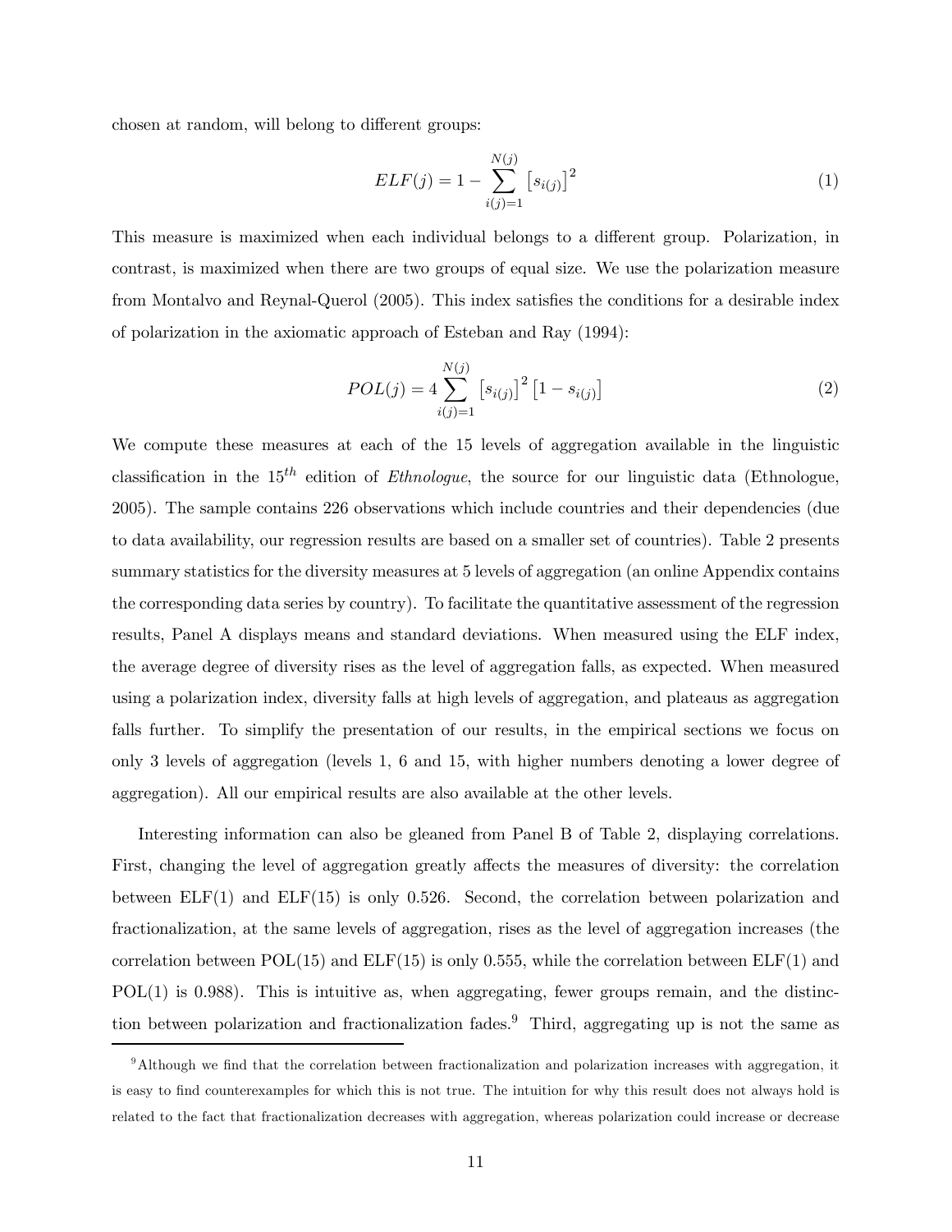chosen at random, will belong to different groups:

$$ELF(j) = 1 - \sum_{i(j)=1}^{N(j)} \left[s_{i(j)}\right]^2 \tag{1}$$

This measure is maximized when each individual belongs to a different group. Polarization, in contrast, is maximized when there are two groups of equal size. We use the polarization measure from Montalvo and Reynal-Querol (2005). This index satisfies the conditions for a desirable index of polarization in the axiomatic approach of Esteban and Ray (1994):

$$POL(j) = 4 \sum_{i(j)=1}^{N(j)} \left[s_{i(j)}\right]^2 \left[1 - s_{i(j)}\right] \tag{2}$$

We compute these measures at each of the 15 levels of aggregation available in the linguistic classification in the $15^{th}$ edition of *Ethnologue*, the source for our linguistic data (Ethnologue, 2005). The sample contains 226 observations which include countries and their dependencies (due to data availability, our regression results are based on a smaller set of countries). Table 2 presents summary statistics for the diversity measures at 5 levels of aggregation (an online Appendix contains the corresponding data series by country). To facilitate the quantitative assessment of the regression results, Panel A displays means and standard deviations. When measured using the ELF index, the average degree of diversity rises as the level of aggregation falls, as expected. When measured using a polarization index, diversity falls at high levels of aggregation, and plateaus as aggregation falls further. To simplify the presentation of our results, in the empirical sections we focus on only 3 levels of aggregation (levels 1, 6 and 15, with higher numbers denoting a lower degree of aggregation). All our empirical results are also available at the other levels.

Interesting information can also be gleaned from Panel B of Table 2, displaying correlations. First, changing the level of aggregation greatly affects the measures of diversity: the correlation between ELF(1) and ELF(15) is only 0.526. Second, the correlation between polarization and fractionalization, at the same levels of aggregation, rises as the level of aggregation increases (the correlation between POL(15) and ELF(15) is only 0.555, while the correlation between ELF(1) and POL(1) is 0.988). This is intuitive as, when aggregating, fewer groups remain, and the distinction between polarization and fractionalization fades.[9] Third, aggregating up is not the same as

[9] Although we find that the correlation between fractionalization and polarization increases with aggregation, it is easy to find counterexamples for which this is not true. The intuition for why this result does not always hold is related to the fact that fractionalization decreases with aggregation, whereas polarization could increase or decrease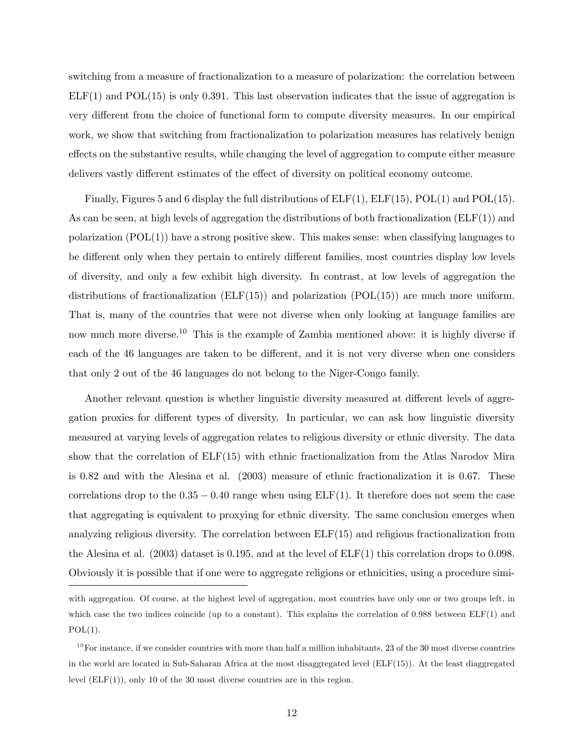switching from a measure of fractionalization to a measure of polarization: the correlation between ELF(1) and POL(15) is only 0.391. This last observation indicates that the issue of aggregation is very different from the choice of functional form to compute diversity measures. In our empirical work, we show that switching from fractionalization to polarization measures has relatively benign effects on the substantive results, while changing the level of aggregation to compute either measure delivers vastly different estimates of the effect of diversity on political economy outcome.

Finally, Figures 5 and 6 display the full distributions of ELF(1), ELF(15), POL(1) and POL(15). As can be seen, at high levels of aggregation the distributions of both fractionalization (ELF(1)) and polarization (POL(1)) have a strong positive skew. This makes sense: when classifying languages to be different only when they pertain to entirely different families, most countries display low levels of diversity, and only a few exhibit high diversity. In contrast, at low levels of aggregation the distributions of fractionalization (ELF(15)) and polarization (POL(15)) are much more uniform. That is, many of the countries that were not diverse when only looking at language families are now much more diverse.[10] This is the example of Zambia mentioned above: it is highly diverse if each of the 46 languages are taken to be different, and it is not very diverse when one considers that only 2 out of the 46 languages do not belong to the Niger-Congo family.

Another relevant question is whether linguistic diversity measured at different levels of aggregation proxies for different types of diversity. In particular, we can ask how linguistic diversity measured at varying levels of aggregation relates to religious diversity or ethnic diversity. The data show that the correlation of ELF(15) with ethnic fractionalization from the Atlas Narodov Mira is 0.82 and with the Alesina et al. (2003) measure of ethnic fractionalization it is 0.67. These correlations drop to the $0.35 - 0.40$ range when using ELF(1). It therefore does not seem the case that aggregating is equivalent to proxying for ethnic diversity. The same conclusion emerges when analyzing religious diversity. The correlation between ELF(15) and religious fractionalization from the Alesina et al. (2003) dataset is 0.195, and at the level of ELF(1) this correlation drops to 0.098. Obviously it is possible that if one were to aggregate religions or ethnicities, using a procedure simi-

---

with aggregation. Of course, at the highest level of aggregation, most countries have only one or two groups left, in which case the two indices coincide (up to a constant). This explains the correlation of 0.988 between ELF(1) and POL(1).

[10] For instance, if we consider countries with more than half a million inhabitants, 23 of the 30 most diverse countries in the world are located in Sub-Saharan Africa at the most disaggregated level (ELF(15)). At the least diaggregated level (ELF(1)), only 10 of the 30 most diverse countries are in this region.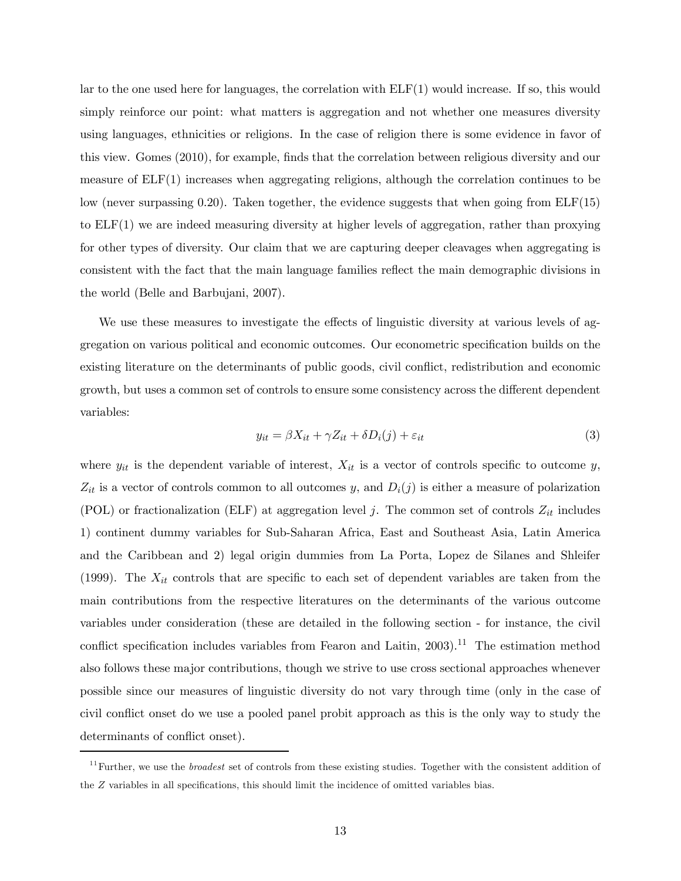lar to the one used here for languages, the correlation with ELF(1) would increase. If so, this would simply reinforce our point: what matters is aggregation and not whether one measures diversity using languages, ethnicities or religions. In the case of religion there is some evidence in favor of this view. Gomes (2010), for example, finds that the correlation between religious diversity and our measure of ELF(1) increases when aggregating religions, although the correlation continues to be low (never surpassing 0.20). Taken together, the evidence suggests that when going from ELF(15) to ELF(1) we are indeed measuring diversity at higher levels of aggregation, rather than proxying for other types of diversity. Our claim that we are capturing deeper cleavages when aggregating is consistent with the fact that the main language families reflect the main demographic divisions in the world (Belle and Barbujani, 2007).

We use these measures to investigate the effects of linguistic diversity at various levels of aggregation on various political and economic outcomes. Our econometric specification builds on the existing literature on the determinants of public goods, civil conflict, redistribution and economic growth, but uses a common set of controls to ensure some consistency across the different dependent variables:

$$y_{it} = \beta X_{it} + \gamma Z_{it} + \delta D_i(j) + \varepsilon_{it} \tag{3}$$

where $y_{it}$ is the dependent variable of interest, $X_{it}$ is a vector of controls specific to outcome $y$, $Z_{it}$ is a vector of controls common to all outcomes $y$, and $D_i(j)$ is either a measure of polarization (POL) or fractionalization (ELF) at aggregation level $j$. The common set of controls $Z_{it}$ includes 1) continent dummy variables for Sub-Saharan Africa, East and Southeast Asia, Latin America and the Caribbean and 2) legal origin dummies from La Porta, Lopez de Silanes and Shleifer (1999). The $X_{it}$ controls that are specific to each set of dependent variables are taken from the main contributions from the respective literatures on the determinants of the various outcome variables under consideration (these are detailed in the following section - for instance, the civil conflict specification includes variables from Fearon and Laitin, 2003).[11] The estimation method also follows these major contributions, though we strive to use cross sectional approaches whenever possible since our measures of linguistic diversity do not vary through time (only in the case of civil conflict onset do we use a pooled panel probit approach as this is the only way to study the determinants of conflict onset).

[11] Further, we use the *broadest* set of controls from these existing studies. Together with the consistent addition of the $Z$ variables in all specifications, this should limit the incidence of omitted variables bias.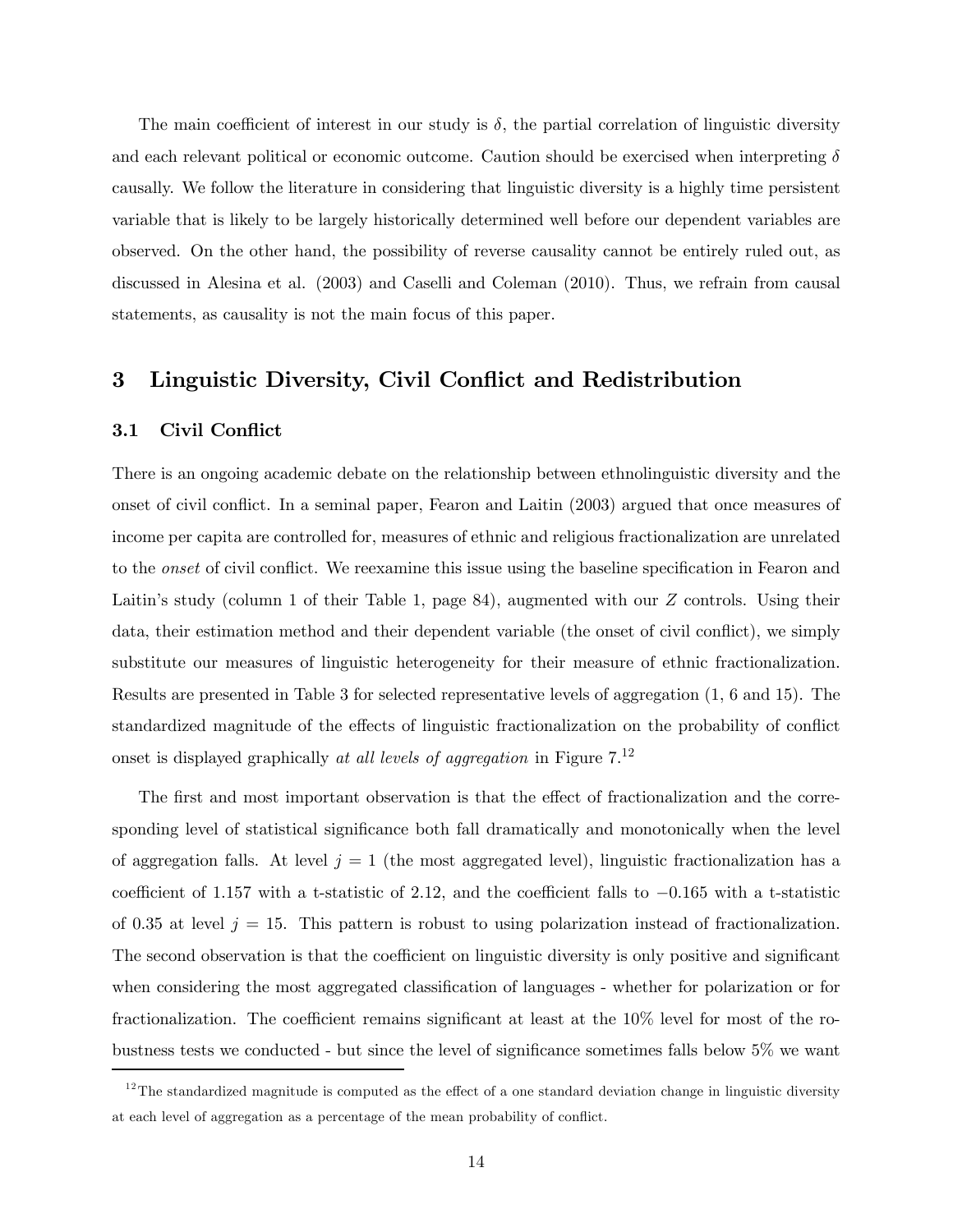The main coefficient of interest in our study is $\delta$, the partial correlation of linguistic diversity and each relevant political or economic outcome. Caution should be exercised when interpreting $\delta$ causally. We follow the literature in considering that linguistic diversity is a highly time persistent variable that is likely to be largely historically determined well before our dependent variables are observed. On the other hand, the possibility of reverse causality cannot be entirely ruled out, as discussed in Alesina et al. (2003) and Caselli and Coleman (2010). Thus, we refrain from causal statements, as causality is not the main focus of this paper.

## 3 Linguistic Diversity, Civil Conflict and Redistribution

### 3.1 Civil Conflict

There is an ongoing academic debate on the relationship between ethnolinguistic diversity and the onset of civil conflict. In a seminal paper, Fearon and Laitin (2003) argued that once measures of income per capita are controlled for, measures of ethnic and religious fractionalization are unrelated to the *onset* of civil conflict. We reexamine this issue using the baseline specification in Fearon and Laitin's study (column 1 of their Table 1, page 84), augmented with our $Z$ controls. Using their data, their estimation method and their dependent variable (the onset of civil conflict), we simply substitute our measures of linguistic heterogeneity for their measure of ethnic fractionalization. Results are presented in Table 3 for selected representative levels of aggregation (1, 6 and 15). The standardized magnitude of the effects of linguistic fractionalization on the probability of conflict onset is displayed graphically *at all levels of aggregation* in Figure 7.[12]

The first and most important observation is that the effect of fractionalization and the corresponding level of statistical significance both fall dramatically and monotonically when the level of aggregation falls. At level $j = 1$ (the most aggregated level), linguistic fractionalization has a coefficient of 1.157 with a t-statistic of 2.12, and the coefficient falls to $-0.165$ with a t-statistic of 0.35 at level $j = 15$. This pattern is robust to using polarization instead of fractionalization. The second observation is that the coefficient on linguistic diversity is only positive and significant when considering the most aggregated classification of languages - whether for polarization or for fractionalization. The coefficient remains significant at least at the 10% level for most of the robustness tests we conducted - but since the level of significance sometimes falls below 5% we want

[12] The standardized magnitude is computed as the effect of a one standard deviation change in linguistic diversity at each level of aggregation as a percentage of the mean probability of conflict.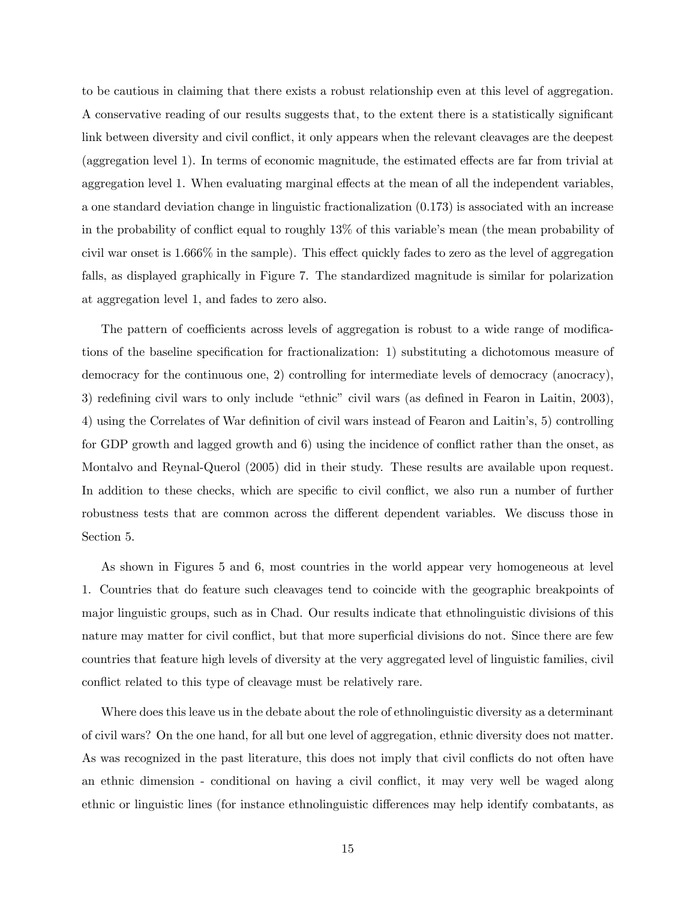to be cautious in claiming that there exists a robust relationship even at this level of aggregation. A conservative reading of our results suggests that, to the extent there is a statistically significant link between diversity and civil conflict, it only appears when the relevant cleavages are the deepest (aggregation level 1). In terms of economic magnitude, the estimated effects are far from trivial at aggregation level 1. When evaluating marginal effects at the mean of all the independent variables, a one standard deviation change in linguistic fractionalization (0.173) is associated with an increase in the probability of conflict equal to roughly 13% of this variable's mean (the mean probability of civil war onset is 1.666% in the sample). This effect quickly fades to zero as the level of aggregation falls, as displayed graphically in Figure 7. The standardized magnitude is similar for polarization at aggregation level 1, and fades to zero also.

The pattern of coefficients across levels of aggregation is robust to a wide range of modifications of the baseline specification for fractionalization: 1) substituting a dichotomous measure of democracy for the continuous one, 2) controlling for intermediate levels of democracy (anocracy), 3) redefining civil wars to only include "ethnic" civil wars (as defined in Fearon in Laitin, 2003), 4) using the Correlates of War definition of civil wars instead of Fearon and Laitin's, 5) controlling for GDP growth and lagged growth and 6) using the incidence of conflict rather than the onset, as Montalvo and Reynal-Querol (2005) did in their study. These results are available upon request. In addition to these checks, which are specific to civil conflict, we also run a number of further robustness tests that are common across the different dependent variables. We discuss those in Section 5.

As shown in Figures 5 and 6, most countries in the world appear very homogeneous at level 1. Countries that do feature such cleavages tend to coincide with the geographic breakpoints of major linguistic groups, such as in Chad. Our results indicate that ethnolinguistic divisions of this nature may matter for civil conflict, but that more superficial divisions do not. Since there are few countries that feature high levels of diversity at the very aggregated level of linguistic families, civil conflict related to this type of cleavage must be relatively rare.

Where does this leave us in the debate about the role of ethnolinguistic diversity as a determinant of civil wars? On the one hand, for all but one level of aggregation, ethnic diversity does not matter. As was recognized in the past literature, this does not imply that civil conflicts do not often have an ethnic dimension - conditional on having a civil conflict, it may very well be waged along ethnic or linguistic lines (for instance ethnolinguistic differences may help identify combatants, as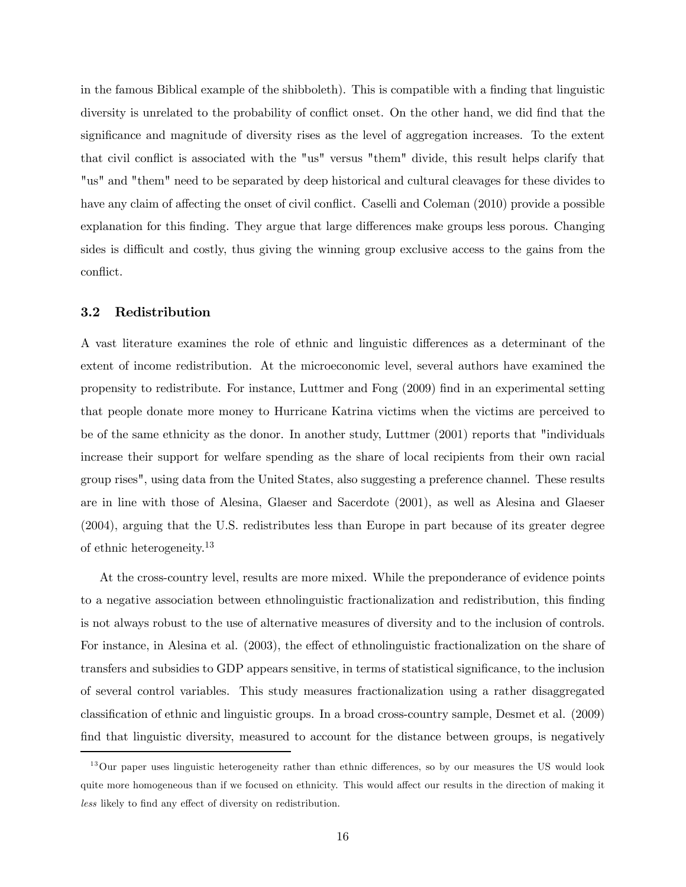in the famous Biblical example of the shibboleth). This is compatible with a finding that linguistic diversity is unrelated to the probability of conflict onset. On the other hand, we did find that the significance and magnitude of diversity rises as the level of aggregation increases. To the extent that civil conflict is associated with the "us" versus "them" divide, this result helps clarify that "us" and "them" need to be separated by deep historical and cultural cleavages for these divides to have any claim of affecting the onset of civil conflict. Caselli and Coleman (2010) provide a possible explanation for this finding. They argue that large differences make groups less porous. Changing sides is difficult and costly, thus giving the winning group exclusive access to the gains from the conflict.

### 3.2 Redistribution

A vast literature examines the role of ethnic and linguistic differences as a determinant of the extent of income redistribution. At the microeconomic level, several authors have examined the propensity to redistribute. For instance, Luttmer and Fong (2009) find in an experimental setting that people donate more money to Hurricane Katrina victims when the victims are perceived to be of the same ethnicity as the donor. In another study, Luttmer (2001) reports that "individuals increase their support for welfare spending as the share of local recipients from their own racial group rises", using data from the United States, also suggesting a preference channel. These results are in line with those of Alesina, Glaeser and Sacerdote (2001), as well as Alesina and Glaeser (2004), arguing that the U.S. redistributes less than Europe in part because of its greater degree of ethnic heterogeneity.[13]

At the cross-country level, results are more mixed. While the preponderance of evidence points to a negative association between ethnolinguistic fractionalization and redistribution, this finding is not always robust to the use of alternative measures of diversity and to the inclusion of controls. For instance, in Alesina et al. (2003), the effect of ethnolinguistic fractionalization on the share of transfers and subsidies to GDP appears sensitive, in terms of statistical significance, to the inclusion of several control variables. This study measures fractionalization using a rather disaggregated classification of ethnic and linguistic groups. In a broad cross-country sample, Desmet et al. (2009) find that linguistic diversity, measured to account for the distance between groups, is negatively

[13] Our paper uses linguistic heterogeneity rather than ethnic differences, so by our measures the US would look quite more homogeneous than if we focused on ethnicity. This would affect our results in the direction of making it *less* likely to find any effect of diversity on redistribution.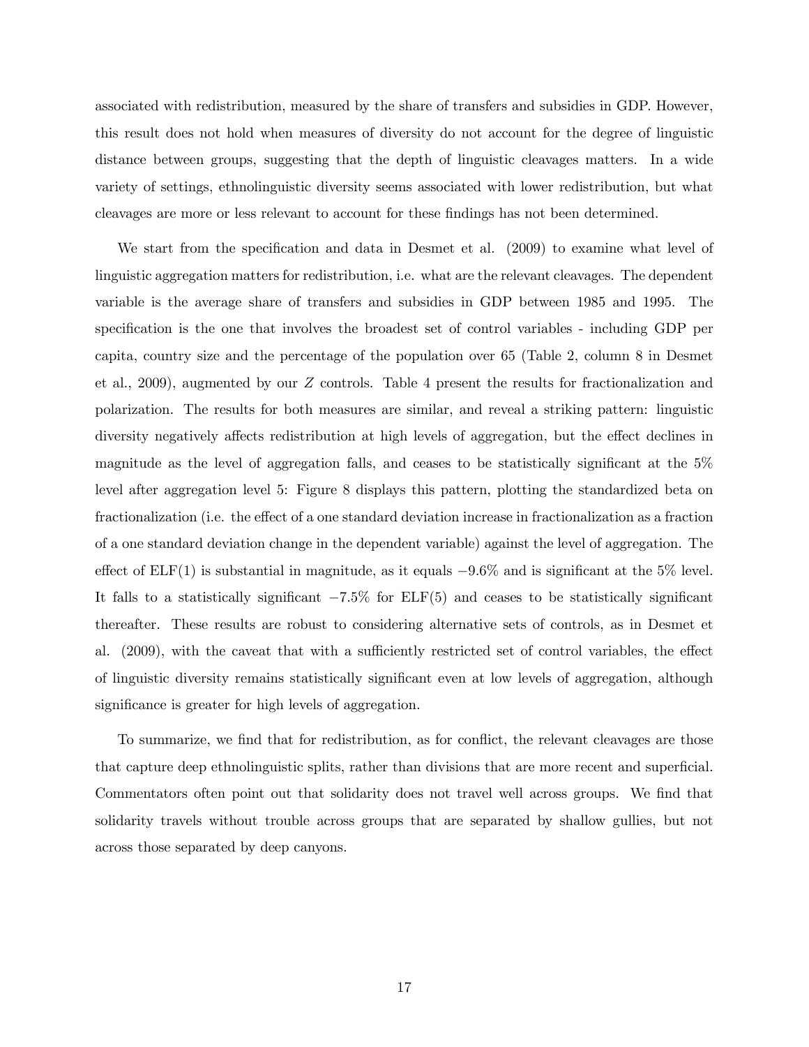associated with redistribution, measured by the share of transfers and subsidies in GDP. However, this result does not hold when measures of diversity do not account for the degree of linguistic distance between groups, suggesting that the depth of linguistic cleavages matters. In a wide variety of settings, ethnolinguistic diversity seems associated with lower redistribution, but what cleavages are more or less relevant to account for these findings has not been determined.

We start from the specification and data in Desmet et al. (2009) to examine what level of linguistic aggregation matters for redistribution, i.e. what are the relevant cleavages. The dependent variable is the average share of transfers and subsidies in GDP between 1985 and 1995. The specification is the one that involves the broadest set of control variables - including GDP per capita, country size and the percentage of the population over 65 (Table 2, column 8 in Desmet et al., 2009), augmented by our $Z$ controls. Table 4 present the results for fractionalization and polarization. The results for both measures are similar, and reveal a striking pattern: linguistic diversity negatively affects redistribution at high levels of aggregation, but the effect declines in magnitude as the level of aggregation falls, and ceases to be statistically significant at the 5% level after aggregation level 5: Figure 8 displays this pattern, plotting the standardized beta on fractionalization (i.e. the effect of a one standard deviation increase in fractionalization as a fraction of a one standard deviation change in the dependent variable) against the level of aggregation. The effect of ELF(1) is substantial in magnitude, as it equals $-9.6\%$ and is significant at the 5% level. It falls to a statistically significant $-7.5\%$ for ELF(5) and ceases to be statistically significant thereafter. These results are robust to considering alternative sets of controls, as in Desmet et al. (2009), with the caveat that with a sufficiently restricted set of control variables, the effect of linguistic diversity remains statistically significant even at low levels of aggregation, although significance is greater for high levels of aggregation.

To summarize, we find that for redistribution, as for conflict, the relevant cleavages are those that capture deep ethnolinguistic splits, rather than divisions that are more recent and superficial. Commentators often point out that solidarity does not travel well across groups. We find that solidarity travels without trouble across groups that are separated by shallow gullies, but not across those separated by deep canyons.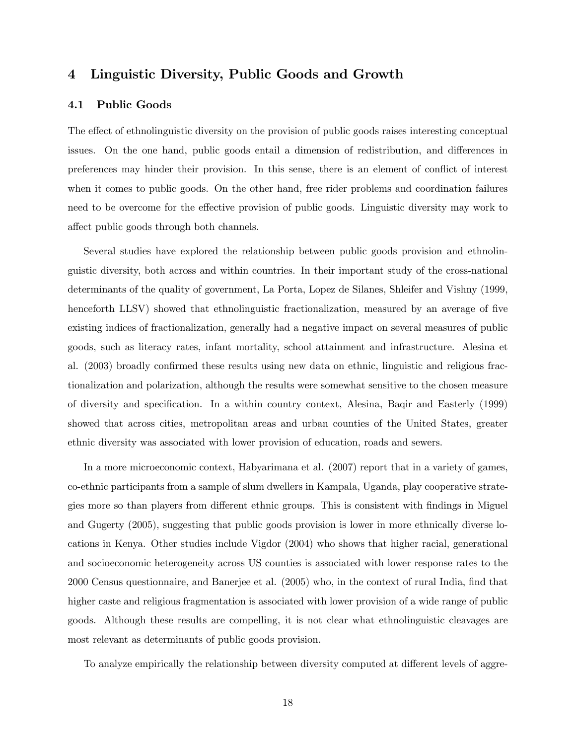## 4 Linguistic Diversity, Public Goods and Growth

### 4.1 Public Goods

The effect of ethnolinguistic diversity on the provision of public goods raises interesting conceptual issues. On the one hand, public goods entail a dimension of redistribution, and differences in preferences may hinder their provision. In this sense, there is an element of conflict of interest when it comes to public goods. On the other hand, free rider problems and coordination failures need to be overcome for the effective provision of public goods. Linguistic diversity may work to affect public goods through both channels.

Several studies have explored the relationship between public goods provision and ethnolinguistic diversity, both across and within countries. In their important study of the cross-national determinants of the quality of government, La Porta, Lopez de Silanes, Shleifer and Vishny (1999, henceforth LLSV) showed that ethnolinguistic fractionalization, measured by an average of five existing indices of fractionalization, generally had a negative impact on several measures of public goods, such as literacy rates, infant mortality, school attainment and infrastructure. Alesina et al. (2003) broadly confirmed these results using new data on ethnic, linguistic and religious fractionalization and polarization, although the results were somewhat sensitive to the chosen measure of diversity and specification. In a within country context, Alesina, Baqir and Easterly (1999) showed that across cities, metropolitan areas and urban counties of the United States, greater ethnic diversity was associated with lower provision of education, roads and sewers.

In a more microeconomic context, Habyarimana et al. (2007) report that in a variety of games, co-ethnic participants from a sample of slum dwellers in Kampala, Uganda, play cooperative strategies more so than players from different ethnic groups. This is consistent with findings in Miguel and Gugerty (2005), suggesting that public goods provision is lower in more ethnically diverse locations in Kenya. Other studies include Vigdor (2004) who shows that higher racial, generational and socioeconomic heterogeneity across US counties is associated with lower response rates to the 2000 Census questionnaire, and Banerjee et al. (2005) who, in the context of rural India, find that higher caste and religious fragmentation is associated with lower provision of a wide range of public goods. Although these results are compelling, it is not clear what ethnolinguistic cleavages are most relevant as determinants of public goods provision.

To analyze empirically the relationship between diversity computed at different levels of aggre-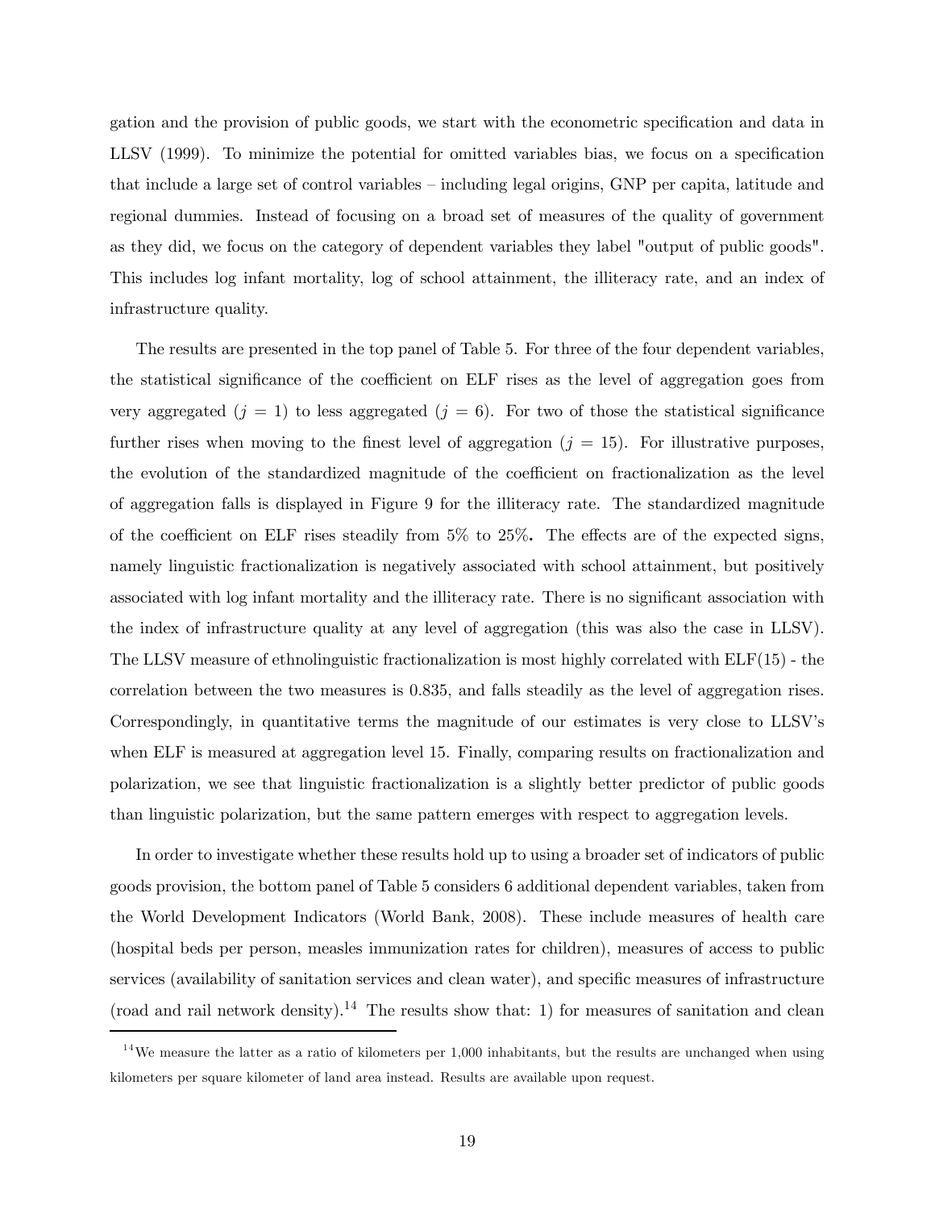gation and the provision of public goods, we start with the econometric specification and data in LLSV (1999). To minimize the potential for omitted variables bias, we focus on a specification that include a large set of control variables – including legal origins, GNP per capita, latitude and regional dummies. Instead of focusing on a broad set of measures of the quality of government as they did, we focus on the category of dependent variables they label "output of public goods". This includes log infant mortality, log of school attainment, the illiteracy rate, and an index of infrastructure quality.

The results are presented in the top panel of Table 5. For three of the four dependent variables, the statistical significance of the coefficient on ELF rises as the level of aggregation goes from very aggregated ($j = 1$) to less aggregated ($j = 6$). For two of those the statistical significance further rises when moving to the finest level of aggregation ($j = 15$). For illustrative purposes, the evolution of the standardized magnitude of the coefficient on fractionalization as the level of aggregation falls is displayed in Figure 9 for the illiteracy rate. The standardized magnitude of the coefficient on ELF rises steadily from 5% to 25%**.** The effects are of the expected signs, namely linguistic fractionalization is negatively associated with school attainment, but positively associated with log infant mortality and the illiteracy rate. There is no significant association with the index of infrastructure quality at any level of aggregation (this was also the case in LLSV). The LLSV measure of ethnolinguistic fractionalization is most highly correlated with ELF(15) - the correlation between the two measures is 0.835, and falls steadily as the level of aggregation rises. Correspondingly, in quantitative terms the magnitude of our estimates is very close to LLSV's when ELF is measured at aggregation level 15. Finally, comparing results on fractionalization and polarization, we see that linguistic fractionalization is a slightly better predictor of public goods than linguistic polarization, but the same pattern emerges with respect to aggregation levels.

In order to investigate whether these results hold up to using a broader set of indicators of public goods provision, the bottom panel of Table 5 considers 6 additional dependent variables, taken from the World Development Indicators (World Bank, 2008). These include measures of health care (hospital beds per person, measles immunization rates for children), measures of access to public services (availability of sanitation services and clean water), and specific measures of infrastructure (road and rail network density).[14] The results show that: 1) for measures of sanitation and clean

[14] We measure the latter as a ratio of kilometers per 1,000 inhabitants, but the results are unchanged when using kilometers per square kilometer of land area instead. Results are available upon request.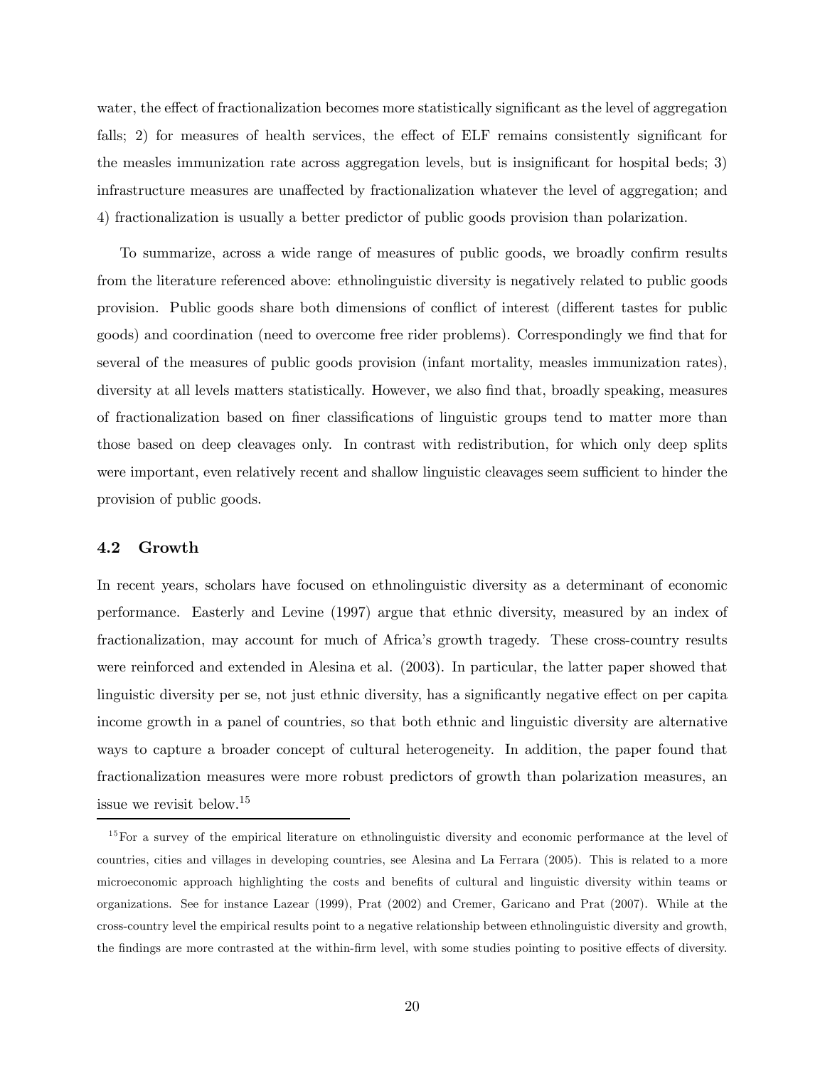water, the effect of fractionalization becomes more statistically significant as the level of aggregation falls; 2) for measures of health services, the effect of ELF remains consistently significant for the measles immunization rate across aggregation levels, but is insignificant for hospital beds; 3) infrastructure measures are unaffected by fractionalization whatever the level of aggregation; and 4) fractionalization is usually a better predictor of public goods provision than polarization.

To summarize, across a wide range of measures of public goods, we broadly confirm results from the literature referenced above: ethnolinguistic diversity is negatively related to public goods provision. Public goods share both dimensions of conflict of interest (different tastes for public goods) and coordination (need to overcome free rider problems). Correspondingly we find that for several of the measures of public goods provision (infant mortality, measles immunization rates), diversity at all levels matters statistically. However, we also find that, broadly speaking, measures of fractionalization based on finer classifications of linguistic groups tend to matter more than those based on deep cleavages only. In contrast with redistribution, for which only deep splits were important, even relatively recent and shallow linguistic cleavages seem sufficient to hinder the provision of public goods.

### 4.2 Growth

In recent years, scholars have focused on ethnolinguistic diversity as a determinant of economic performance. Easterly and Levine (1997) argue that ethnic diversity, measured by an index of fractionalization, may account for much of Africa's growth tragedy. These cross-country results were reinforced and extended in Alesina et al. (2003). In particular, the latter paper showed that linguistic diversity per se, not just ethnic diversity, has a significantly negative effect on per capita income growth in a panel of countries, so that both ethnic and linguistic diversity are alternative ways to capture a broader concept of cultural heterogeneity. In addition, the paper found that fractionalization measures were more robust predictors of growth than polarization measures, an issue we revisit below.[15]

[15] For a survey of the empirical literature on ethnolinguistic diversity and economic performance at the level of countries, cities and villages in developing countries, see Alesina and La Ferrara (2005). This is related to a more microeconomic approach highlighting the costs and benefits of cultural and linguistic diversity within teams or organizations. See for instance Lazear (1999), Prat (2002) and Cremer, Garicano and Prat (2007). While at the cross-country level the empirical results point to a negative relationship between ethnolinguistic diversity and growth, the findings are more contrasted at the within-firm level, with some studies pointing to positive effects of diversity.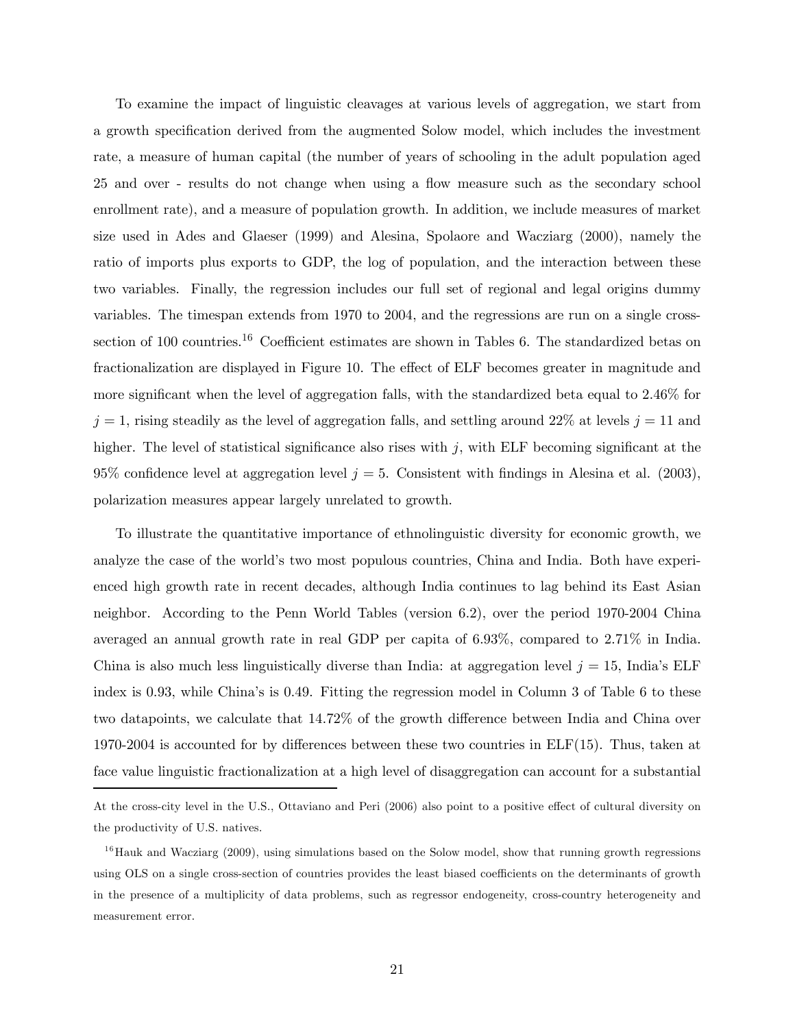To examine the impact of linguistic cleavages at various levels of aggregation, we start from a growth specification derived from the augmented Solow model, which includes the investment rate, a measure of human capital (the number of years of schooling in the adult population aged 25 and over - results do not change when using a flow measure such as the secondary school enrollment rate), and a measure of population growth. In addition, we include measures of market size used in Ades and Glaeser (1999) and Alesina, Spolaore and Wacziarg (2000), namely the ratio of imports plus exports to GDP, the log of population, and the interaction between these two variables. Finally, the regression includes our full set of regional and legal origins dummy variables. The timespan extends from 1970 to 2004, and the regressions are run on a single cross-section of 100 countries.[16] Coefficient estimates are shown in Tables 6. The standardized betas on fractionalization are displayed in Figure 10. The effect of ELF becomes greater in magnitude and more significant when the level of aggregation falls, with the standardized beta equal to 2.46% for $j = 1$, rising steadily as the level of aggregation falls, and settling around 22% at levels $j = 11$ and higher. The level of statistical significance also rises with $j$, with ELF becoming significant at the 95% confidence level at aggregation level $j = 5$. Consistent with findings in Alesina et al. (2003), polarization measures appear largely unrelated to growth.

To illustrate the quantitative importance of ethnolinguistic diversity for economic growth, we analyze the case of the world's two most populous countries, China and India. Both have experienced high growth rate in recent decades, although India continues to lag behind its East Asian neighbor. According to the Penn World Tables (version 6.2), over the period 1970-2004 China averaged an annual growth rate in real GDP per capita of 6.93%, compared to 2.71% in India. China is also much less linguistically diverse than India: at aggregation level $j = 15$, India's ELF index is 0.93, while China's is 0.49. Fitting the regression model in Column 3 of Table 6 to these two datapoints, we calculate that 14.72% of the growth difference between India and China over 1970-2004 is accounted for by differences between these two countries in ELF(15). Thus, taken at face value linguistic fractionalization at a high level of disaggregation can account for a substantial

---

At the cross-city level in the U.S., Ottaviano and Peri (2006) also point to a positive effect of cultural diversity on the productivity of U.S. natives.

[16] Hauk and Wacziarg (2009), using simulations based on the Solow model, show that running growth regressions using OLS on a single cross-section of countries provides the least biased coefficients on the determinants of growth in the presence of a multiplicity of data problems, such as regressor endogeneity, cross-country heterogeneity and measurement error.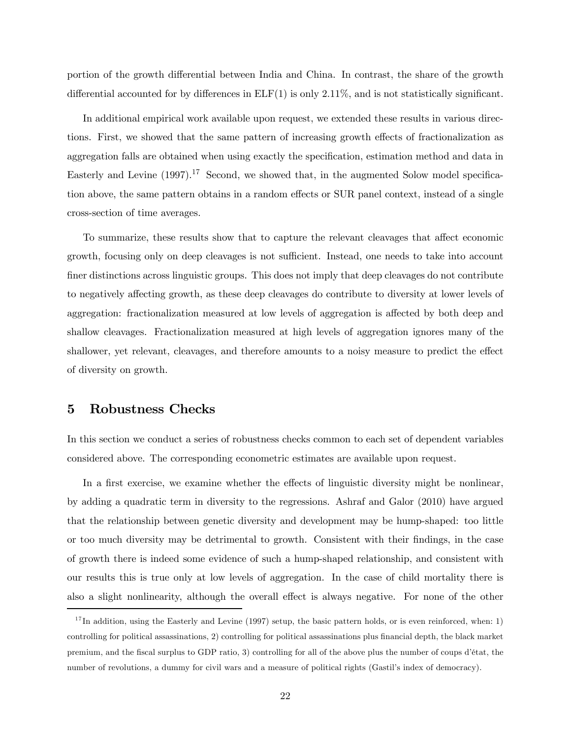portion of the growth differential between India and China. In contrast, the share of the growth differential accounted for by differences in ELF(1) is only 2.11%, and is not statistically significant.

In additional empirical work available upon request, we extended these results in various directions. First, we showed that the same pattern of increasing growth effects of fractionalization as aggregation falls are obtained when using exactly the specification, estimation method and data in Easterly and Levine (1997).[17] Second, we showed that, in the augmented Solow model specification above, the same pattern obtains in a random effects or SUR panel context, instead of a single cross-section of time averages.

To summarize, these results show that to capture the relevant cleavages that affect economic growth, focusing only on deep cleavages is not sufficient. Instead, one needs to take into account finer distinctions across linguistic groups. This does not imply that deep cleavages do not contribute to negatively affecting growth, as these deep cleavages do contribute to diversity at lower levels of aggregation: fractionalization measured at low levels of aggregation is affected by both deep and shallow cleavages. Fractionalization measured at high levels of aggregation ignores many of the shallower, yet relevant, cleavages, and therefore amounts to a noisy measure to predict the effect of diversity on growth.

## 5 Robustness Checks

In this section we conduct a series of robustness checks common to each set of dependent variables considered above. The corresponding econometric estimates are available upon request.

In a first exercise, we examine whether the effects of linguistic diversity might be nonlinear, by adding a quadratic term in diversity to the regressions. Ashraf and Galor (2010) have argued that the relationship between genetic diversity and development may be hump-shaped: too little or too much diversity may be detrimental to growth. Consistent with their findings, in the case of growth there is indeed some evidence of such a hump-shaped relationship, and consistent with our results this is true only at low levels of aggregation. In the case of child mortality there is also a slight nonlinearity, although the overall effect is always negative. For none of the other

[17] In addition, using the Easterly and Levine (1997) setup, the basic pattern holds, or is even reinforced, when: 1) controlling for political assassinations, 2) controlling for political assassinations plus financial depth, the black market premium, and the fiscal surplus to GDP ratio, 3) controlling for all of the above plus the number of coups d'état, the number of revolutions, a dummy for civil wars and a measure of political rights (Gastil's index of democracy).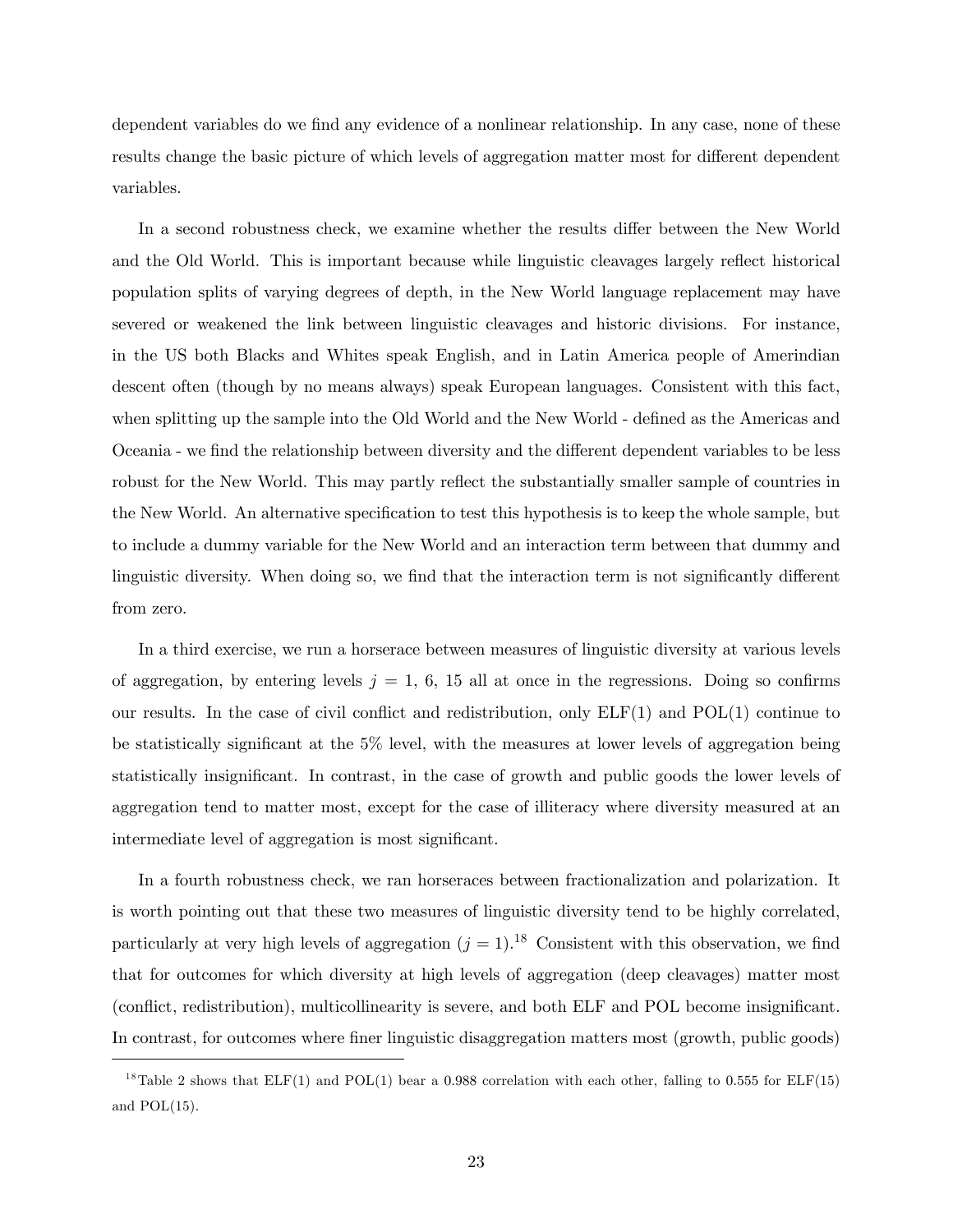dependent variables do we find any evidence of a nonlinear relationship. In any case, none of these results change the basic picture of which levels of aggregation matter most for different dependent variables.

In a second robustness check, we examine whether the results differ between the New World and the Old World. This is important because while linguistic cleavages largely reflect historical population splits of varying degrees of depth, in the New World language replacement may have severed or weakened the link between linguistic cleavages and historic divisions. For instance, in the US both Blacks and Whites speak English, and in Latin America people of Amerindian descent often (though by no means always) speak European languages. Consistent with this fact, when splitting up the sample into the Old World and the New World - defined as the Americas and Oceania - we find the relationship between diversity and the different dependent variables to be less robust for the New World. This may partly reflect the substantially smaller sample of countries in the New World. An alternative specification to test this hypothesis is to keep the whole sample, but to include a dummy variable for the New World and an interaction term between that dummy and linguistic diversity. When doing so, we find that the interaction term is not significantly different from zero.

In a third exercise, we run a horserace between measures of linguistic diversity at various levels of aggregation, by entering levels $j = 1, 6, 15$ all at once in the regressions. Doing so confirms our results. In the case of civil conflict and redistribution, only ELF(1) and POL(1) continue to be statistically significant at the 5% level, with the measures at lower levels of aggregation being statistically insignificant. In contrast, in the case of growth and public goods the lower levels of aggregation tend to matter most, except for the case of illiteracy where diversity measured at an intermediate level of aggregation is most significant.

In a fourth robustness check, we ran horseraces between fractionalization and polarization. It is worth pointing out that these two measures of linguistic diversity tend to be highly correlated, particularly at very high levels of aggregation ($j = 1$).[18] Consistent with this observation, we find that for outcomes for which diversity at high levels of aggregation (deep cleavages) matter most (conflict, redistribution), multicollinearity is severe, and both ELF and POL become insignificant. In contrast, for outcomes where finer linguistic disaggregation matters most (growth, public goods)

[18] Table 2 shows that ELF(1) and POL(1) bear a 0.988 correlation with each other, falling to 0.555 for ELF(15) and POL(15).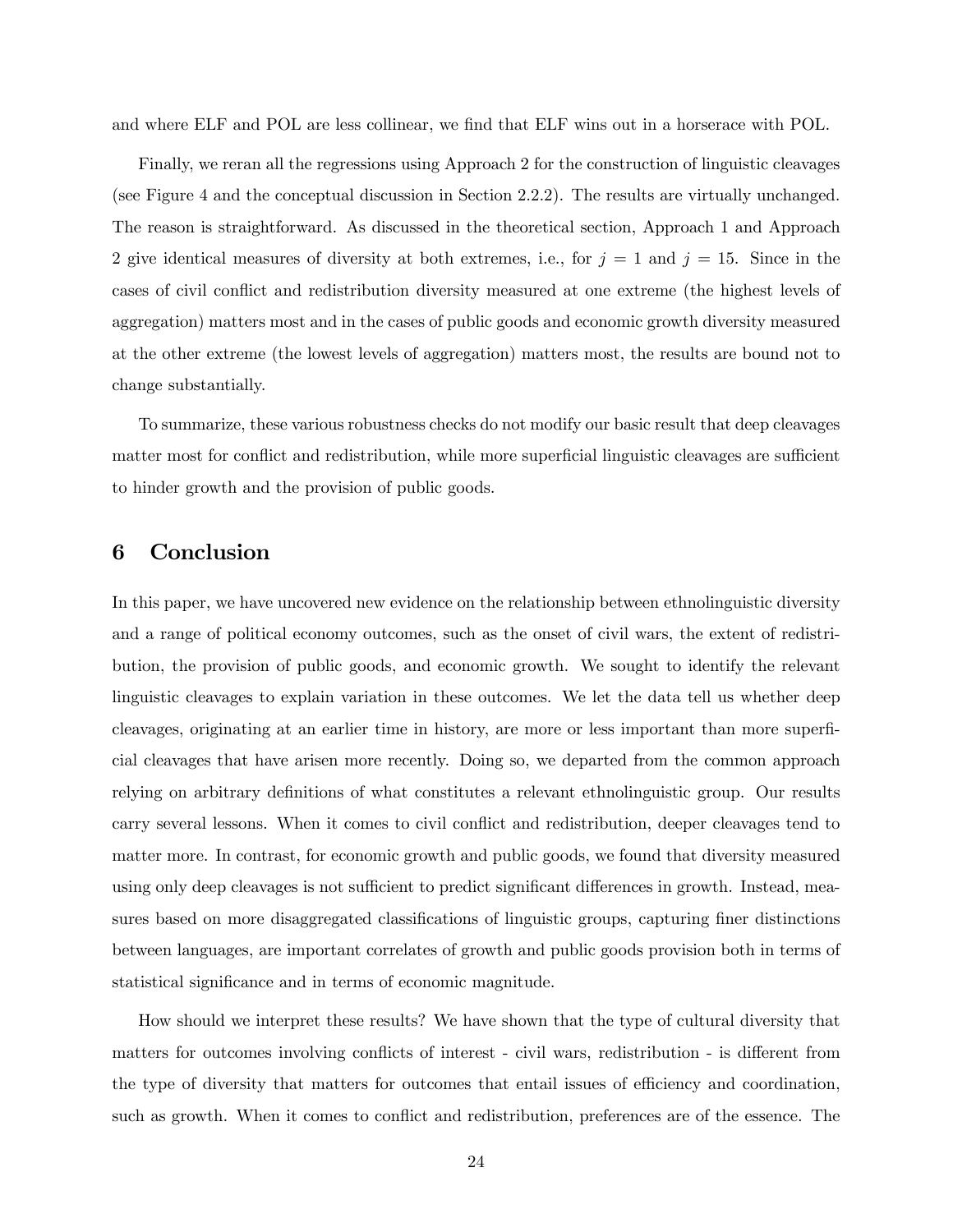and where ELF and POL are less collinear, we find that ELF wins out in a horserace with POL.

Finally, we reran all the regressions using Approach 2 for the construction of linguistic cleavages (see Figure 4 and the conceptual discussion in Section 2.2.2). The results are virtually unchanged. The reason is straightforward. As discussed in the theoretical section, Approach 1 and Approach 2 give identical measures of diversity at both extremes, i.e., for $j = 1$ and $j = 15$. Since in the cases of civil conflict and redistribution diversity measured at one extreme (the highest levels of aggregation) matters most and in the cases of public goods and economic growth diversity measured at the other extreme (the lowest levels of aggregation) matters most, the results are bound not to change substantially.

To summarize, these various robustness checks do not modify our basic result that deep cleavages matter most for conflict and redistribution, while more superficial linguistic cleavages are sufficient to hinder growth and the provision of public goods.

# 6 Conclusion

In this paper, we have uncovered new evidence on the relationship between ethnolinguistic diversity and a range of political economy outcomes, such as the onset of civil wars, the extent of redistribution, the provision of public goods, and economic growth. We sought to identify the relevant linguistic cleavages to explain variation in these outcomes. We let the data tell us whether deep cleavages, originating at an earlier time in history, are more or less important than more superficial cleavages that have arisen more recently. Doing so, we departed from the common approach relying on arbitrary definitions of what constitutes a relevant ethnolinguistic group. Our results carry several lessons. When it comes to civil conflict and redistribution, deeper cleavages tend to matter more. In contrast, for economic growth and public goods, we found that diversity measured using only deep cleavages is not sufficient to predict significant differences in growth. Instead, measures based on more disaggregated classifications of linguistic groups, capturing finer distinctions between languages, are important correlates of growth and public goods provision both in terms of statistical significance and in terms of economic magnitude.

How should we interpret these results? We have shown that the type of cultural diversity that matters for outcomes involving conflicts of interest - civil wars, redistribution - is different from the type of diversity that matters for outcomes that entail issues of efficiency and coordination, such as growth. When it comes to conflict and redistribution, preferences are of the essence. The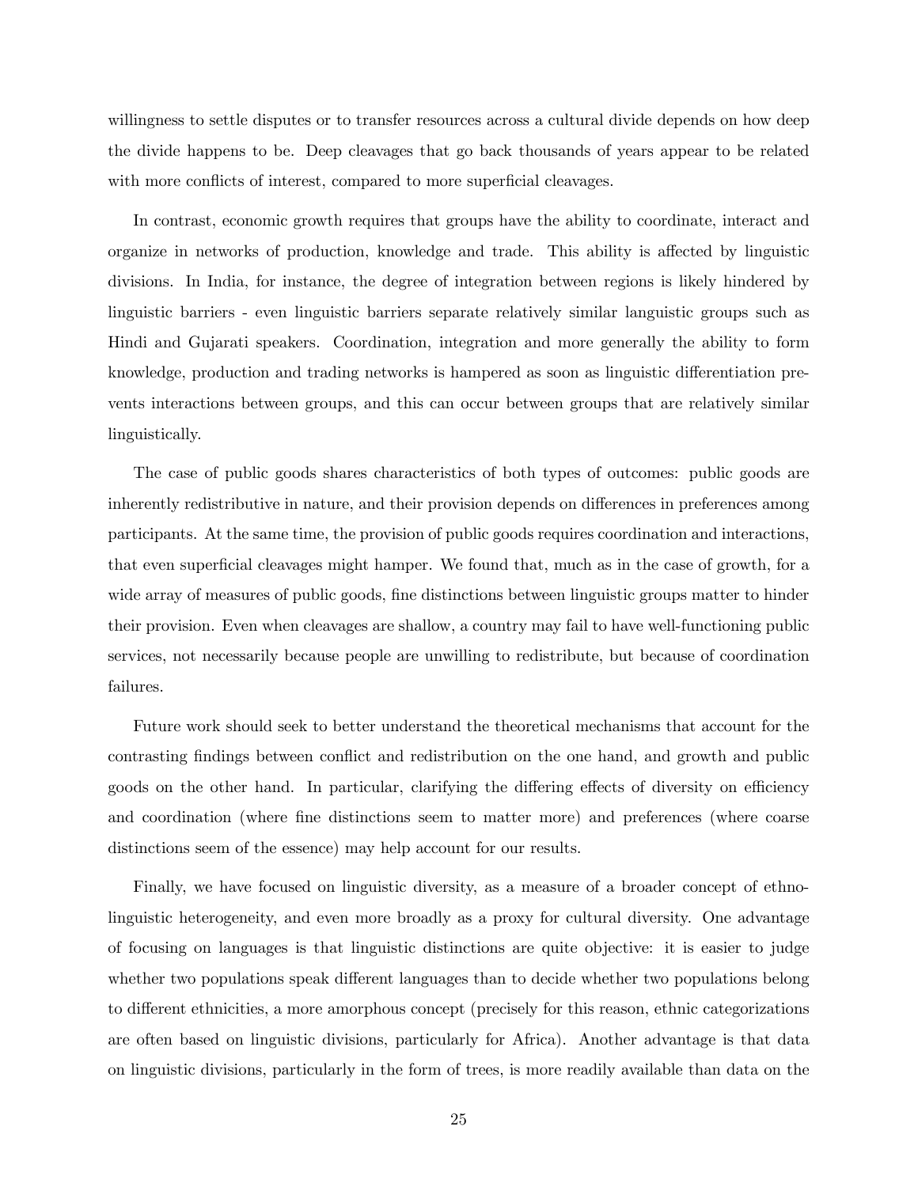willingness to settle disputes or to transfer resources across a cultural divide depends on how deep the divide happens to be. Deep cleavages that go back thousands of years appear to be related with more conflicts of interest, compared to more superficial cleavages.

In contrast, economic growth requires that groups have the ability to coordinate, interact and organize in networks of production, knowledge and trade. This ability is affected by linguistic divisions. In India, for instance, the degree of integration between regions is likely hindered by linguistic barriers - even linguistic barriers separate relatively similar languistic groups such as Hindi and Gujarati speakers. Coordination, integration and more generally the ability to form knowledge, production and trading networks is hampered as soon as linguistic differentiation prevents interactions between groups, and this can occur between groups that are relatively similar linguistically.

The case of public goods shares characteristics of both types of outcomes: public goods are inherently redistributive in nature, and their provision depends on differences in preferences among participants. At the same time, the provision of public goods requires coordination and interactions, that even superficial cleavages might hamper. We found that, much as in the case of growth, for a wide array of measures of public goods, fine distinctions between linguistic groups matter to hinder their provision. Even when cleavages are shallow, a country may fail to have well-functioning public services, not necessarily because people are unwilling to redistribute, but because of coordination failures.

Future work should seek to better understand the theoretical mechanisms that account for the contrasting findings between conflict and redistribution on the one hand, and growth and public goods on the other hand. In particular, clarifying the differing effects of diversity on efficiency and coordination (where fine distinctions seem to matter more) and preferences (where coarse distinctions seem of the essence) may help account for our results.

Finally, we have focused on linguistic diversity, as a measure of a broader concept of ethnolinguistic heterogeneity, and even more broadly as a proxy for cultural diversity. One advantage of focusing on languages is that linguistic distinctions are quite objective: it is easier to judge whether two populations speak different languages than to decide whether two populations belong to different ethnicities, a more amorphous concept (precisely for this reason, ethnic categorizations are often based on linguistic divisions, particularly for Africa). Another advantage is that data on linguistic divisions, particularly in the form of trees, is more readily available than data on the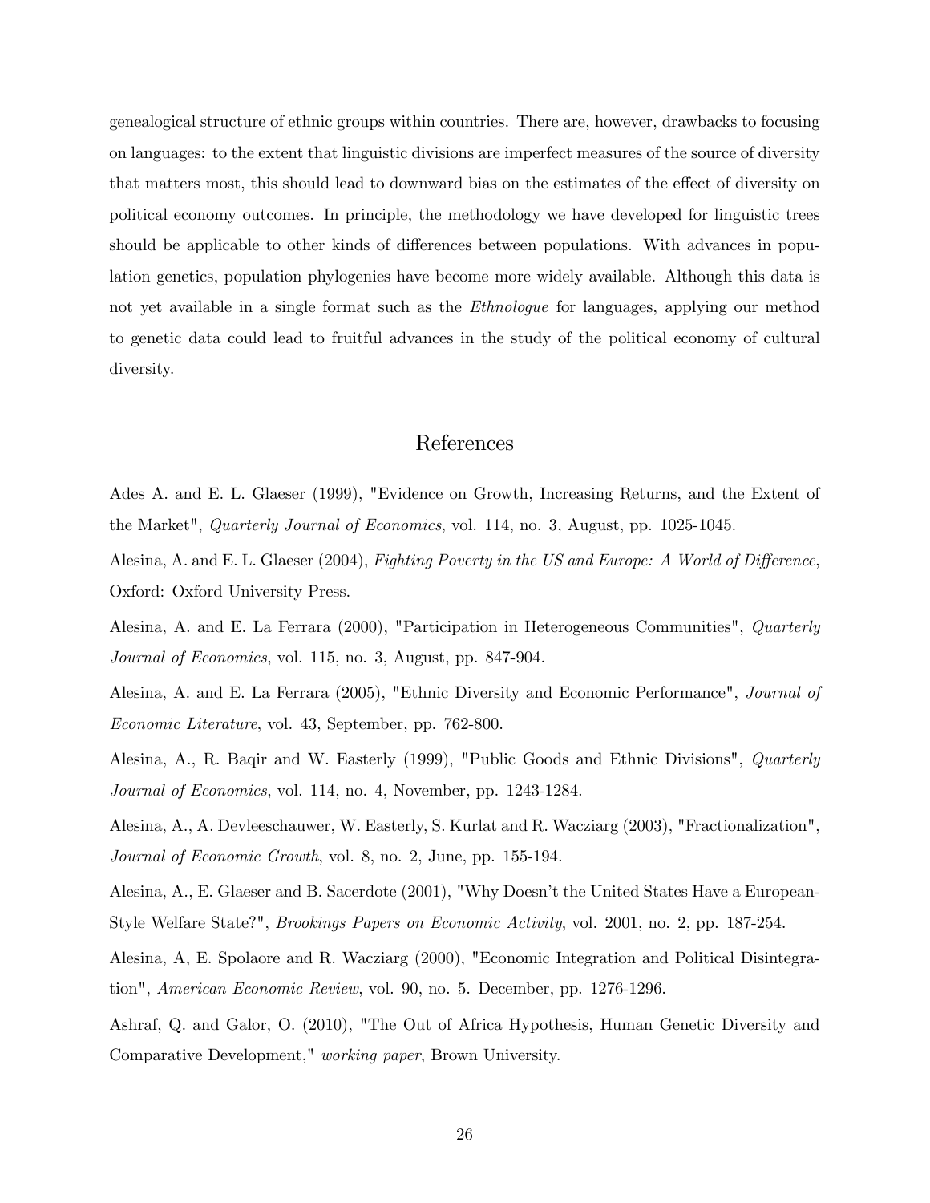genealogical structure of ethnic groups within countries. There are, however, drawbacks to focusing on languages: to the extent that linguistic divisions are imperfect measures of the source of diversity that matters most, this should lead to downward bias on the estimates of the effect of diversity on political economy outcomes. In principle, the methodology we have developed for linguistic trees should be applicable to other kinds of differences between populations. With advances in population genetics, population phylogenies have become more widely available. Although this data is not yet available in a single format such as the *Ethnologue* for languages, applying our method to genetic data could lead to fruitful advances in the study of the political economy of cultural diversity.

## References

Ades A. and E. L. Glaeser (1999), "Evidence on Growth, Increasing Returns, and the Extent of the Market", *Quarterly Journal of Economics*, vol. 114, no. 3, August, pp. 1025-1045.

Alesina, A. and E. L. Glaeser (2004), *Fighting Poverty in the US and Europe: A World of Difference*, Oxford: Oxford University Press.

Alesina, A. and E. La Ferrara (2000), "Participation in Heterogeneous Communities", *Quarterly Journal of Economics*, vol. 115, no. 3, August, pp. 847-904.

Alesina, A. and E. La Ferrara (2005), "Ethnic Diversity and Economic Performance", *Journal of Economic Literature*, vol. 43, September, pp. 762-800.

Alesina, A., R. Baqir and W. Easterly (1999), "Public Goods and Ethnic Divisions", *Quarterly Journal of Economics*, vol. 114, no. 4, November, pp. 1243-1284.

Alesina, A., A. Devleeschauwer, W. Easterly, S. Kurlat and R. Wacziarg (2003), "Fractionalization", *Journal of Economic Growth*, vol. 8, no. 2, June, pp. 155-194.

Alesina, A., E. Glaeser and B. Sacerdote (2001), "Why Doesn't the United States Have a European-Style Welfare State?", *Brookings Papers on Economic Activity*, vol. 2001, no. 2, pp. 187-254.

Alesina, A, E. Spolaore and R. Wacziarg (2000), "Economic Integration and Political Disintegration", *American Economic Review*, vol. 90, no. 5. December, pp. 1276-1296.

Ashraf, Q. and Galor, O. (2010), "The Out of Africa Hypothesis, Human Genetic Diversity and Comparative Development," *working paper*, Brown University.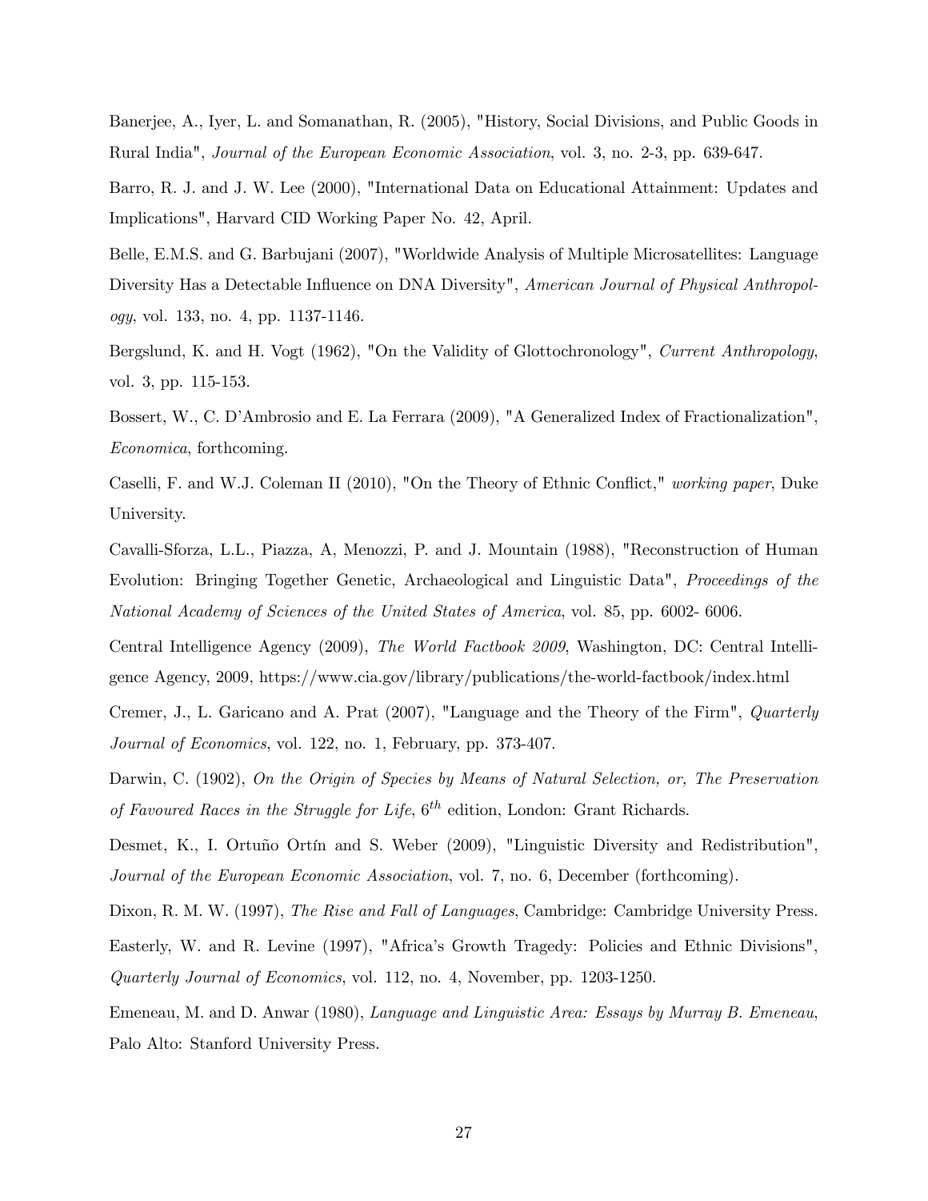Banerjee, A., Iyer, L. and Somanathan, R. (2005), "History, Social Divisions, and Public Goods in Rural India", *Journal of the European Economic Association*, vol. 3, no. 2-3, pp. 639-647.

Barro, R. J. and J. W. Lee (2000), "International Data on Educational Attainment: Updates and Implications", Harvard CID Working Paper No. 42, April.

Belle, E.M.S. and G. Barbujani (2007), "Worldwide Analysis of Multiple Microsatellites: Language Diversity Has a Detectable Influence on DNA Diversity", *American Journal of Physical Anthropology*, vol. 133, no. 4, pp. 1137-1146.

Bergslund, K. and H. Vogt (1962), "On the Validity of Glottochronology", *Current Anthropology*, vol. 3, pp. 115-153.

Bossert, W., C. D'Ambrosio and E. La Ferrara (2009), "A Generalized Index of Fractionalization", *Economica*, forthcoming.

Caselli, F. and W.J. Coleman II (2010), "On the Theory of Ethnic Conflict," *working paper*, Duke University.

Cavalli-Sforza, L.L., Piazza, A, Menozzi, P. and J. Mountain (1988), "Reconstruction of Human Evolution: Bringing Together Genetic, Archaeological and Linguistic Data", *Proceedings of the National Academy of Sciences of the United States of America*, vol. 85, pp. 6002- 6006.

Central Intelligence Agency (2009), *The World Factbook 2009*, Washington, DC: Central Intelligence Agency, 2009, https://www.cia.gov/library/publications/the-world-factbook/index.html

Cremer, J., L. Garicano and A. Prat (2007), "Language and the Theory of the Firm", *Quarterly Journal of Economics*, vol. 122, no. 1, February, pp. 373-407.

Darwin, C. (1902), *On the Origin of Species by Means of Natural Selection, or, The Preservation of Favoured Races in the Struggle for Life*, $6^{th}$ edition, London: Grant Richards.

Desmet, K., I. Ortuño Ortín and S. Weber (2009), "Linguistic Diversity and Redistribution", *Journal of the European Economic Association*, vol. 7, no. 6, December (forthcoming).

Dixon, R. M. W. (1997), *The Rise and Fall of Languages*, Cambridge: Cambridge University Press.

Easterly, W. and R. Levine (1997), "Africa's Growth Tragedy: Policies and Ethnic Divisions", *Quarterly Journal of Economics*, vol. 112, no. 4, November, pp. 1203-1250.

Emeneau, M. and D. Anwar (1980), *Language and Linguistic Area: Essays by Murray B. Emeneau*, Palo Alto: Stanford University Press.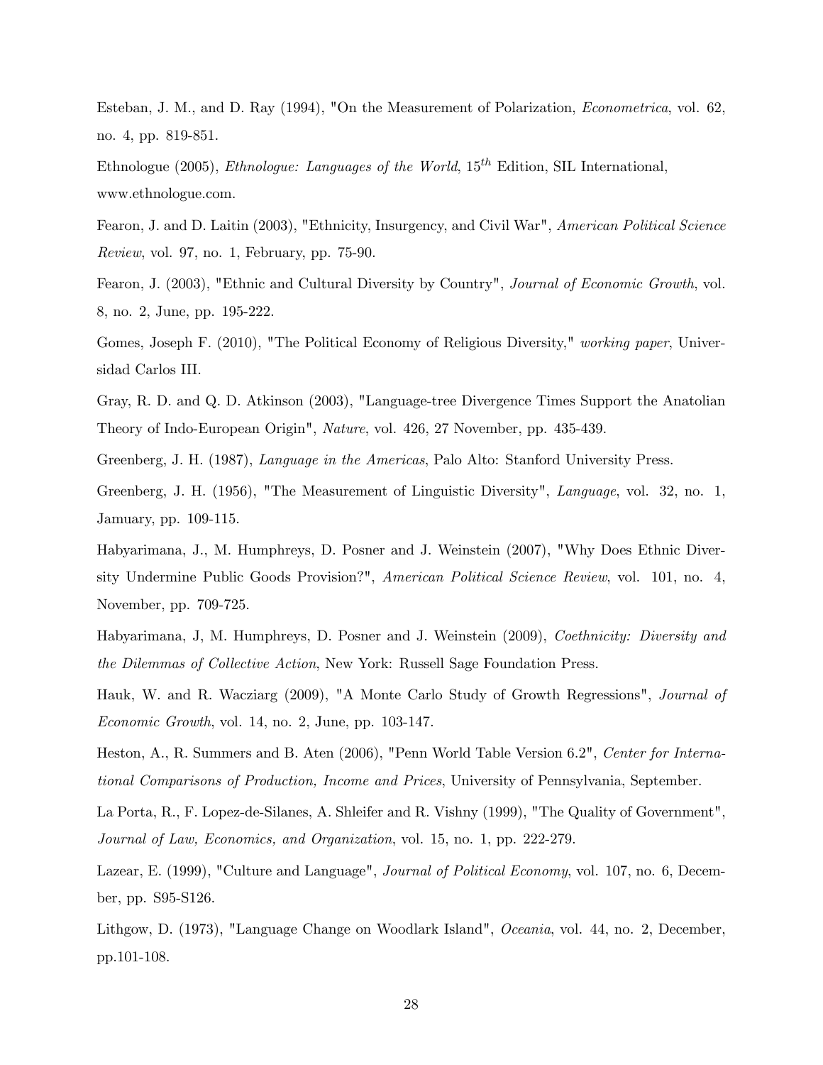Esteban, J. M., and D. Ray (1994), "On the Measurement of Polarization, *Econometrica*, vol. 62, no. 4, pp. 819-851.

Ethnologue (2005), *Ethnologue: Languages of the World*, $15^{th}$ Edition, SIL International, www.ethnologue.com.

Fearon, J. and D. Laitin (2003), "Ethnicity, Insurgency, and Civil War", *American Political Science Review*, vol. 97, no. 1, February, pp. 75-90.

Fearon, J. (2003), "Ethnic and Cultural Diversity by Country", *Journal of Economic Growth*, vol. 8, no. 2, June, pp. 195-222.

Gomes, Joseph F. (2010), "The Political Economy of Religious Diversity," *working paper*, Universidad Carlos III.

Gray, R. D. and Q. D. Atkinson (2003), "Language-tree Divergence Times Support the Anatolian Theory of Indo-European Origin", *Nature*, vol. 426, 27 November, pp. 435-439.

Greenberg, J. H. (1987), *Language in the Americas*, Palo Alto: Stanford University Press.

Greenberg, J. H. (1956), "The Measurement of Linguistic Diversity", *Language*, vol. 32, no. 1, Jamuary, pp. 109-115.

Habyarimana, J., M. Humphreys, D. Posner and J. Weinstein (2007), "Why Does Ethnic Diversity Undermine Public Goods Provision?", *American Political Science Review*, vol. 101, no. 4, November, pp. 709-725.

Habyarimana, J, M. Humphreys, D. Posner and J. Weinstein (2009), *Coethnicity: Diversity and the Dilemmas of Collective Action*, New York: Russell Sage Foundation Press.

Hauk, W. and R. Wacziarg (2009), "A Monte Carlo Study of Growth Regressions", *Journal of Economic Growth*, vol. 14, no. 2, June, pp. 103-147.

Heston, A., R. Summers and B. Aten (2006), "Penn World Table Version 6.2", *Center for International Comparisons of Production, Income and Prices*, University of Pennsylvania, September.

La Porta, R., F. Lopez-de-Silanes, A. Shleifer and R. Vishny (1999), "The Quality of Government", *Journal of Law, Economics, and Organization*, vol. 15, no. 1, pp. 222-279.

Lazear, E. (1999), "Culture and Language", *Journal of Political Economy*, vol. 107, no. 6, December, pp. S95-S126.

Lithgow, D. (1973), "Language Change on Woodlark Island", *Oceania*, vol. 44, no. 2, December, pp.101-108.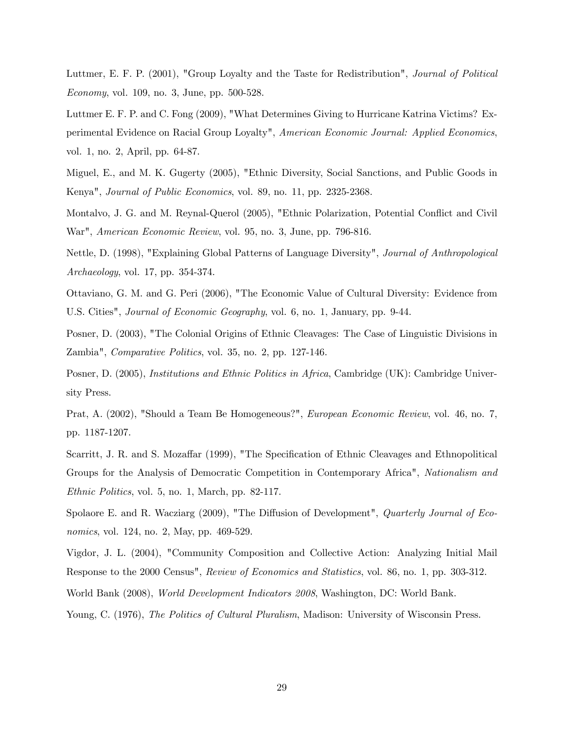Luttmer, E. F. P. (2001), "Group Loyalty and the Taste for Redistribution", *Journal of Political Economy*, vol. 109, no. 3, June, pp. 500-528.

Luttmer E. F. P. and C. Fong (2009), "What Determines Giving to Hurricane Katrina Victims? Experimental Evidence on Racial Group Loyalty", *American Economic Journal: Applied Economics*, vol. 1, no. 2, April, pp. 64-87.

Miguel, E., and M. K. Gugerty (2005), "Ethnic Diversity, Social Sanctions, and Public Goods in Kenya", *Journal of Public Economics*, vol. 89, no. 11, pp. 2325-2368.

Montalvo, J. G. and M. Reynal-Querol (2005), "Ethnic Polarization, Potential Conflict and Civil War", *American Economic Review*, vol. 95, no. 3, June, pp. 796-816.

Nettle, D. (1998), "Explaining Global Patterns of Language Diversity", *Journal of Anthropological Archaeology*, vol. 17, pp. 354-374.

Ottaviano, G. M. and G. Peri (2006), "The Economic Value of Cultural Diversity: Evidence from U.S. Cities", *Journal of Economic Geography*, vol. 6, no. 1, January, pp. 9-44.

Posner, D. (2003), "The Colonial Origins of Ethnic Cleavages: The Case of Linguistic Divisions in Zambia", *Comparative Politics*, vol. 35, no. 2, pp. 127-146.

Posner, D. (2005), *Institutions and Ethnic Politics in Africa*, Cambridge (UK): Cambridge University Press.

Prat, A. (2002), "Should a Team Be Homogeneous?", *European Economic Review*, vol. 46, no. 7, pp. 1187-1207.

Scarritt, J. R. and S. Mozaffar (1999), "The Specification of Ethnic Cleavages and Ethnopolitical Groups for the Analysis of Democratic Competition in Contemporary Africa", *Nationalism and Ethnic Politics*, vol. 5, no. 1, March, pp. 82-117.

Spolaore E. and R. Wacziarg (2009), "The Diffusion of Development", *Quarterly Journal of Economics*, vol. 124, no. 2, May, pp. 469-529.

Vigdor, J. L. (2004), "Community Composition and Collective Action: Analyzing Initial Mail Response to the 2000 Census", *Review of Economics and Statistics*, vol. 86, no. 1, pp. 303-312.

World Bank (2008), *World Development Indicators 2008*, Washington, DC: World Bank.

Young, C. (1976), *The Politics of Cultural Pluralism*, Madison: University of Wisconsin Press.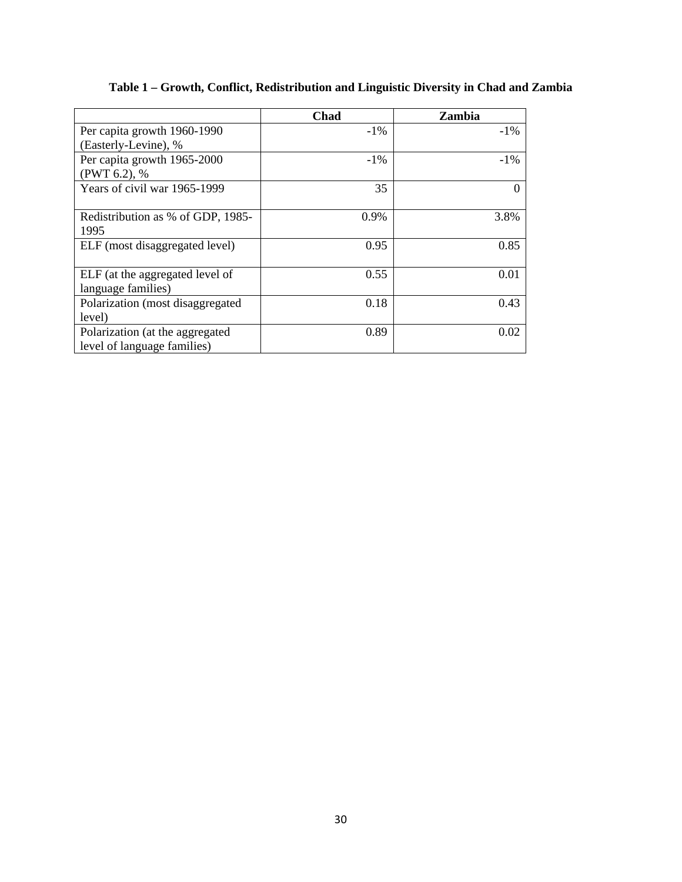**Table 1 – Growth, Conflict, Redistribution and Linguistic Diversity in Chad and Zambia**

| | Chad | Zambia |
|---|---|---|
| Per capita growth 1960-1990 (Easterly-Levine), % | -1% | -1% |
| Per capita growth 1965-2000 (PWT 6.2), % | -1% | -1% |
| Years of civil war 1965-1999 | 35 | 0 |
| Redistribution as % of GDP, 1985-1995 | 0.9% | 3.8% |
| ELF (most disaggregated level) | 0.95 | 0.85 |
| ELF (at the aggregated level of language families) | 0.55 | 0.01 |
| Polarization (most disaggregated level) | 0.18 | 0.43 |
| Polarization (at the aggregated level of language families) | 0.89 | 0.02 |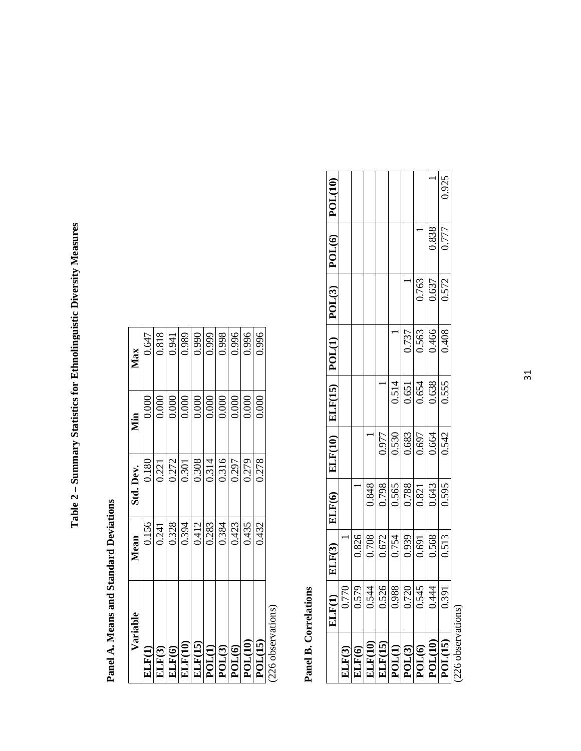# Table 2 – Summary Statistics for Ethnolinguistic Diversity Measures

## Panel A. Means and Standard Deviations

| Variable | Mean | Std. Dev. | Min | Max |
|---|---|---|---|---|
| ELF(1) | 0.156 | 0.180 | 0.000 | 0.647 |
| ELF(3) | 0.241 | 0.221 | 0.000 | 0.818 |
| ELF(6) | 0.328 | 0.272 | 0.000 | 0.941 |
| ELF(10) | 0.394 | 0.301 | 0.000 | 0.989 |
| ELF(15) | 0.412 | 0.308 | 0.000 | 0.990 |
| POL(1) | 0.283 | 0.314 | 0.000 | 0.999 |
| POL(3) | 0.384 | 0.316 | 0.000 | 0.998 |
| POL(6) | 0.423 | 0.297 | 0.000 | 0.996 |
| POL(10) | 0.435 | 0.279 | 0.000 | 0.996 |
| POL(15) | 0.432 | 0.278 | 0.000 | 0.996 |

(226 observations)

## Panel B. Correlations

| | ELF(1) | ELF(3) | ELF(6) | ELF(10) | ELF(15) | POL(1) | POL(3) | POL(6) | POL(10) |
|---|---|---|---|---|---|---|---|---|---|
| ELF(3) | 0.770 | 1 | | | | | | | |
| ELF(6) | 0.579 | 0.826 | 1 | | | | | | |
| ELF(10) | 0.544 | 0.708 | 0.848 | 1 | | | | | |
| ELF(15) | 0.526 | 0.672 | 0.798 | 0.977 | 1 | | | | |
| POL(1) | 0.988 | 0.754 | 0.565 | 0.530 | 0.514 | 1 | | | |
| POL(3) | 0.720 | 0.939 | 0.788 | 0.683 | 0.651 | 0.737 | 1 | | |
| POL(6) | 0.545 | 0.691 | 0.821 | 0.697 | 0.654 | 0.563 | 0.763 | 1 | |
| POL(10) | 0.444 | 0.568 | 0.643 | 0.664 | 0.638 | 0.466 | 0.637 | 0.838 | 1 |
| POL(15) | 0.391 | 0.513 | 0.595 | 0.542 | 0.555 | 0.408 | 0.572 | 0.777 | 0.925 |

(226 observations)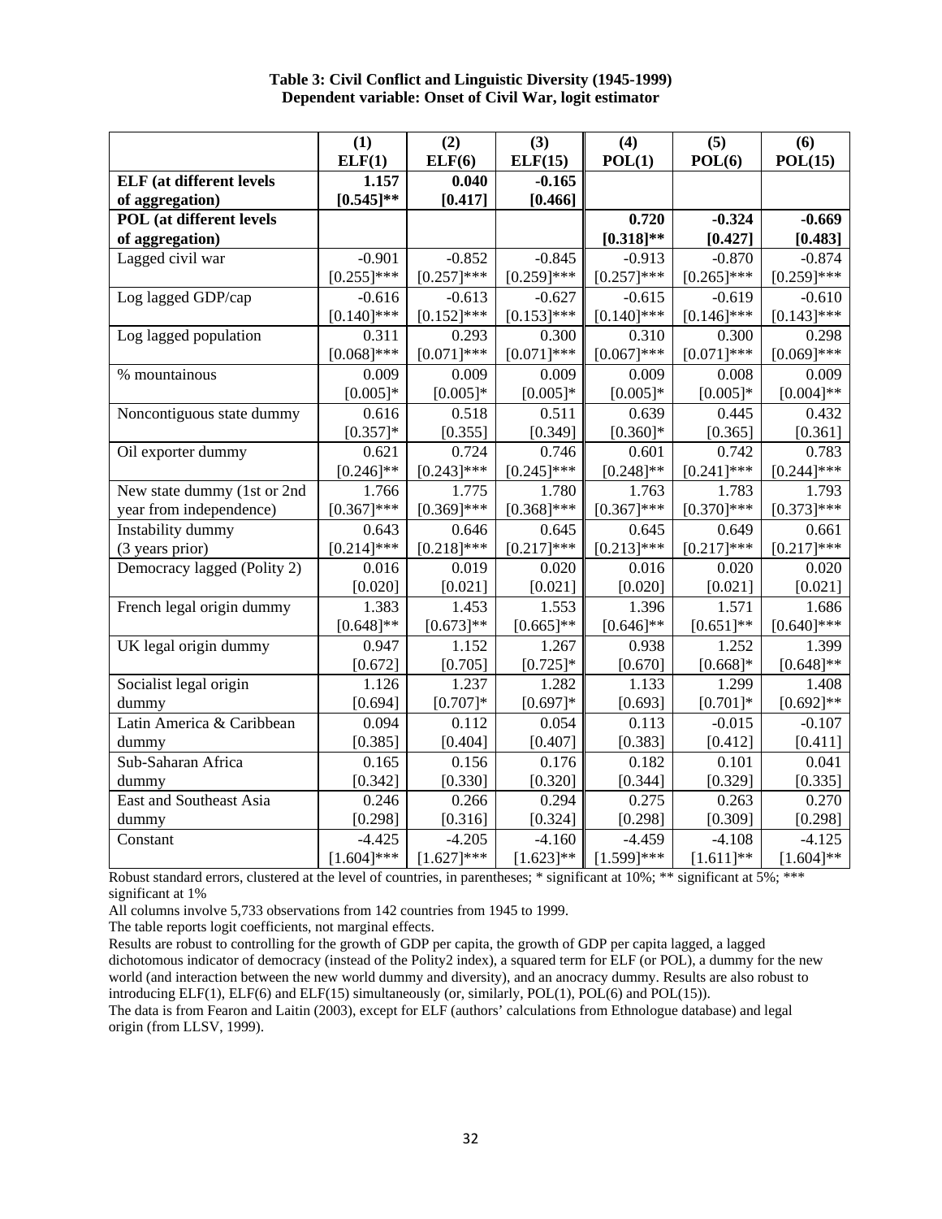**Table 3: Civil Conflict and Linguistic Diversity (1945-1999)**
**Dependent variable: Onset of Civil War, logit estimator**

| | (1) ELF(1) | (2) ELF(6) | (3) ELF(15) | (4) POL(1) | (5) POL(6) | (6) POL(15) |
|---|---|---|---|---|---|---|
| **ELF (at different levels of aggregation)** | **1.157** **[0.545]**\*\* | **0.040** **[0.417]** | **-0.165** **[0.466]** | | | |
| **POL (at different levels of aggregation)** | | | | **0.720** **[0.318]**\*\* | **-0.324** **[0.427]** | **-0.669** **[0.483]** |
| Lagged civil war | -0.901 [0.255]\*\*\* | -0.852 [0.257]\*\*\* | -0.845 [0.259]\*\*\* | -0.913 [0.257]\*\*\* | -0.870 [0.265]\*\*\* | -0.874 [0.259]\*\*\* |
| Log lagged GDP/cap | -0.616 [0.140]\*\*\* | -0.613 [0.152]\*\*\* | -0.627 [0.153]\*\*\* | -0.615 [0.140]\*\*\* | -0.619 [0.146]\*\*\* | -0.610 [0.143]\*\*\* |
| Log lagged population | 0.311 [0.068]\*\*\* | 0.293 [0.071]\*\*\* | 0.300 [0.071]\*\*\* | 0.310 [0.067]\*\*\* | 0.300 [0.071]\*\*\* | 0.298 [0.069]\*\*\* |
| % mountainous | 0.009 [0.005]\* | 0.009 [0.005]\* | 0.009 [0.005]\* | 0.009 [0.005]\* | 0.008 [0.005]\* | 0.009 [0.004]\*\* |
| Noncontiguous state dummy | 0.616 [0.357]\* | 0.518 [0.355] | 0.511 [0.349] | 0.639 [0.360]\* | 0.445 [0.365] | 0.432 [0.361] |
| Oil exporter dummy | 0.621 [0.246]\*\* | 0.724 [0.243]\*\*\* | 0.746 [0.245]\*\*\* | 0.601 [0.248]\*\* | 0.742 [0.241]\*\*\* | 0.783 [0.244]\*\*\* |
| New state dummy (1st or 2nd year from independence) | 1.766 [0.367]\*\*\* | 1.775 [0.369]\*\*\* | 1.780 [0.368]\*\*\* | 1.763 [0.367]\*\*\* | 1.783 [0.370]\*\*\* | 1.793 [0.373]\*\*\* |
| Instability dummy (3 years prior) | 0.643 [0.214]\*\*\* | 0.646 [0.218]\*\*\* | 0.645 [0.217]\*\*\* | 0.645 [0.213]\*\*\* | 0.649 [0.217]\*\*\* | 0.661 [0.217]\*\*\* |
| Democracy lagged (Polity 2) | 0.016 [0.020] | 0.019 [0.021] | 0.020 [0.021] | 0.016 [0.020] | 0.020 [0.021] | 0.020 [0.021] |
| French legal origin dummy | 1.383 [0.648]\*\* | 1.453 [0.673]\*\* | 1.553 [0.665]\*\* | 1.396 [0.646]\*\* | 1.571 [0.651]\*\* | 1.686 [0.640]\*\*\* |
| UK legal origin dummy | 0.947 [0.672] | 1.152 [0.705] | 1.267 [0.725]\* | 0.938 [0.670] | 1.252 [0.668]\* | 1.399 [0.648]\*\* |
| Socialist legal origin dummy | 1.126 [0.694] | 1.237 [0.707]\* | 1.282 [0.697]\* | 1.133 [0.693] | 1.299 [0.701]\* | 1.408 [0.692]\*\* |
| Latin America & Caribbean dummy | 0.094 [0.385] | 0.112 [0.404] | 0.054 [0.407] | 0.113 [0.383] | -0.015 [0.412] | -0.107 [0.411] |
| Sub-Saharan Africa dummy | 0.165 [0.342] | 0.156 [0.330] | 0.176 [0.320] | 0.182 [0.344] | 0.101 [0.329] | 0.041 [0.335] |
| East and Southeast Asia dummy | 0.246 [0.298] | 0.266 [0.316] | 0.294 [0.324] | 0.275 [0.298] | 0.263 [0.309] | 0.270 [0.298] |
| Constant | -4.425 [1.604]\*\*\* | -4.205 [1.627]\*\*\* | -4.160 [1.623]\*\* | -4.459 [1.599]\*\*\* | -4.108 [1.611]\*\* | -4.125 [1.604]\*\* |

Robust standard errors, clustered at the level of countries, in parentheses; * significant at 10%; ** significant at 5%; *** significant at 1%

All columns involve 5,733 observations from 142 countries from 1945 to 1999.

The table reports logit coefficients, not marginal effects.

Results are robust to controlling for the growth of GDP per capita, the growth of GDP per capita lagged, a lagged dichotomous indicator of democracy (instead of the Polity2 index), a squared term for ELF (or POL), a dummy for the new world (and interaction between the new world dummy and diversity), and an anocracy dummy. Results are also robust to introducing ELF(1), ELF(6) and ELF(15) simultaneously (or, similarly, POL(1), POL(6) and POL(15)).

The data is from Fearon and Laitin (2003), except for ELF (authors' calculations from Ethnologue database) and legal origin (from LLSV, 1999).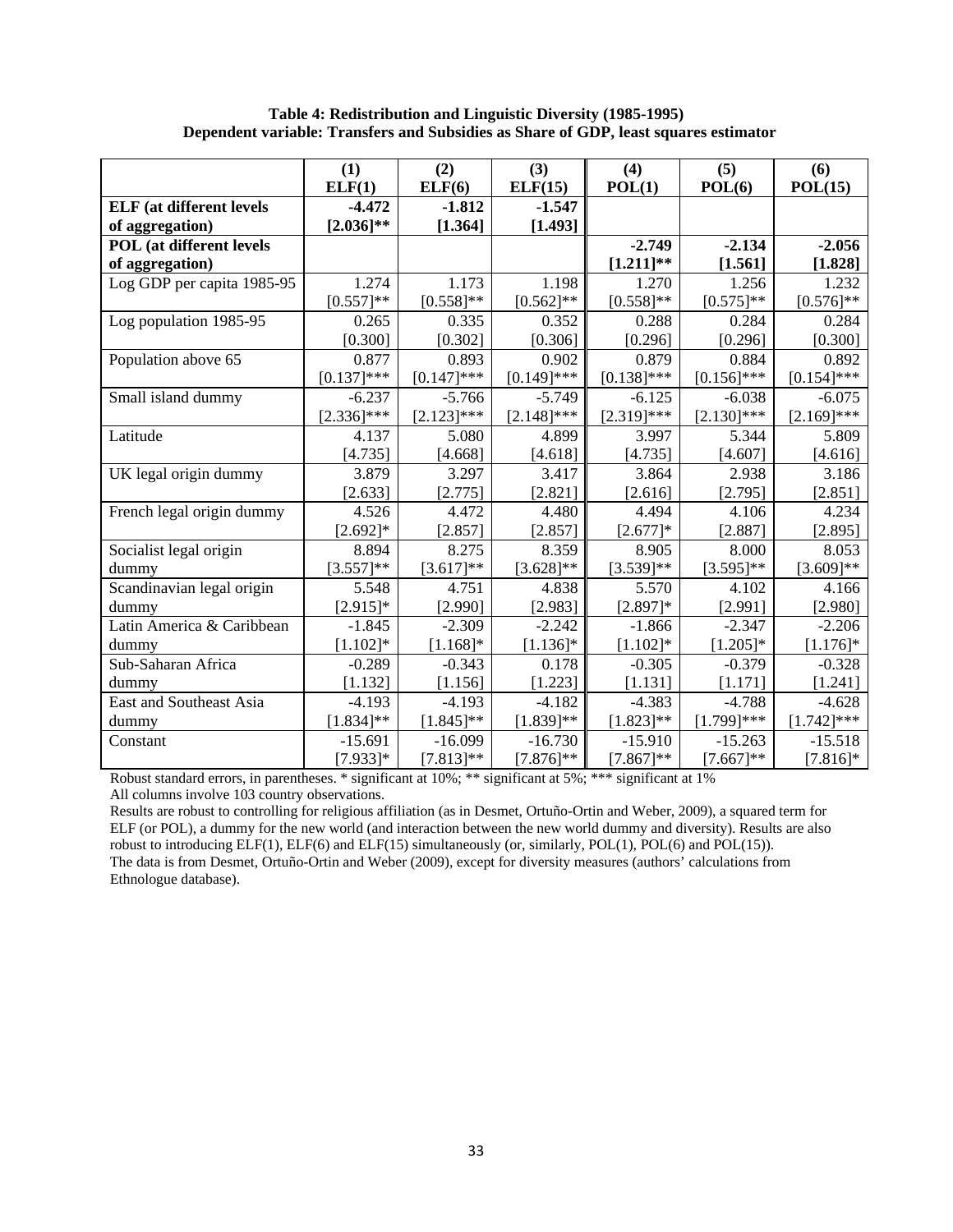**Table 4: Redistribution and Linguistic Diversity (1985-1995)**
**Dependent variable: Transfers and Subsidies as Share of GDP, least squares estimator**

| | (1) ELF(1) | (2) ELF(6) | (3) ELF(15) | (4) POL(1) | (5) POL(6) | (6) POL(15) |
|---|---|---|---|---|---|---|
| **ELF (at different levels of aggregation)** | **-4.472** **[2.036]\*\*** | **-1.812** **[1.364]** | **-1.547** **[1.493]** | | | |
| **POL (at different levels of aggregation)** | | | | **-2.749** **[1.211]\*\*** | **-2.134** **[1.561]** | **-2.056** **[1.828]** |
| Log GDP per capita 1985-95 | 1.274 [0.557]\*\* | 1.173 [0.558]\*\* | 1.198 [0.562]\*\* | 1.270 [0.558]\*\* | 1.256 [0.575]\*\* | 1.232 [0.576]\*\* |
| Log population 1985-95 | 0.265 [0.300] | 0.335 [0.302] | 0.352 [0.306] | 0.288 [0.296] | 0.284 [0.296] | 0.284 [0.300] |
| Population above 65 | 0.877 [0.137]\*\*\* | 0.893 [0.147]\*\*\* | 0.902 [0.149]\*\*\* | 0.879 [0.138]\*\*\* | 0.884 [0.156]\*\*\* | 0.892 [0.154]\*\*\* |
| Small island dummy | -6.237 [2.336]\*\*\* | -5.766 [2.123]\*\*\* | -5.749 [2.148]\*\*\* | -6.125 [2.319]\*\*\* | -6.038 [2.130]\*\*\* | -6.075 [2.169]\*\*\* |
| Latitude | 4.137 [4.735] | 5.080 [4.668] | 4.899 [4.618] | 3.997 [4.735] | 5.344 [4.607] | 5.809 [4.616] |
| UK legal origin dummy | 3.879 [2.633] | 3.297 [2.775] | 3.417 [2.821] | 3.864 [2.616] | 2.938 [2.795] | 3.186 [2.851] |
| French legal origin dummy | 4.526 [2.692]\* | 4.472 [2.857] | 4.480 [2.857] | 4.494 [2.677]\* | 4.106 [2.887] | 4.234 [2.895] |
| Socialist legal origin dummy | 8.894 [3.557]\*\* | 8.275 [3.617]\*\* | 8.359 [3.628]\*\* | 8.905 [3.539]\*\* | 8.000 [3.595]\*\* | 8.053 [3.609]\*\* |
| Scandinavian legal origin dummy | 5.548 [2.915]\* | 4.751 [2.990] | 4.838 [2.983] | 5.570 [2.897]\* | 4.102 [2.991] | 4.166 [2.980] |
| Latin America & Caribbean dummy | -1.845 [1.102]\* | -2.309 [1.168]\* | -2.242 [1.136]\* | -1.866 [1.102]\* | -2.347 [1.205]\* | -2.206 [1.176]\* |
| Sub-Saharan Africa dummy | -0.289 [1.132] | -0.343 [1.156] | 0.178 [1.223] | -0.305 [1.131] | -0.379 [1.171] | -0.328 [1.241] |
| East and Southeast Asia dummy | -4.193 [1.834]\*\* | -4.193 [1.845]\*\* | -4.182 [1.839]\*\* | -4.383 [1.823]\*\* | -4.788 [1.799]\*\*\* | -4.628 [1.742]\*\*\* |
| Constant | -15.691 [7.933]\* | -16.099 [7.813]\*\* | -16.730 [7.876]\*\* | -15.910 [7.867]\*\* | -15.263 [7.667]\*\* | -15.518 [7.816]\* |

Robust standard errors, in parentheses. * significant at 10%; ** significant at 5%; *** significant at 1%

All columns involve 103 country observations.

Results are robust to controlling for religious affiliation (as in Desmet, Ortuño-Ortin and Weber, 2009), a squared term for ELF (or POL), a dummy for the new world (and interaction between the new world dummy and diversity). Results are also robust to introducing ELF(1), ELF(6) and ELF(15) simultaneously (or, similarly, POL(1), POL(6) and POL(15)).

The data is from Desmet, Ortuño-Ortin and Weber (2009), except for diversity measures (authors' calculations from Ethnologue database).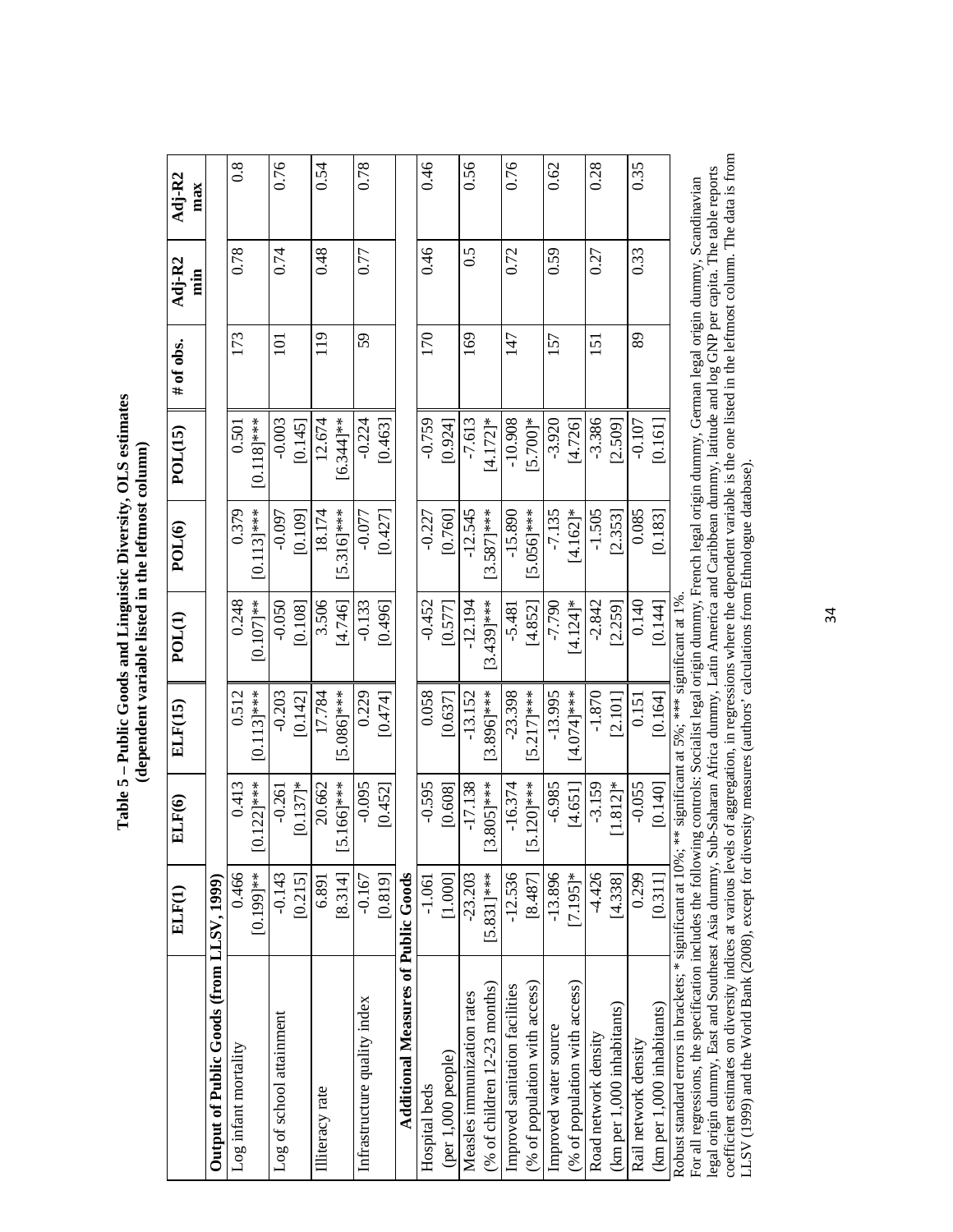**Table 5 – Public Goods and Linguistic Diversity, OLS estimates (dependent variable listed in the leftmost column)**

| | ELF(1) | ELF(6) | ELF(15) | POL(1) | POL(6) | POL(15) | # of obs. | Adj-R2 min | Adj-R2 max |
|---|---|---|---|---|---|---|---|---|---|
| **Output of Public Goods (from LLSV, 1999)** | | | | | | | | | |
| Log infant mortality | 0.466 | 0.413 | 0.512 | 0.248 | 0.379 | 0.501 | 173 | 0.78 | 0.8 |
| | [0.199]** | [0.122]*** | [0.113]*** | [0.107]** | [0.113]*** | [0.118]*** | | | |
| Log of school attainment | -0.143 | -0.261 | -0.203 | -0.050 | -0.097 | -0.003 | 101 | 0.74 | 0.76 |
| | [0.215] | [0.137]* | [0.142] | [0.108] | [0.109] | [0.145] | | | |
| Illiteracy rate | 6.891 | 20.662 | 17.784 | 3.506 | 18.174 | 12.674 | 119 | 0.48 | 0.54 |
| | [8.314] | [5.166]*** | [5.086]*** | [4.746] | [5.316]*** | [6.344]** | | | |
| Infrastructure quality index | -0.167 | -0.095 | 0.229 | -0.133 | -0.077 | -0.224 | 59 | 0.77 | 0.78 |
| | [0.819] | [0.452] | [0.474] | [0.496] | [0.427] | [0.463] | | | |
| **Additional Measures of Public Goods** | | | | | | | | | |
| Hospital beds | -1.061 | -0.595 | 0.058 | -0.452 | -0.227 | -0.759 | 170 | 0.46 | 0.46 |
| (per 1,000 people) | [1.000] | [0.608] | [0.637] | [0.577] | [0.760] | [0.924] | | | |
| Measles immunization rates | -23.203 | -17.138 | -13.152 | -12.194 | -12.545 | -7.613 | 169 | 0.5 | 0.56 |
| (% of children 12-23 months) | [5.831]*** | [3.805]*** | [3.896]*** | [3.439]*** | [3.587]*** | [4.172]* | | | |
| Improved sanitation facilities | -12.536 | -16.374 | -23.398 | -5.481 | -15.890 | -10.908 | 147 | 0.72 | 0.76 |
| (% of population with access) | [8.487] | [5.120]*** | [5.217]*** | [4.852] | [5.056]*** | [5.700]* | | | |
| Improved water source | -13.896 | -6.985 | -13.995 | -7.790 | -7.135 | -3.920 | 157 | 0.59 | 0.62 |
| (% of population with access) | [7.195]* | [4.651] | [4.074]*** | [4.124]* | [4.162]* | [4.726] | | | |
| Road network density | -4.426 | -3.159 | -1.870 | -2.842 | -1.505 | -3.386 | 151 | 0.27 | 0.28 |
| (km per 1,000 inhabitants) | [4.338] | [1.812]* | [2.101] | [2.259] | [2.353] | [2.509] | | | |
| Rail network density | 0.299 | -0.055 | 0.151 | 0.140 | 0.085 | -0.107 | 89 | 0.33 | 0.35 |
| (km per 1,000 inhabitants) | [0.311] | [0.140] | [0.164] | [0.144] | [0.183] | [0.161] | | | |

Robust standard errors in brackets; * significant at 10%; ** significant at 5%; *** significant at 1%.
For all regressions, the specification includes the following controls: Socialist legal origin dummy, French legal origin dummy, German legal origin dummy, Scandinavian legal origin dummy, East and Southeast Asia dummy, Sub-Saharan Africa dummy, Latin America and Caribbean dummy, latitude and log GNP per capita. The table reports coefficient estimates on diversity indices at various levels of aggregation, in regressions where the dependent variable is the one listed in the leftmost column. The data is from LLSV (1999) and the World Bank (2008), except for diversity measures (authors' calculations from Ethnologue database).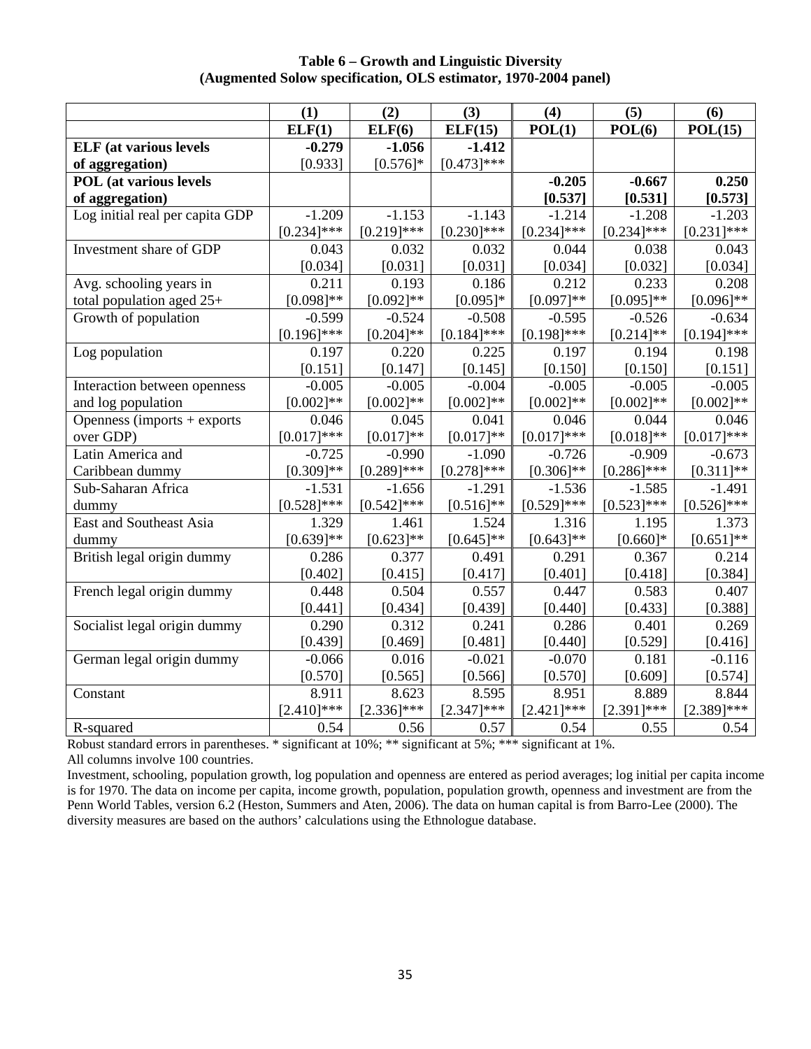**Table 6 – Growth and Linguistic Diversity**
**(Augmented Solow specification, OLS estimator, 1970-2004 panel)**

| | (1) | (2) | (3) | (4) | (5) | (6) |
|---|---|---|---|---|---|---|
| | **ELF(1)** | **ELF(6)** | **ELF(15)** | **POL(1)** | **POL(6)** | **POL(15)** |
| **ELF (at various levels of aggregation)** | **-0.279** [0.933] | **-1.056** [0.576]* | **-1.412** [0.473]*** | | | |
| **POL (at various levels of aggregation)** | | | | **-0.205** **[0.537]** | **-0.667** **[0.531]** | **0.250** **[0.573]** |
| Log initial real per capita GDP | -1.209 [0.234]*** | -1.153 [0.219]*** | -1.143 [0.230]*** | -1.214 [0.234]*** | -1.208 [0.234]*** | -1.203 [0.231]*** |
| Investment share of GDP | 0.043 [0.034] | 0.032 [0.031] | 0.032 [0.031] | 0.044 [0.034] | 0.038 [0.032] | 0.043 [0.034] |
| Avg. schooling years in total population aged 25+ | 0.211 [0.098]** | 0.193 [0.092]** | 0.186 [0.095]* | 0.212 [0.097]** | 0.233 [0.095]** | 0.208 [0.096]** |
| Growth of population | -0.599 [0.196]*** | -0.524 [0.204]** | -0.508 [0.184]*** | -0.595 [0.198]*** | -0.526 [0.214]** | -0.634 [0.194]*** |
| Log population | 0.197 [0.151] | 0.220 [0.147] | 0.225 [0.145] | 0.197 [0.150] | 0.194 [0.150] | 0.198 [0.151] |
| Interaction between openness and log population | -0.005 [0.002]** | -0.005 [0.002]** | -0.004 [0.002]** | -0.005 [0.002]** | -0.005 [0.002]** | -0.005 [0.002]** |
| Openness (imports + exports over GDP) | 0.046 [0.017]*** | 0.045 [0.017]** | 0.041 [0.017]** | 0.046 [0.017]*** | 0.044 [0.018]** | 0.046 [0.017]*** |
| Latin America and Caribbean dummy | -0.725 [0.309]** | -0.990 [0.289]*** | -1.090 [0.278]*** | -0.726 [0.306]** | -0.909 [0.286]*** | -0.673 [0.311]** |
| Sub-Saharan Africa dummy | -1.531 [0.528]*** | -1.656 [0.542]*** | -1.291 [0.516]** | -1.536 [0.529]*** | -1.585 [0.523]*** | -1.491 [0.526]*** |
| East and Southeast Asia dummy | 1.329 [0.639]** | 1.461 [0.623]** | 1.524 [0.645]** | 1.316 [0.643]** | 1.195 [0.660]* | 1.373 [0.651]** |
| British legal origin dummy | 0.286 [0.402] | 0.377 [0.415] | 0.491 [0.417] | 0.291 [0.401] | 0.367 [0.418] | 0.214 [0.384] |
| French legal origin dummy | 0.448 [0.441] | 0.504 [0.434] | 0.557 [0.439] | 0.447 [0.440] | 0.583 [0.433] | 0.407 [0.388] |
| Socialist legal origin dummy | 0.290 [0.439] | 0.312 [0.469] | 0.241 [0.481] | 0.286 [0.440] | 0.401 [0.529] | 0.269 [0.416] |
| German legal origin dummy | -0.066 [0.570] | 0.016 [0.565] | -0.021 [0.566] | -0.070 [0.570] | 0.181 [0.609] | -0.116 [0.574] |
| Constant | 8.911 [2.410]*** | 8.623 [2.336]*** | 8.595 [2.347]*** | 8.951 [2.421]*** | 8.889 [2.391]*** | 8.844 [2.389]*** |
| R-squared | 0.54 | 0.56 | 0.57 | 0.54 | 0.55 | 0.54 |

Robust standard errors in parentheses. * significant at 10%; ** significant at 5%; *** significant at 1%.

All columns involve 100 countries.

Investment, schooling, population growth, log population and openness are entered as period averages; log initial per capita income is for 1970. The data on income per capita, income growth, population, population growth, openness and investment are from the Penn World Tables, version 6.2 (Heston, Summers and Aten, 2006). The data on human capital is from Barro-Lee (2000). The diversity measures are based on the authors' calculations using the Ethnologue database.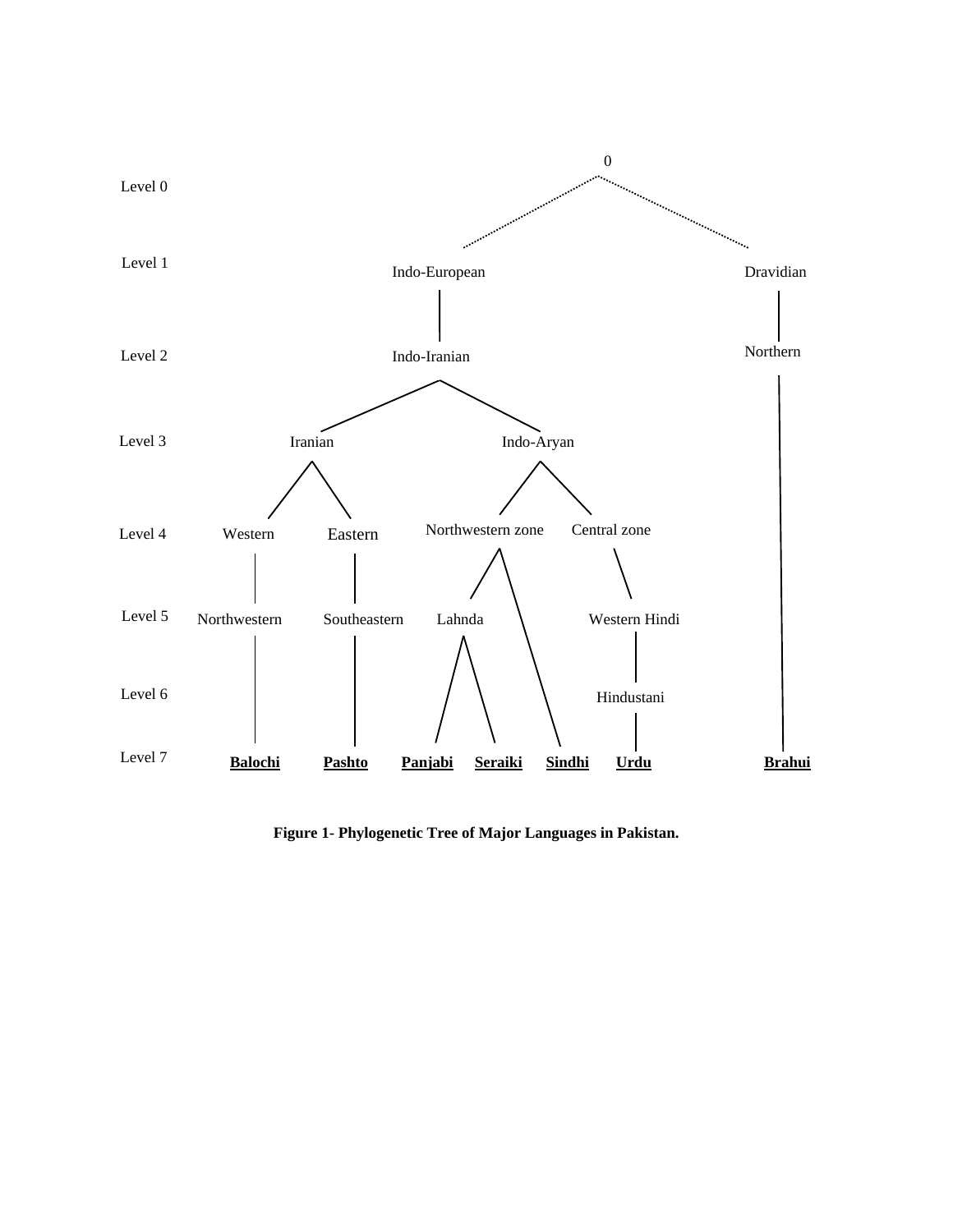```
Level 0                                   0
                              ┌───────────┴───────────┐
Level 1                  Indo-European             Dravidian
                              │                        │
Level 2                  Indo-Iranian               Northern
                      ┌───────┴───────┐                │
Level 3            Iranian        Indo-Aryan           │
                   ┌──┴──┐        ┌───┴────────┐       │
Level 4        Western Eastern  Northwestern  Central  │
                   │     │      zone          zone     │
                   │     │       ┌──┴───┐       │      │
Level 5   Northwestern Southeastern Lahnda │ Western Hindi │
                   │     │     ┌──┴──┐   │      │      │
Level 6            │     │     │     │   │  Hindustani  │
                   │     │     │     │   │      │      │
Level 7       Balochi Pashto Panjabi Seraiki Sindhi Urdu Brahui
```

**Figure 1- Phylogenetic Tree of Major Languages in Pakistan.**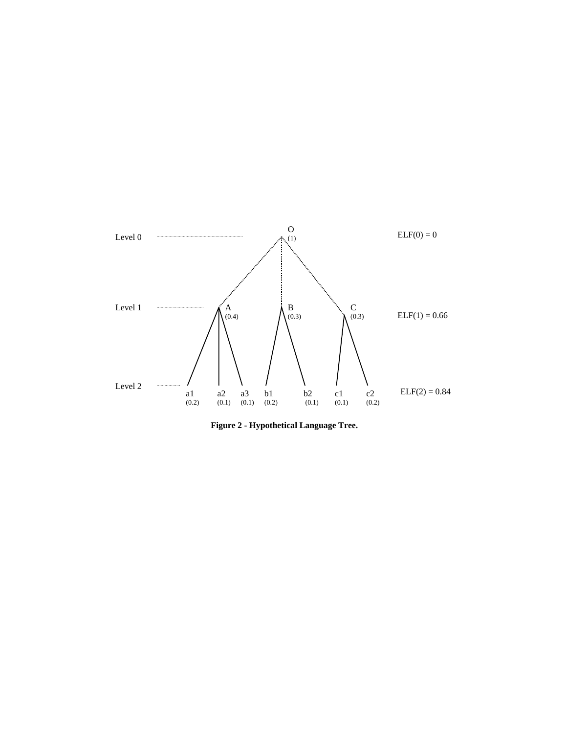| Level | Nodes | ELF |
| --- | --- | --- |
| Level 0 | O (1) | ELF(0) = 0 |
| Level 1 | A (0.4), B (0.3), C (0.3) | ELF(1) = 0.66 |
| Level 2 | a1 (0.2), a2 (0.1), a3 (0.1), b1 (0.2), b2 (0.1), c1 (0.1), c2 (0.2) | ELF(2) = 0.84 |

**Figure 2 - Hypothetical Language Tree.**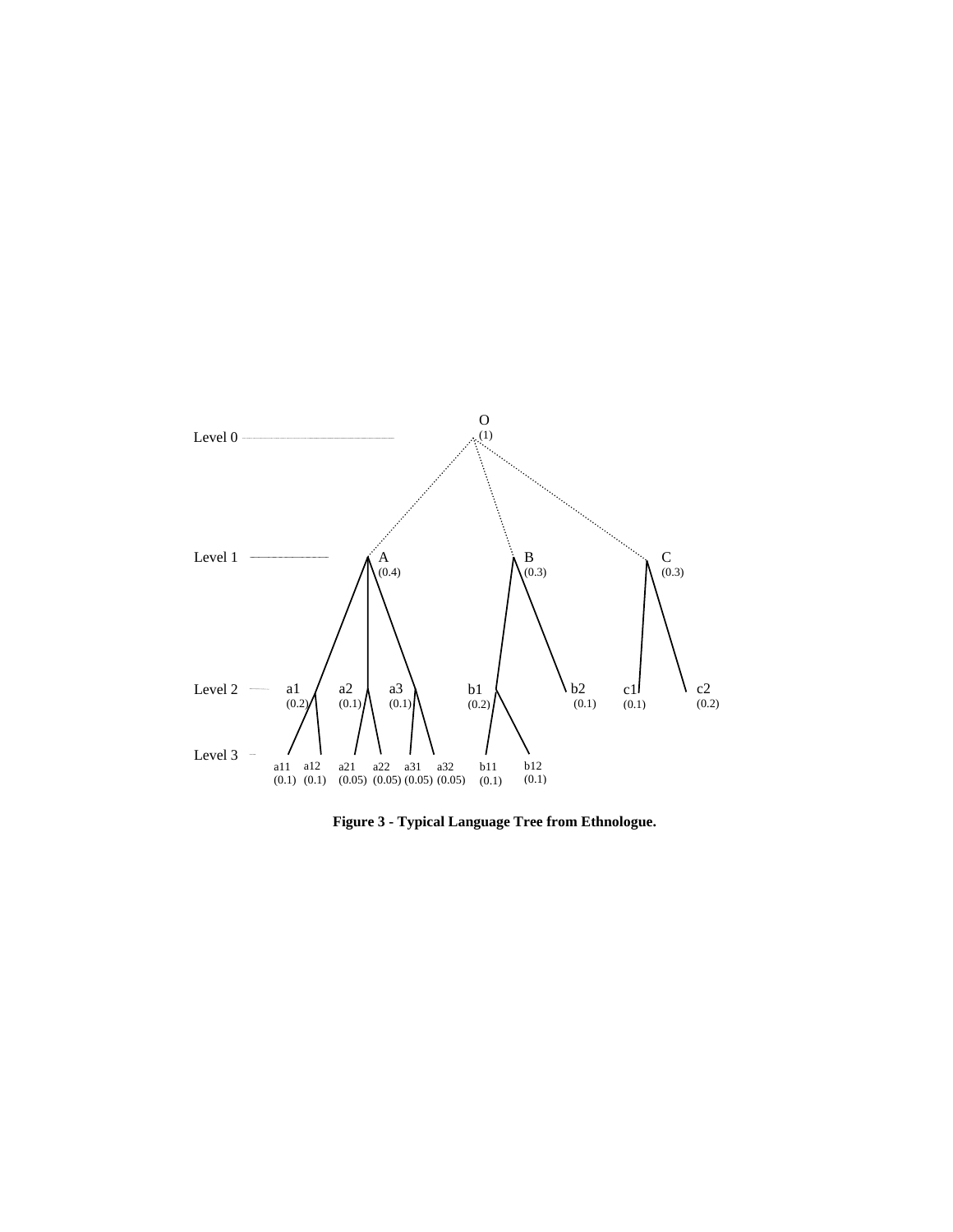Level 0

O (1)

Level 1

A (0.4) B (0.3) C (0.3)

Level 2

a1 (0.2) a2 (0.1) a3 (0.1) b1 (0.2) b2 (0.1) c1 (0.1) c2 (0.2)

Level 3

a11 (0.1) a12 (0.1) a21 (0.05) a22 (0.05) a31 (0.05) a32 (0.05) b11 (0.1) b12 (0.1)

**Figure 3 - Typical Language Tree from Ethnologue.**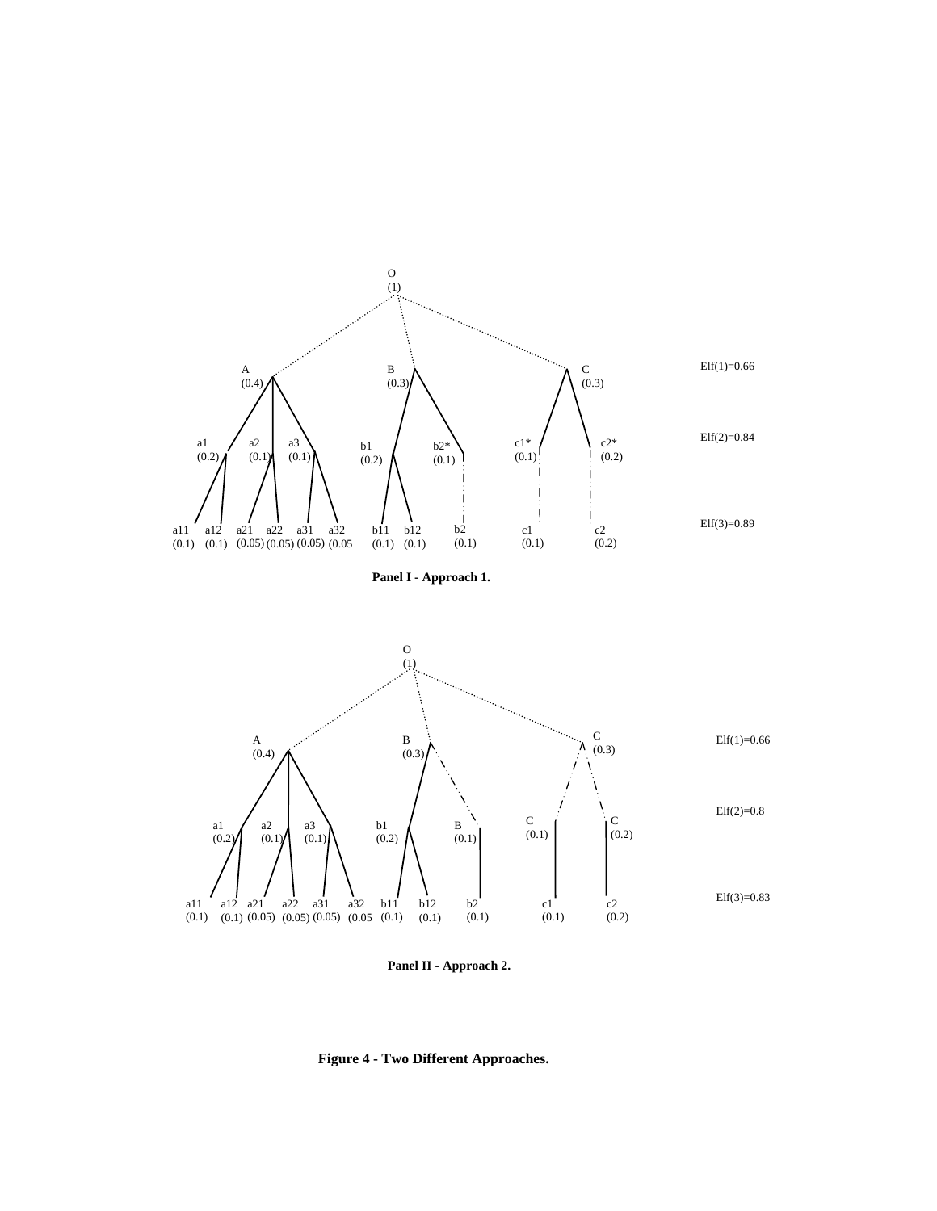O (1)

A (0.4) B (0.3) C (0.3) Elf(1)=0.66

a1 (0.2) a2 (0.1) a3 (0.1) b1 (0.2) b2* (0.1) c1* (0.1) c2* (0.2) Elf(2)=0.84

a11 (0.1) a12 (0.1) a21 (0.05) a22 (0.05) a31 (0.05) a32 (0.05) b11 (0.1) b12 (0.1) b2 (0.1) c1 (0.1) c2 (0.2) Elf(3)=0.89

**Panel I - Approach 1.**

O (1)

A (0.4) B (0.3) C (0.3) Elf(1)=0.66

a1 (0.2) a2 (0.1) a3 (0.1) b1 (0.2) B (0.1) C (0.1) C (0.2) Elf(2)=0.8

a11 (0.1) a12 (0.1) a21 (0.05) a22 (0.05) a31 (0.05) a32 (0.05) b11 (0.1) b12 (0.1) b2 (0.1) c1 (0.1) c2 (0.2) Elf(3)=0.83

**Panel II - Approach 2.**

**Figure 4 - Two Different Approaches.**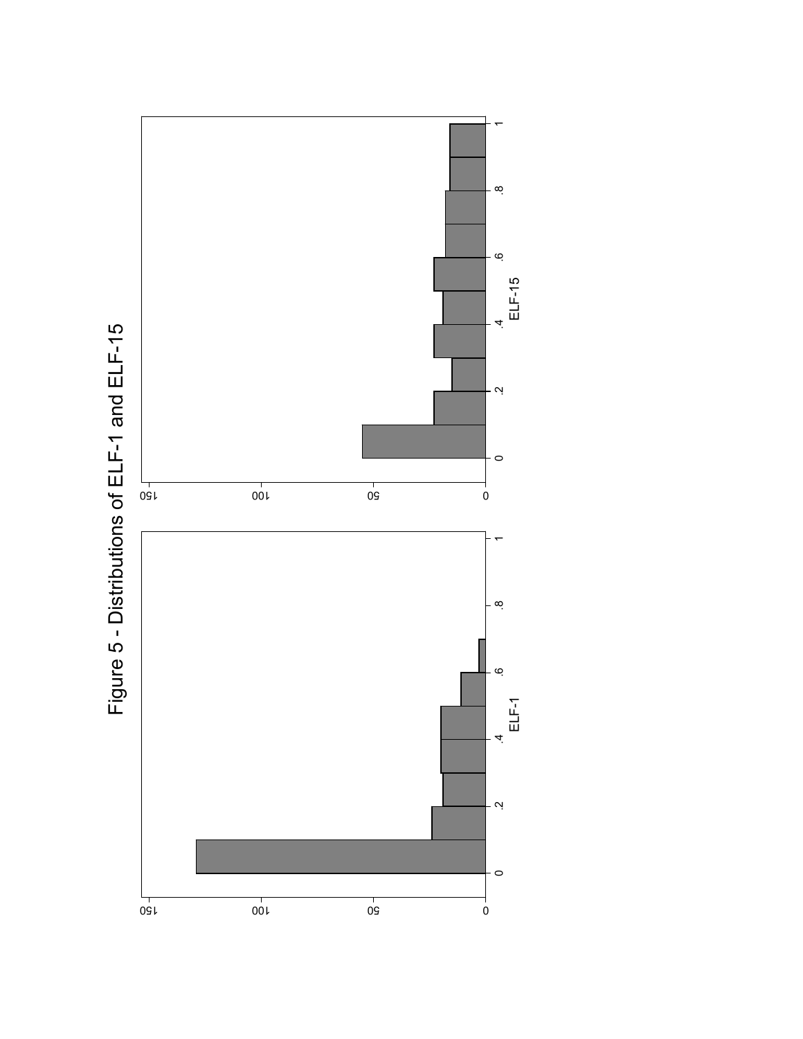Figure 5 - Distributions of ELF-1 and ELF-15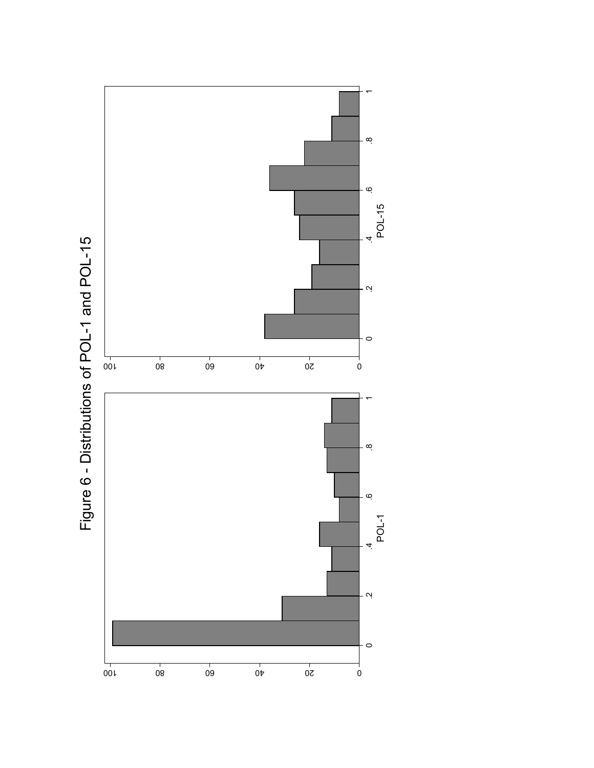# Figure 6 - Distributions of POL-1 and POL-15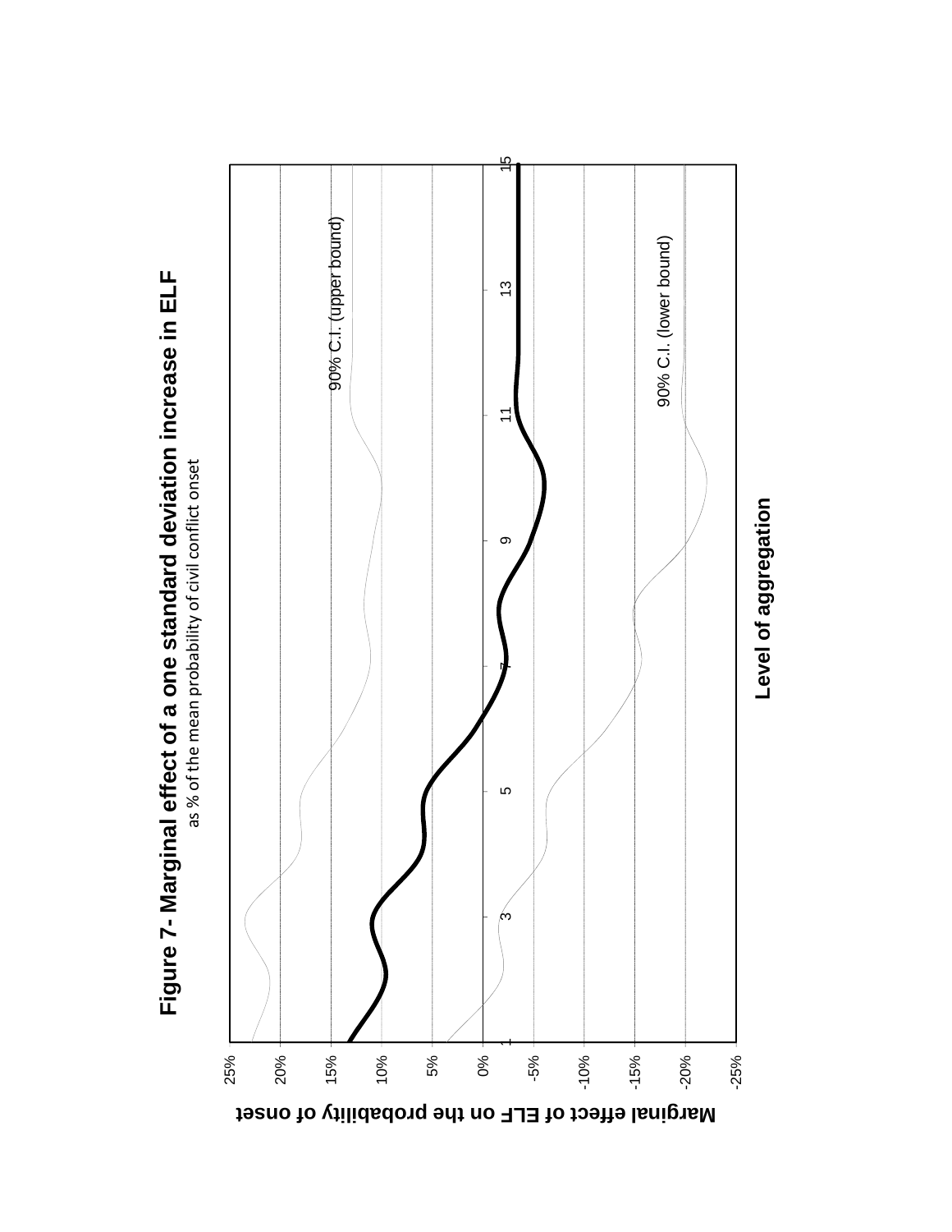**Figure 7- Marginal effect of a one standard deviation increase in ELF**

as % of the mean probability of civil conflict onset

Marginal effect of ELF on the probability of onset

25%
20%
15%
10%
5%
0%
-5%
-10%
-15%
-20%
-25%

1 3 5 7 9 11 13 15

90% C.I. (upper bound)

90% C.I. (lower bound)

**Level of aggregation**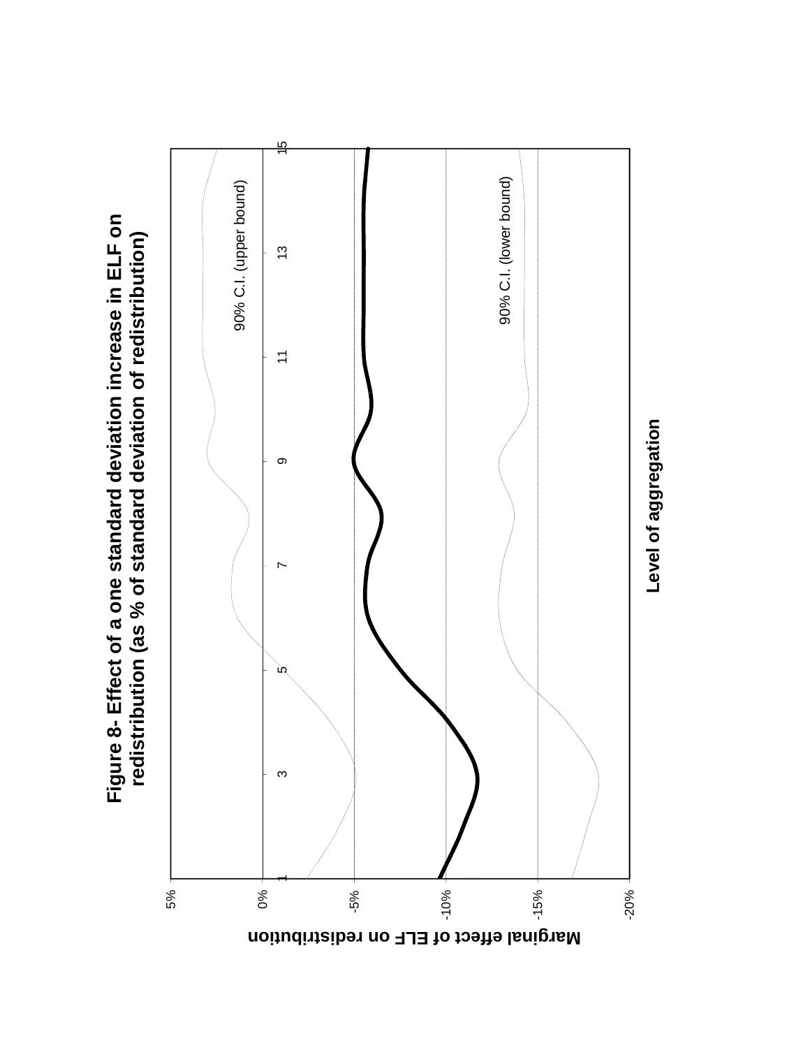# Figure 8- Effect of a one standard deviation increase in ELF on redistribution (as % of standard deviation of redistribution)

Marginal effect of ELF on redistribution

5%
0%
-5%
-10%
-15%
-20%

1 3 5 7 9 11 13 15

90% C.I. (upper bound)

90% C.I. (lower bound)

Level of aggregation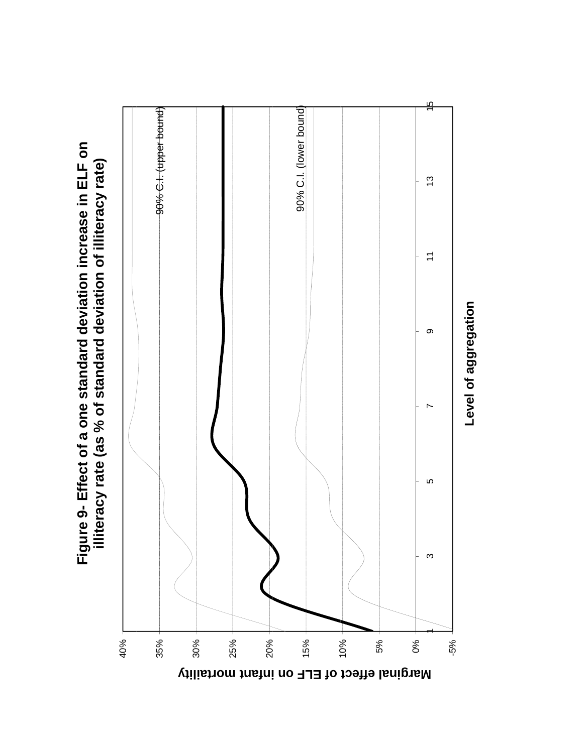# Figure 9- Effect of a one standard deviation increase in ELF on illiteracy rate (as % of standard deviation of illiteracy rate)

Marginal effect of ELF on infant mortality

Level of aggregation

90% C.I. (upper bound)

90% C.I. (lower bound)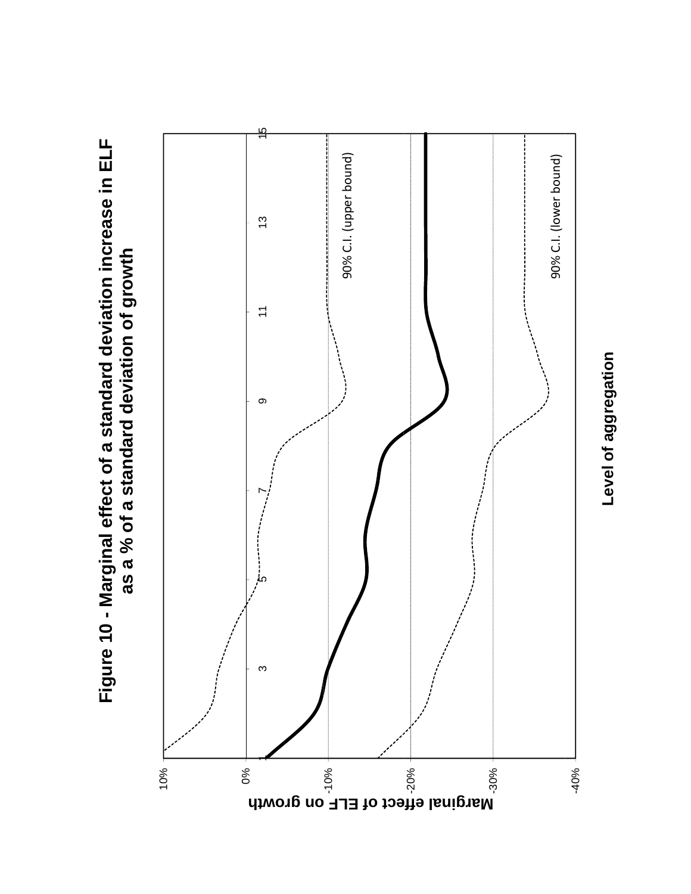# Figure 10 - Marginal effect of a standard deviation increase in ELF as a % of a standard deviation of growth

Marginal effect of ELF on growth

10%

0%

-10%

-20%

-30%

-40%

1

3

5

7

9

11

13

15

90% C.I. (upper bound)

90% C.I. (lower bound)

Level of aggregation